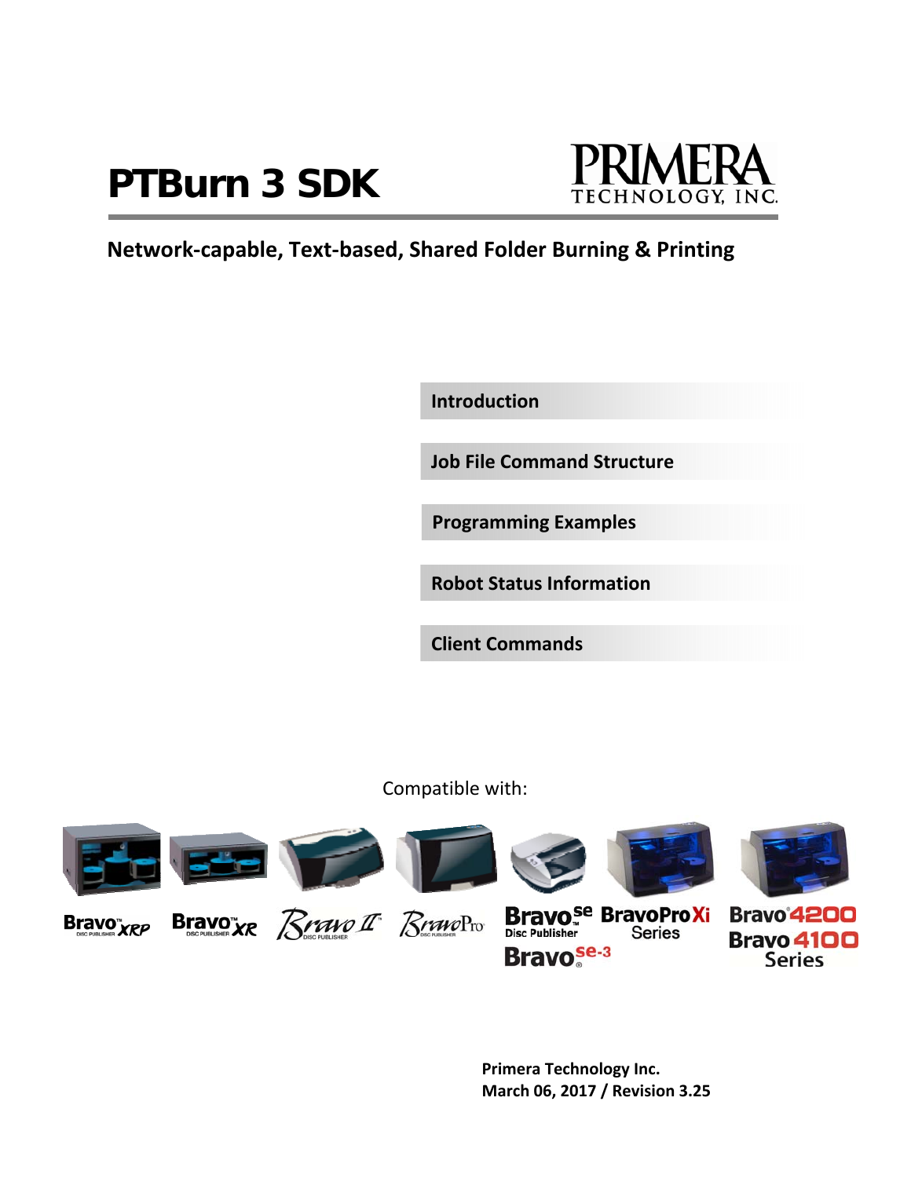# PTBurn 3 SDK

PRIMERA TECHNOLOGY, INC.

**Network-capable, Text-based, Shared Folder Burning & Printing**

**Introduction**

**Job File Command Structure**

**Programming Examples**

**Robot Status Information**

**Client Commands**

Compatible with:

Bravo XRP | Bravo XR | Bravo II | Bravo Pro | Bravo SE Disc Publisher | Bravo SE-3 | BravoPro Xi Series | Bravo 4200 | Bravo 4100 Series

**Primera Technology Inc.**
**March 06, 2017 / Revision 3.25**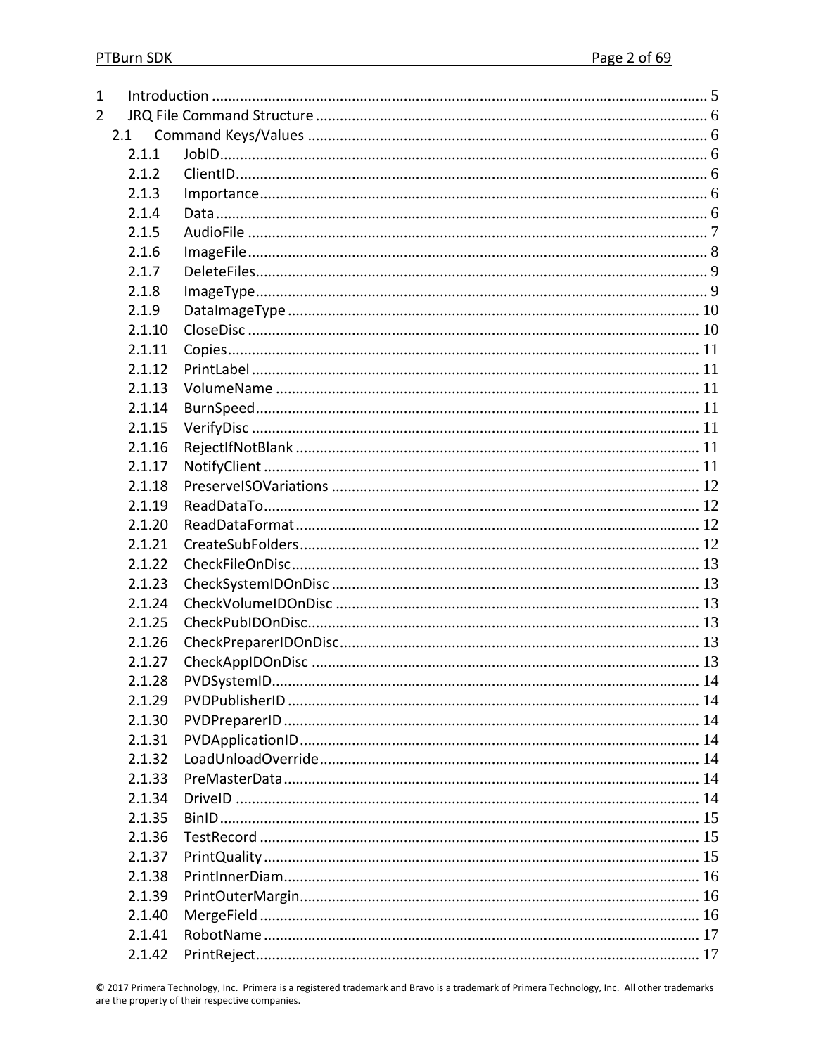1 Introduction ..... 5
2 JRQ File Command Structure ..... 6
  2.1 Command Keys/Values ..... 6
    2.1.1 JobID ..... 6
    2.1.2 ClientID ..... 6
    2.1.3 Importance ..... 6
    2.1.4 Data ..... 6
    2.1.5 AudioFile ..... 7
    2.1.6 ImageFile ..... 8
    2.1.7 DeleteFiles ..... 9
    2.1.8 ImageType ..... 9
    2.1.9 DataImageType ..... 10
    2.1.10 CloseDisc ..... 10
    2.1.11 Copies ..... 11
    2.1.12 PrintLabel ..... 11
    2.1.13 VolumeName ..... 11
    2.1.14 BurnSpeed ..... 11
    2.1.15 VerifyDisc ..... 11
    2.1.16 RejectIfNotBlank ..... 11
    2.1.17 NotifyClient ..... 11
    2.1.18 PreserveISOVariations ..... 12
    2.1.19 ReadDataTo ..... 12
    2.1.20 ReadDataFormat ..... 12
    2.1.21 CreateSubFolders ..... 12
    2.1.22 CheckFileOnDisc ..... 13
    2.1.23 CheckSystemIDOnDisc ..... 13
    2.1.24 CheckVolumeIDOnDisc ..... 13
    2.1.25 CheckPubIDOnDisc ..... 13
    2.1.26 CheckPreparerIDOnDisc ..... 13
    2.1.27 CheckAppIDOnDisc ..... 13
    2.1.28 PVDSystemID ..... 14
    2.1.29 PVDPublisherID ..... 14
    2.1.30 PVDPreparerID ..... 14
    2.1.31 PVDApplicationID ..... 14
    2.1.32 LoadUnloadOverride ..... 14
    2.1.33 PreMasterData ..... 14
    2.1.34 DriveID ..... 14
    2.1.35 BinID ..... 15
    2.1.36 TestRecord ..... 15
    2.1.37 PrintQuality ..... 15
    2.1.38 PrintInnerDiam ..... 16
    2.1.39 PrintOuterMargin ..... 16
    2.1.40 MergeField ..... 16
    2.1.41 RobotName ..... 17
    2.1.42 PrintReject ..... 17

© 2017 Primera Technology, Inc. Primera is a registered trademark and Bravo is a trademark of Primera Technology, Inc. All other trademarks are the property of their respective companies.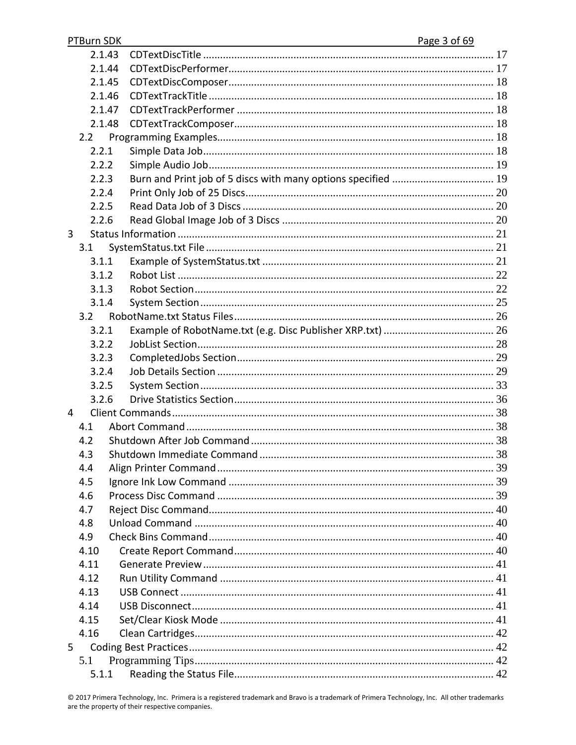2.1.43 CDTextDiscTitle ..... 17
2.1.44 CDTextDiscPerformer ..... 17
2.1.45 CDTextDiscComposer ..... 18
2.1.46 CDTextTrackTitle ..... 18
2.1.47 CDTextTrackPerformer ..... 18
2.1.48 CDTextTrackComposer ..... 18
2.2 Programming Examples ..... 18
2.2.1 Simple Data Job ..... 18
2.2.2 Simple Audio Job ..... 19
2.2.3 Burn and Print job of 5 discs with many options specified ..... 19
2.2.4 Print Only Job of 25 Discs ..... 20
2.2.5 Read Data Job of 3 Discs ..... 20
2.2.6 Read Global Image Job of 3 Discs ..... 20
3 Status Information ..... 21
3.1 SystemStatus.txt File ..... 21
3.1.1 Example of SystemStatus.txt ..... 21
3.1.2 Robot List ..... 22
3.1.3 Robot Section ..... 22
3.1.4 System Section ..... 25
3.2 RobotName.txt Status Files ..... 26
3.2.1 Example of RobotName.txt (e.g. Disc Publisher XRP.txt) ..... 26
3.2.2 JobList Section ..... 28
3.2.3 CompletedJobs Section ..... 29
3.2.4 Job Details Section ..... 29
3.2.5 System Section ..... 33
3.2.6 Drive Statistics Section ..... 36
4 Client Commands ..... 38
4.1 Abort Command ..... 38
4.2 Shutdown After Job Command ..... 38
4.3 Shutdown Immediate Command ..... 38
4.4 Align Printer Command ..... 39
4.5 Ignore Ink Low Command ..... 39
4.6 Process Disc Command ..... 39
4.7 Reject Disc Command ..... 40
4.8 Unload Command ..... 40
4.9 Check Bins Command ..... 40
4.10 Create Report Command ..... 40
4.11 Generate Preview ..... 41
4.12 Run Utility Command ..... 41
4.13 USB Connect ..... 41
4.14 USB Disconnect ..... 41
4.15 Set/Clear Kiosk Mode ..... 41
4.16 Clean Cartridges ..... 42
5 Coding Best Practices ..... 42
5.1 Programming Tips ..... 42
5.1.1 Reading the Status File ..... 42

© 2017 Primera Technology, Inc. Primera is a registered trademark and Bravo is a trademark of Primera Technology, Inc. All other trademarks are the property of their respective companies.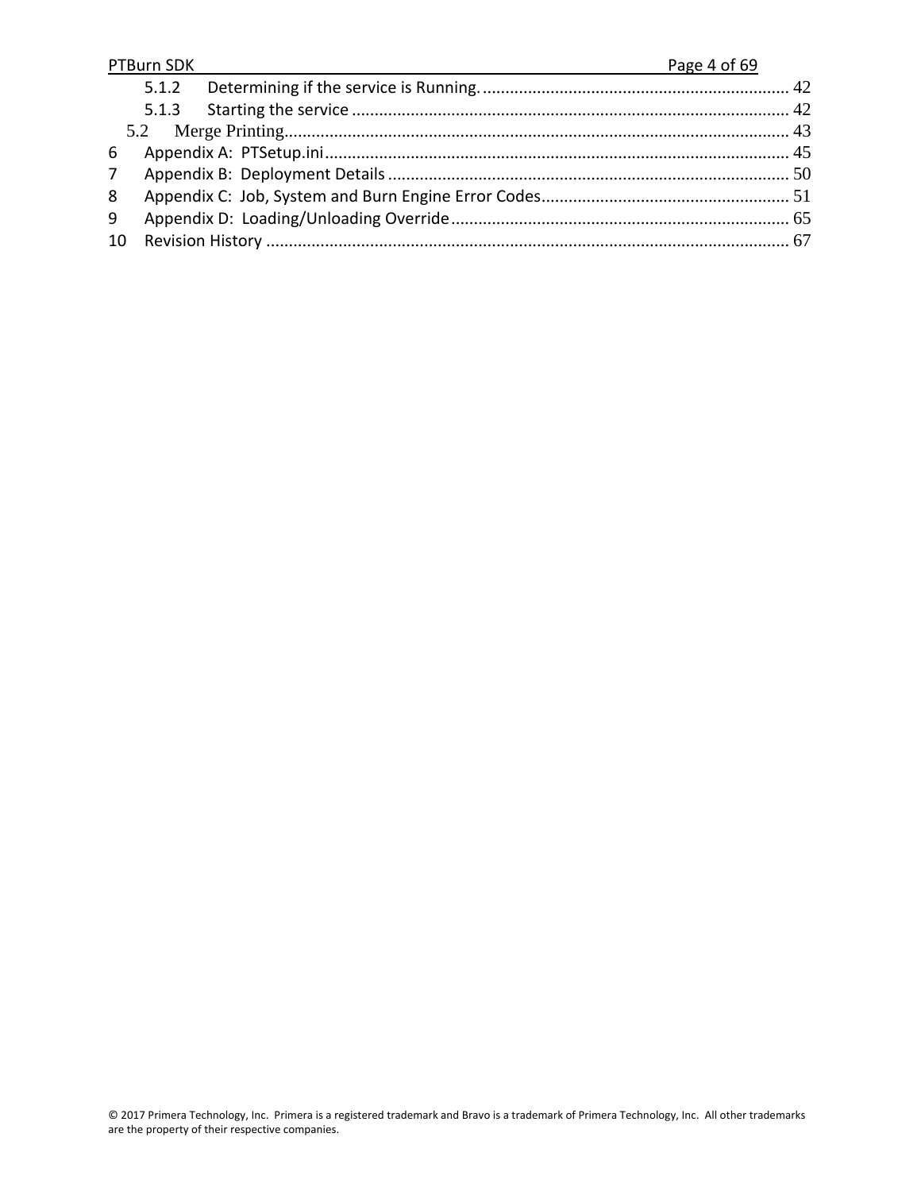5.1.2 Determining if the service is Running. .... 42
5.1.3 Starting the service .... 42
5.2 Merge Printing .... 43
6 Appendix A: PTSetup.ini .... 45
7 Appendix B: Deployment Details .... 50
8 Appendix C: Job, System and Burn Engine Error Codes .... 51
9 Appendix D: Loading/Unloading Override .... 65
10 Revision History .... 67

© 2017 Primera Technology, Inc. Primera is a registered trademark and Bravo is a trademark of Primera Technology, Inc. All other trademarks are the property of their respective companies.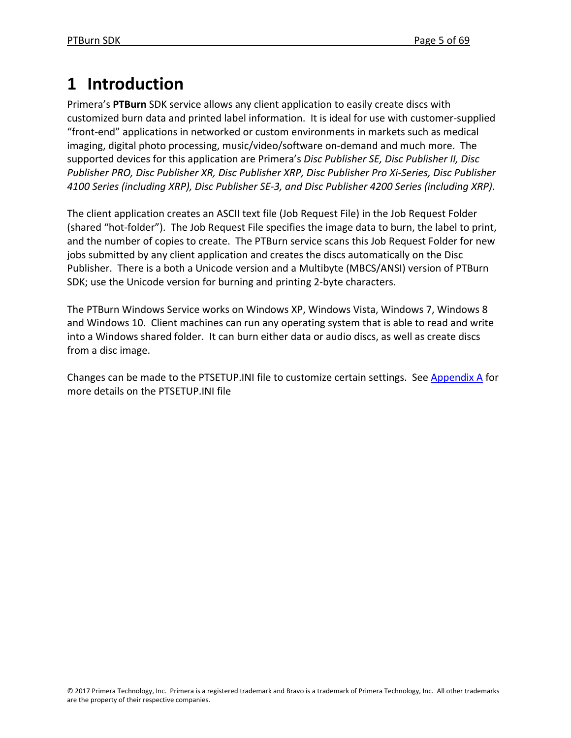# 1 Introduction

Primera's **PTBurn** SDK service allows any client application to easily create discs with customized burn data and printed label information. It is ideal for use with customer-supplied "front-end" applications in networked or custom environments in markets such as medical imaging, digital photo processing, music/video/software on-demand and much more. The supported devices for this application are Primera's *Disc Publisher SE, Disc Publisher II, Disc Publisher PRO, Disc Publisher XR, Disc Publisher XRP, Disc Publisher Pro Xi-Series, Disc Publisher 4100 Series (including XRP), Disc Publisher SE-3, and Disc Publisher 4200 Series (including XRP)*.

The client application creates an ASCII text file (Job Request File) in the Job Request Folder (shared "hot-folder"). The Job Request File specifies the image data to burn, the label to print, and the number of copies to create. The PTBurn service scans this Job Request Folder for new jobs submitted by any client application and creates the discs automatically on the Disc Publisher. There is a both a Unicode version and a Multibyte (MBCS/ANSI) version of PTBurn SDK; use the Unicode version for burning and printing 2-byte characters.

The PTBurn Windows Service works on Windows XP, Windows Vista, Windows 7, Windows 8 and Windows 10. Client machines can run any operating system that is able to read and write into a Windows shared folder. It can burn either data or audio discs, as well as create discs from a disc image.

Changes can be made to the PTSETUP.INI file to customize certain settings. See Appendix A for more details on the PTSETUP.INI file

© 2017 Primera Technology, Inc. Primera is a registered trademark and Bravo is a trademark of Primera Technology, Inc. All other trademarks are the property of their respective companies.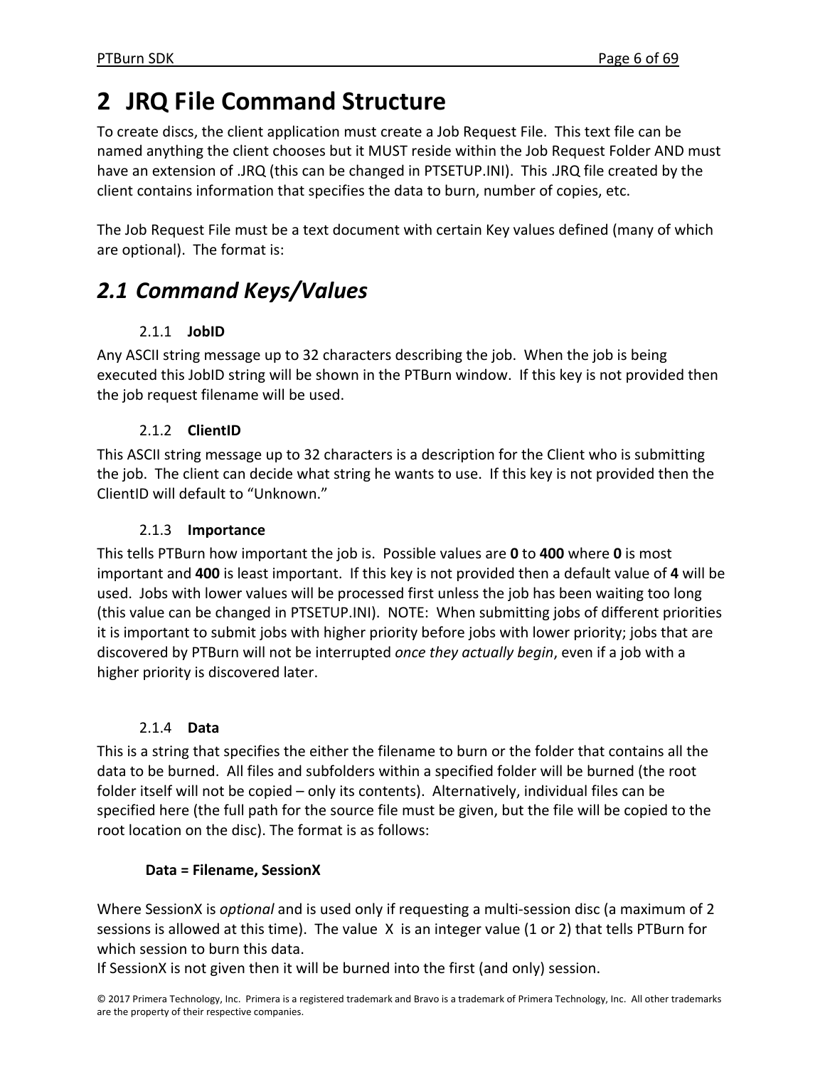# 2 JRQ File Command Structure

To create discs, the client application must create a Job Request File. This text file can be named anything the client chooses but it MUST reside within the Job Request Folder AND must have an extension of .JRQ (this can be changed in PTSETUP.INI). This .JRQ file created by the client contains information that specifies the data to burn, number of copies, etc.

The Job Request File must be a text document with certain Key values defined (many of which are optional). The format is:

## *2.1 Command Keys/Values*

### 2.1.1 **JobID**

Any ASCII string message up to 32 characters describing the job. When the job is being executed this JobID string will be shown in the PTBurn window. If this key is not provided then the job request filename will be used.

### 2.1.2 **ClientID**

This ASCII string message up to 32 characters is a description for the Client who is submitting the job. The client can decide what string he wants to use. If this key is not provided then the ClientID will default to "Unknown."

### 2.1.3 **Importance**

This tells PTBurn how important the job is. Possible values are **0** to **400** where **0** is most important and **400** is least important. If this key is not provided then a default value of **4** will be used. Jobs with lower values will be processed first unless the job has been waiting too long (this value can be changed in PTSETUP.INI). NOTE: When submitting jobs of different priorities it is important to submit jobs with higher priority before jobs with lower priority; jobs that are discovered by PTBurn will not be interrupted *once they actually begin*, even if a job with a higher priority is discovered later.

### 2.1.4 **Data**

This is a string that specifies the either the filename to burn or the folder that contains all the data to be burned. All files and subfolders within a specified folder will be burned (the root folder itself will not be copied – only its contents). Alternatively, individual files can be specified here (the full path for the source file must be given, but the file will be copied to the root location on the disc). The format is as follows:

**Data = Filename, SessionX**

Where SessionX is *optional* and is used only if requesting a multi-session disc (a maximum of 2 sessions is allowed at this time). The value X is an integer value (1 or 2) that tells PTBurn for which session to burn this data.
If SessionX is not given then it will be burned into the first (and only) session.

© 2017 Primera Technology, Inc. Primera is a registered trademark and Bravo is a trademark of Primera Technology, Inc. All other trademarks are the property of their respective companies.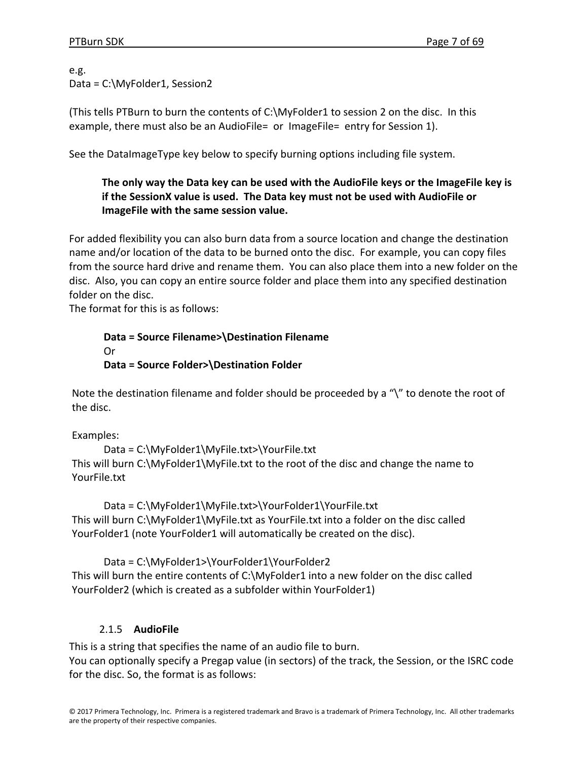e.g.
Data = C:\MyFolder1, Session2

(This tells PTBurn to burn the contents of C:\MyFolder1 to session 2 on the disc. In this example, there must also be an AudioFile= or ImageFile= entry for Session 1).

See the DataImageType key below to specify burning options including file system.

> **The only way the Data key can be used with the AudioFile keys or the ImageFile key is if the SessionX value is used. The Data key must not be used with AudioFile or ImageFile with the same session value.**

For added flexibility you can also burn data from a source location and change the destination name and/or location of the data to be burned onto the disc. For example, you can copy files from the source hard drive and rename them. You can also place them into a new folder on the disc. Also, you can copy an entire source folder and place them into any specified destination folder on the disc.
The format for this is as follows:

> **Data = Source Filename>\Destination Filename**
> Or
> **Data = Source Folder>\Destination Folder**

Note the destination filename and folder should be proceeded by a "\" to denote the root of the disc.

Examples:

Data = C:\MyFolder1\MyFile.txt>\YourFile.txt

This will burn C:\MyFolder1\MyFile.txt to the root of the disc and change the name to YourFile.txt

Data = C:\MyFolder1\MyFile.txt>\YourFolder1\YourFile.txt

This will burn C:\MyFolder1\MyFile.txt as YourFile.txt into a folder on the disc called YourFolder1 (note YourFolder1 will automatically be created on the disc).

Data = C:\MyFolder1>\YourFolder1\YourFolder2

This will burn the entire contents of C:\MyFolder1 into a new folder on the disc called YourFolder2 (which is created as a subfolder within YourFolder1)

### 2.1.5 AudioFile

This is a string that specifies the name of an audio file to burn.
You can optionally specify a Pregap value (in sectors) of the track, the Session, or the ISRC code for the disc. So, the format is as follows:

© 2017 Primera Technology, Inc. Primera is a registered trademark and Bravo is a trademark of Primera Technology, Inc. All other trademarks are the property of their respective companies.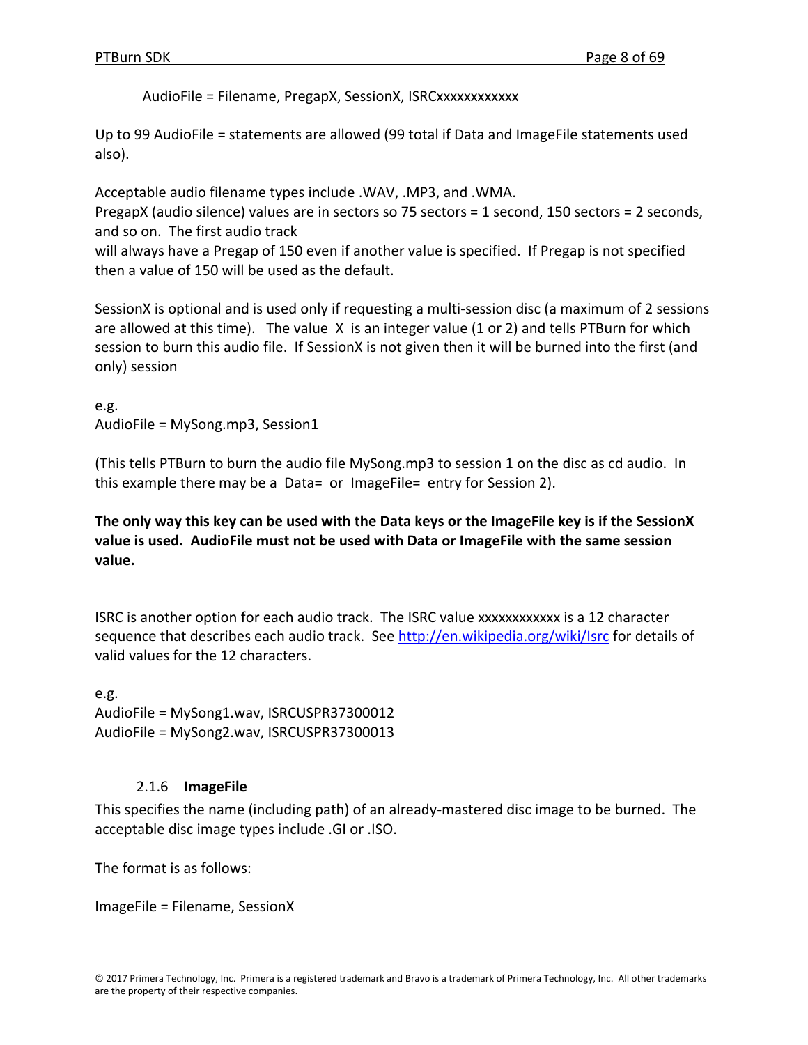AudioFile = Filename, PregapX, SessionX, ISRCxxxxxxxxxxxx

Up to 99 AudioFile = statements are allowed (99 total if Data and ImageFile statements used also).

Acceptable audio filename types include .WAV, .MP3, and .WMA.
PregapX (audio silence) values are in sectors so 75 sectors = 1 second, 150 sectors = 2 seconds, and so on. The first audio track
will always have a Pregap of 150 even if another value is specified. If Pregap is not specified then a value of 150 will be used as the default.

SessionX is optional and is used only if requesting a multi-session disc (a maximum of 2 sessions are allowed at this time). The value X is an integer value (1 or 2) and tells PTBurn for which session to burn this audio file. If SessionX is not given then it will be burned into the first (and only) session

e.g.
AudioFile = MySong.mp3, Session1

(This tells PTBurn to burn the audio file MySong.mp3 to session 1 on the disc as cd audio. In this example there may be a Data= or ImageFile= entry for Session 2).

**The only way this key can be used with the Data keys or the ImageFile key is if the SessionX value is used. AudioFile must not be used with Data or ImageFile with the same session value.**

ISRC is another option for each audio track. The ISRC value xxxxxxxxxxxx is a 12 character sequence that describes each audio track. See http://en.wikipedia.org/wiki/Isrc for details of valid values for the 12 characters.

e.g.
AudioFile = MySong1.wav, ISRCUSPR37300012
AudioFile = MySong2.wav, ISRCUSPR37300013

### 2.1.6 ImageFile

This specifies the name (including path) of an already-mastered disc image to be burned. The acceptable disc image types include .GI or .ISO.

The format is as follows:

ImageFile = Filename, SessionX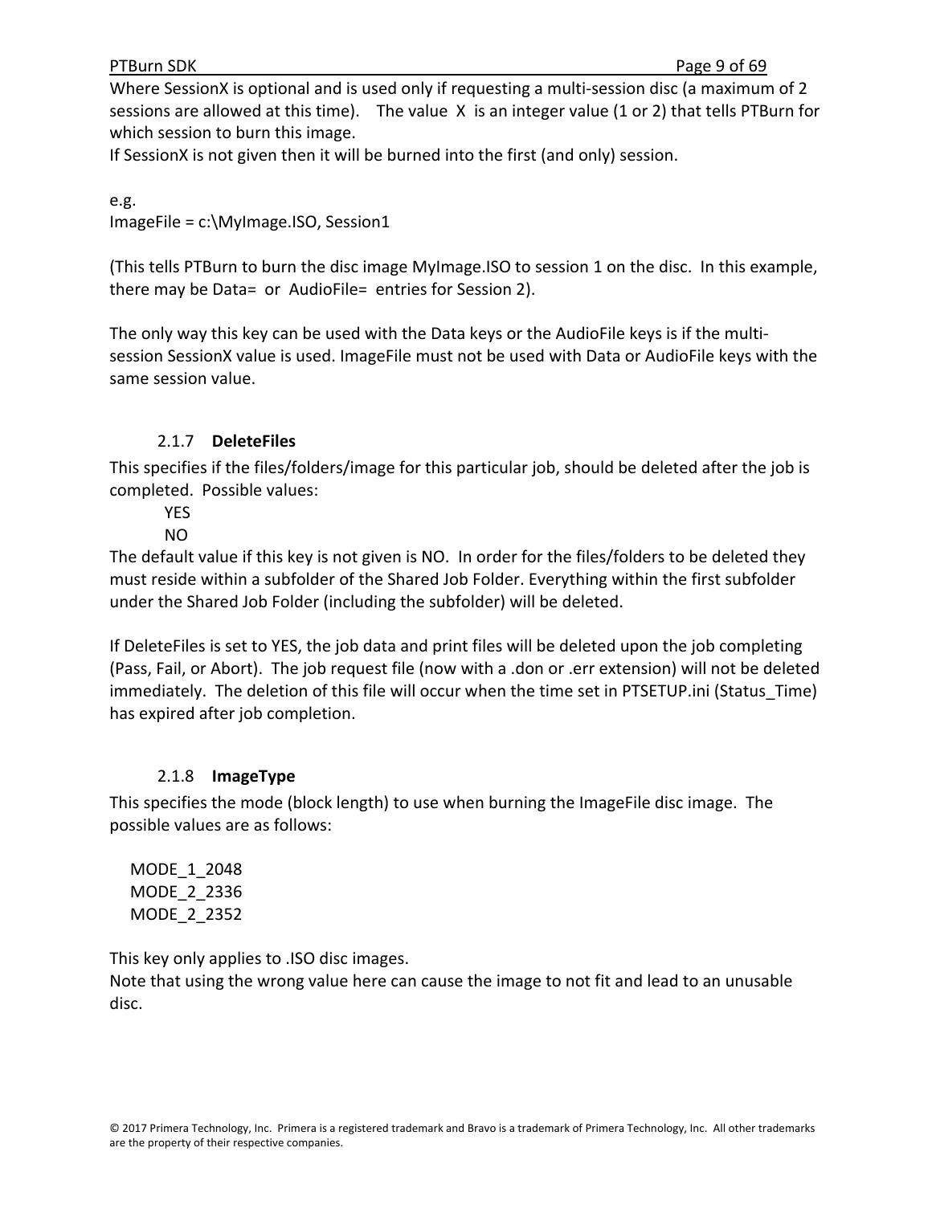Where SessionX is optional and is used only if requesting a multi-session disc (a maximum of 2 sessions are allowed at this time). The value X is an integer value (1 or 2) that tells PTBurn for which session to burn this image.
If SessionX is not given then it will be burned into the first (and only) session.

e.g.
ImageFile = c:\MyImage.ISO, Session1

(This tells PTBurn to burn the disc image MyImage.ISO to session 1 on the disc. In this example, there may be Data= or AudioFile= entries for Session 2).

The only way this key can be used with the Data keys or the AudioFile keys is if the multi-session SessionX value is used. ImageFile must not be used with Data or AudioFile keys with the same session value.

### 2.1.7 **DeleteFiles**

This specifies if the files/folders/image for this particular job, should be deleted after the job is completed. Possible values:

YES
NO

The default value if this key is not given is NO. In order for the files/folders to be deleted they must reside within a subfolder of the Shared Job Folder. Everything within the first subfolder under the Shared Job Folder (including the subfolder) will be deleted.

If DeleteFiles is set to YES, the job data and print files will be deleted upon the job completing (Pass, Fail, or Abort). The job request file (now with a .don or .err extension) will not be deleted immediately. The deletion of this file will occur when the time set in PTSETUP.ini (Status_Time) has expired after job completion.

### 2.1.8 **ImageType**

This specifies the mode (block length) to use when burning the ImageFile disc image. The possible values are as follows:

MODE_1_2048
MODE_2_2336
MODE_2_2352

This key only applies to .ISO disc images.
Note that using the wrong value here can cause the image to not fit and lead to an unusable disc.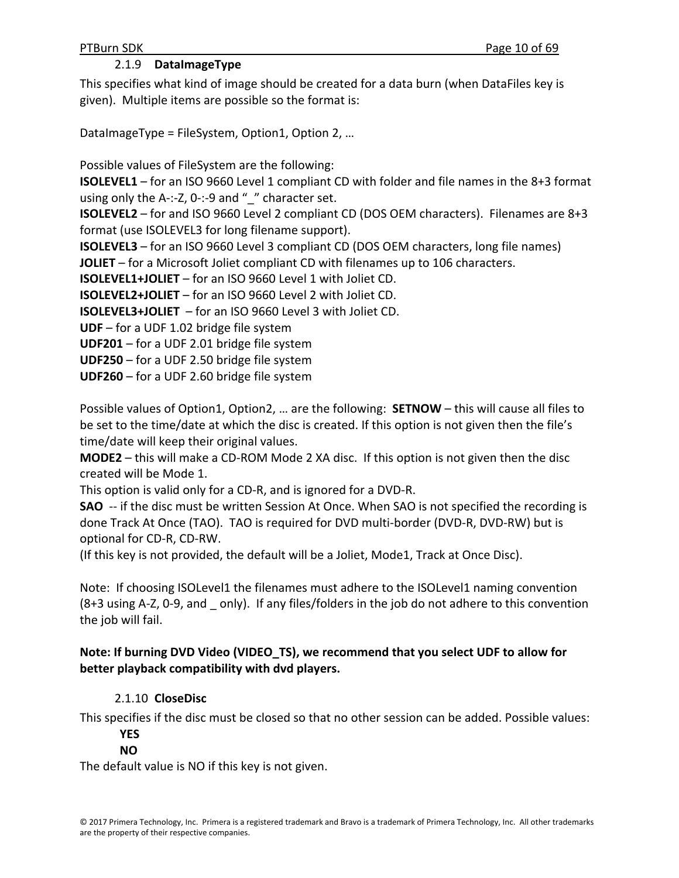### 2.1.9 DataImageType

This specifies what kind of image should be created for a data burn (when DataFiles key is given). Multiple items are possible so the format is:

DataImageType = FileSystem, Option1, Option 2, …

Possible values of FileSystem are the following:

**ISOLEVEL1** – for an ISO 9660 Level 1 compliant CD with folder and file names in the 8+3 format using only the A-:-Z, 0-:-9 and "_" character set.

**ISOLEVEL2** – for and ISO 9660 Level 2 compliant CD (DOS OEM characters). Filenames are 8+3 format (use ISOLEVEL3 for long filename support).

**ISOLEVEL3** – for an ISO 9660 Level 3 compliant CD (DOS OEM characters, long file names)

**JOLIET** – for a Microsoft Joliet compliant CD with filenames up to 106 characters.

**ISOLEVEL1+JOLIET** – for an ISO 9660 Level 1 with Joliet CD.

**ISOLEVEL2+JOLIET** – for an ISO 9660 Level 2 with Joliet CD.

**ISOLEVEL3+JOLIET** – for an ISO 9660 Level 3 with Joliet CD.

**UDF** – for a UDF 1.02 bridge file system

**UDF201** – for a UDF 2.01 bridge file system

**UDF250** – for a UDF 2.50 bridge file system

**UDF260** – for a UDF 2.60 bridge file system

Possible values of Option1, Option2, … are the following: **SETNOW** – this will cause all files to be set to the time/date at which the disc is created. If this option is not given then the file's time/date will keep their original values.

**MODE2** – this will make a CD-ROM Mode 2 XA disc. If this option is not given then the disc created will be Mode 1.

This option is valid only for a CD-R, and is ignored for a DVD-R.

**SAO** -- if the disc must be written Session At Once. When SAO is not specified the recording is done Track At Once (TAO). TAO is required for DVD multi-border (DVD-R, DVD-RW) but is optional for CD-R, CD-RW.

(If this key is not provided, the default will be a Joliet, Mode1, Track at Once Disc).

Note: If choosing ISOLevel1 the filenames must adhere to the ISOLevel1 naming convention (8+3 using A-Z, 0-9, and _ only). If any files/folders in the job do not adhere to this convention the job will fail.

**Note: If burning DVD Video (VIDEO_TS), we recommend that you select UDF to allow for better playback compatibility with dvd players.**

### 2.1.10 CloseDisc

This specifies if the disc must be closed so that no other session can be added. Possible values:

**YES**

**NO**

The default value is NO if this key is not given.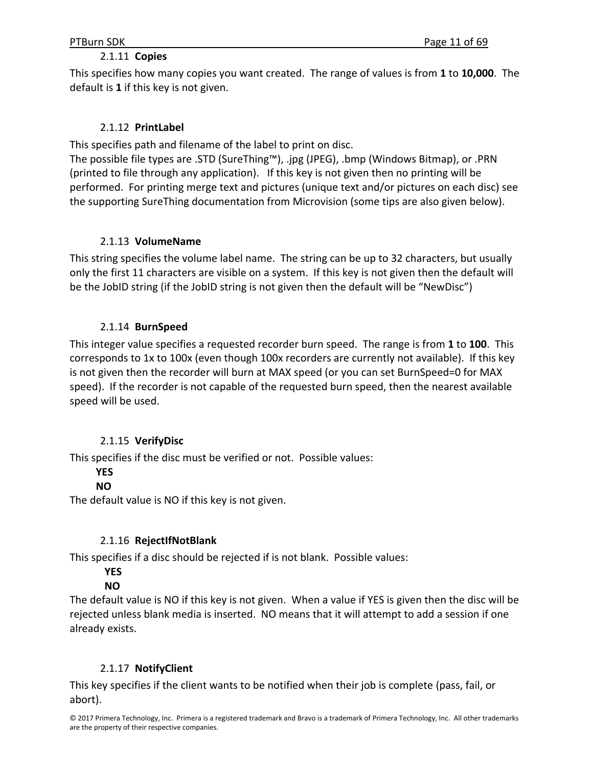### 2.1.11 **Copies**

This specifies how many copies you want created. The range of values is from **1** to **10,000**. The default is **1** if this key is not given.

### 2.1.12 **PrintLabel**

This specifies path and filename of the label to print on disc.
The possible file types are .STD (SureThing™), .jpg (JPEG), .bmp (Windows Bitmap), or .PRN (printed to file through any application). If this key is not given then no printing will be performed. For printing merge text and pictures (unique text and/or pictures on each disc) see the supporting SureThing documentation from Microvision (some tips are also given below).

### 2.1.13 **VolumeName**

This string specifies the volume label name. The string can be up to 32 characters, but usually only the first 11 characters are visible on a system. If this key is not given then the default will be the JobID string (if the JobID string is not given then the default will be "NewDisc")

### 2.1.14 **BurnSpeed**

This integer value specifies a requested recorder burn speed. The range is from **1** to **100**. This corresponds to 1x to 100x (even though 100x recorders are currently not available). If this key is not given then the recorder will burn at MAX speed (or you can set BurnSpeed=0 for MAX speed). If the recorder is not capable of the requested burn speed, then the nearest available speed will be used.

### 2.1.15 **VerifyDisc**

This specifies if the disc must be verified or not. Possible values:

**YES**
**NO**

The default value is NO if this key is not given.

### 2.1.16 **RejectIfNotBlank**

This specifies if a disc should be rejected if is not blank. Possible values:

**YES**
**NO**

The default value is NO if this key is not given. When a value if YES is given then the disc will be rejected unless blank media is inserted. NO means that it will attempt to add a session if one already exists.

### 2.1.17 **NotifyClient**

This key specifies if the client wants to be notified when their job is complete (pass, fail, or abort).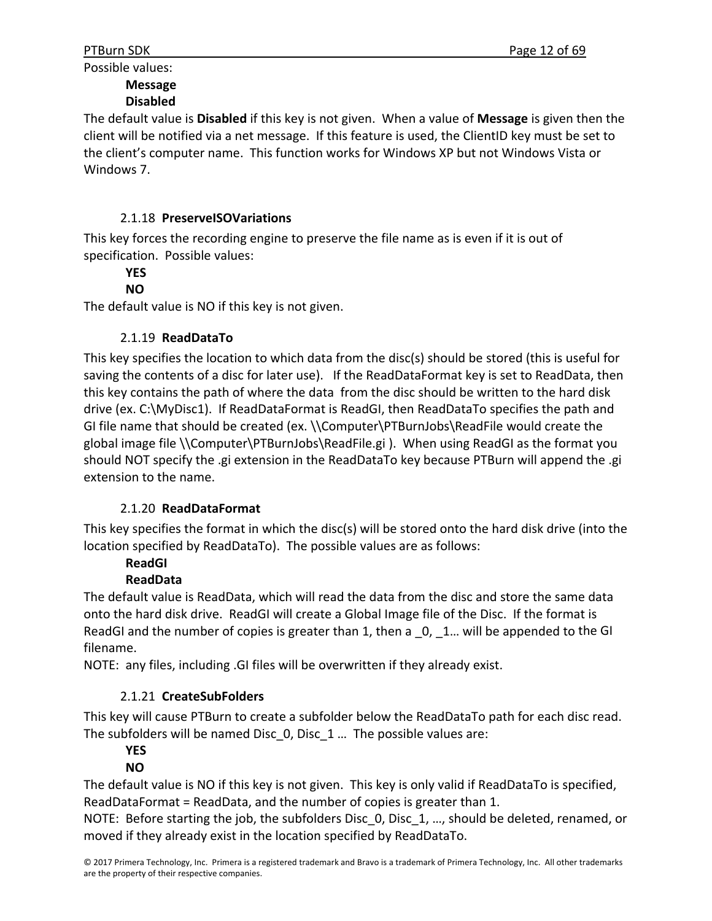Possible values:

**Message**
**Disabled**

The default value is **Disabled** if this key is not given. When a value of **Message** is given then the client will be notified via a net message. If this feature is used, the ClientID key must be set to the client's computer name. This function works for Windows XP but not Windows Vista or Windows 7.

### 2.1.18 PreserveISOVariations

This key forces the recording engine to preserve the file name as is even if it is out of specification. Possible values:

**YES**
**NO**

The default value is NO if this key is not given.

### 2.1.19 ReadDataTo

This key specifies the location to which data from the disc(s) should be stored (this is useful for saving the contents of a disc for later use). If the ReadDataFormat key is set to ReadData, then this key contains the path of where the data from the disc should be written to the hard disk drive (ex. C:\MyDisc1). If ReadDataFormat is ReadGI, then ReadDataTo specifies the path and GI file name that should be created (ex. \\Computer\PTBurnJobs\ReadFile would create the global image file \\Computer\PTBurnJobs\ReadFile.gi ). When using ReadGI as the format you should NOT specify the .gi extension in the ReadDataTo key because PTBurn will append the .gi extension to the name.

### 2.1.20 ReadDataFormat

This key specifies the format in which the disc(s) will be stored onto the hard disk drive (into the location specified by ReadDataTo). The possible values are as follows:

**ReadGI**
**ReadData**

The default value is ReadData, which will read the data from the disc and store the same data onto the hard disk drive. ReadGI will create a Global Image file of the Disc. If the format is ReadGI and the number of copies is greater than 1, then a _0, _1… will be appended to the GI filename.

NOTE: any files, including .GI files will be overwritten if they already exist.

### 2.1.21 CreateSubFolders

This key will cause PTBurn to create a subfolder below the ReadDataTo path for each disc read. The subfolders will be named Disc_0, Disc_1 … The possible values are:

**YES**
**NO**

The default value is NO if this key is not given. This key is only valid if ReadDataTo is specified, ReadDataFormat = ReadData, and the number of copies is greater than 1.

NOTE: Before starting the job, the subfolders Disc_0, Disc_1, …, should be deleted, renamed, or moved if they already exist in the location specified by ReadDataTo.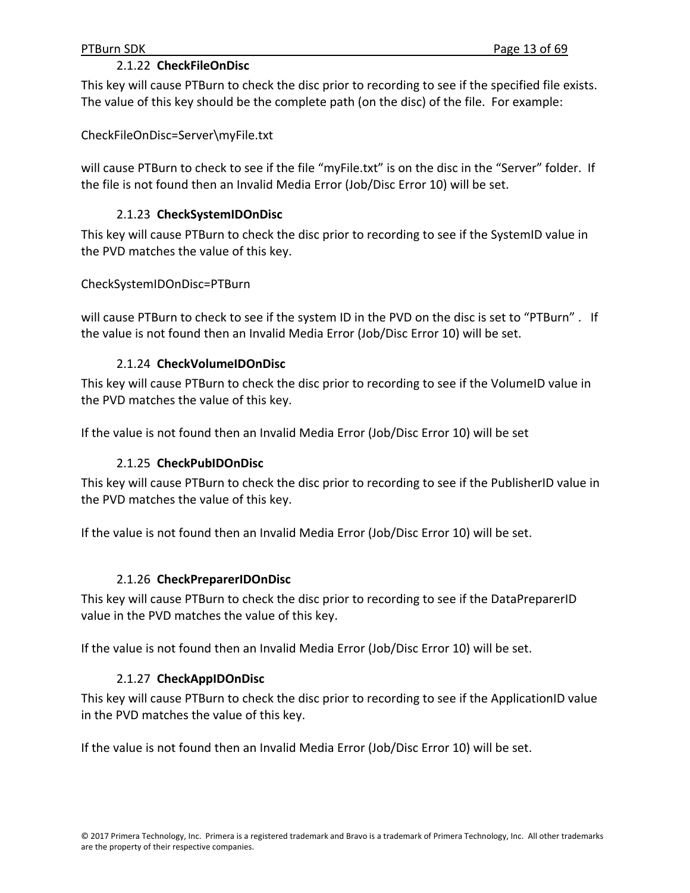### 2.1.22 CheckFileOnDisc

This key will cause PTBurn to check the disc prior to recording to see if the specified file exists. The value of this key should be the complete path (on the disc) of the file. For example:

CheckFileOnDisc=Server\myFile.txt

will cause PTBurn to check to see if the file “myFile.txt” is on the disc in the “Server” folder. If the file is not found then an Invalid Media Error (Job/Disc Error 10) will be set.

### 2.1.23 CheckSystemIDOnDisc

This key will cause PTBurn to check the disc prior to recording to see if the SystemID value in the PVD matches the value of this key.

CheckSystemIDOnDisc=PTBurn

will cause PTBurn to check to see if the system ID in the PVD on the disc is set to “PTBurn” . If the value is not found then an Invalid Media Error (Job/Disc Error 10) will be set.

### 2.1.24 CheckVolumeIDOnDisc

This key will cause PTBurn to check the disc prior to recording to see if the VolumeID value in the PVD matches the value of this key.

If the value is not found then an Invalid Media Error (Job/Disc Error 10) will be set

### 2.1.25 CheckPubIDOnDisc

This key will cause PTBurn to check the disc prior to recording to see if the PublisherID value in the PVD matches the value of this key.

If the value is not found then an Invalid Media Error (Job/Disc Error 10) will be set.

### 2.1.26 CheckPreparerIDOnDisc

This key will cause PTBurn to check the disc prior to recording to see if the DataPreparerID value in the PVD matches the value of this key.

If the value is not found then an Invalid Media Error (Job/Disc Error 10) will be set.

### 2.1.27 CheckAppIDOnDisc

This key will cause PTBurn to check the disc prior to recording to see if the ApplicationID value in the PVD matches the value of this key.

If the value is not found then an Invalid Media Error (Job/Disc Error 10) will be set.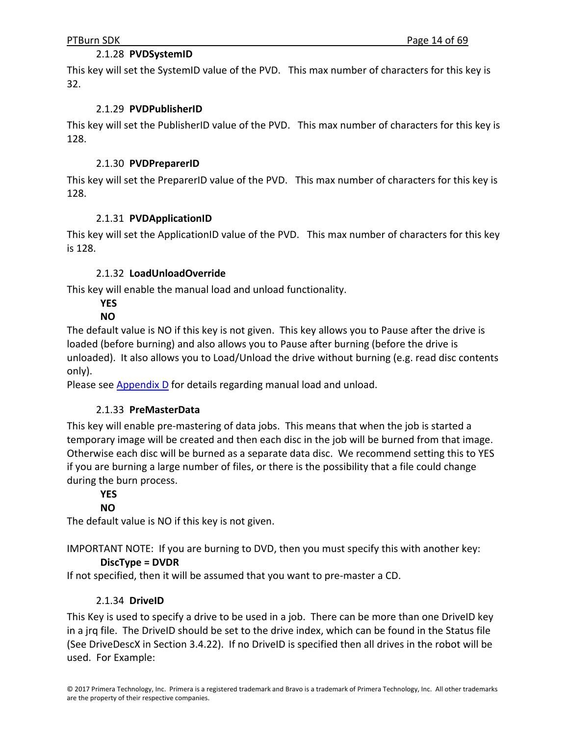### 2.1.28 **PVDSystemID**

This key will set the SystemID value of the PVD. This max number of characters for this key is 32.

### 2.1.29 **PVDPublisherID**

This key will set the PublisherID value of the PVD. This max number of characters for this key is 128.

### 2.1.30 **PVDPreparerID**

This key will set the PreparerID value of the PVD. This max number of characters for this key is 128.

### 2.1.31 **PVDApplicationID**

This key will set the ApplicationID value of the PVD. This max number of characters for this key is 128.

### 2.1.32 **LoadUnloadOverride**

This key will enable the manual load and unload functionality.

**YES**
**NO**

The default value is NO if this key is not given. This key allows you to Pause after the drive is loaded (before burning) and also allows you to Pause after burning (before the drive is unloaded). It also allows you to Load/Unload the drive without burning (e.g. read disc contents only).
Please see Appendix D for details regarding manual load and unload.

### 2.1.33 **PreMasterData**

This key will enable pre-mastering of data jobs. This means that when the job is started a temporary image will be created and then each disc in the job will be burned from that image. Otherwise each disc will be burned as a separate data disc. We recommend setting this to YES if you are burning a large number of files, or there is the possibility that a file could change during the burn process.

**YES**
**NO**

The default value is NO if this key is not given.

IMPORTANT NOTE: If you are burning to DVD, then you must specify this with another key:
**DiscType = DVDR**
If not specified, then it will be assumed that you want to pre-master a CD.

### 2.1.34 **DriveID**

This Key is used to specify a drive to be used in a job. There can be more than one DriveID key in a jrq file. The DriveID should be set to the drive index, which can be found in the Status file (See DriveDescX in Section 3.4.22). If no DriveID is specified then all drives in the robot will be used. For Example: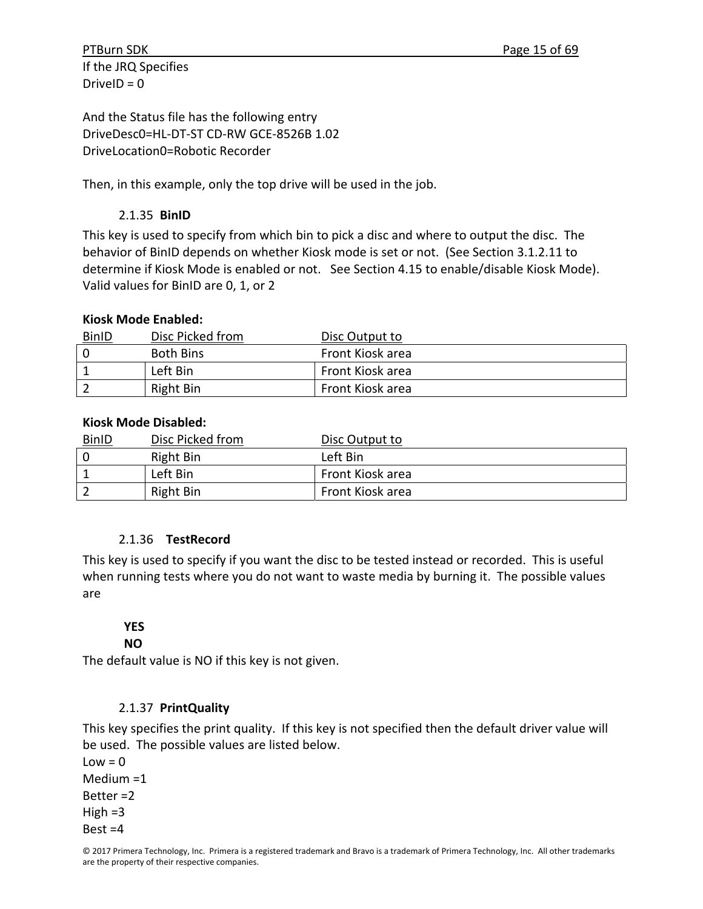If the JRQ Specifies
DriveID = 0

And the Status file has the following entry
DriveDesc0=HL-DT-ST CD-RW GCE-8526B 1.02
DriveLocation0=Robotic Recorder

Then, in this example, only the top drive will be used in the job.

### 2.1.35 BinID

This key is used to specify from which bin to pick a disc and where to output the disc. The behavior of BinID depends on whether Kiosk mode is set or not. (See Section 3.1.2.11 to determine if Kiosk Mode is enabled or not. See Section 4.15 to enable/disable Kiosk Mode). Valid values for BinID are 0, 1, or 2

**Kiosk Mode Enabled:**

| BinID | Disc Picked from | Disc Output to |
|---|---|---|
| 0 | Both Bins | Front Kiosk area |
| 1 | Left Bin | Front Kiosk area |
| 2 | Right Bin | Front Kiosk area |

**Kiosk Mode Disabled:**

| BinID | Disc Picked from | Disc Output to |
|---|---|---|
| 0 | Right Bin | Left Bin |
| 1 | Left Bin | Front Kiosk area |
| 2 | Right Bin | Front Kiosk area |

### 2.1.36 TestRecord

This key is used to specify if you want the disc to be tested instead or recorded. This is useful when running tests where you do not want to waste media by burning it. The possible values are

**YES**
**NO**

The default value is NO if this key is not given.

### 2.1.37 PrintQuality

This key specifies the print quality. If this key is not specified then the default driver value will be used. The possible values are listed below.

Low = 0
Medium =1
Better =2
High =3
Best =4

© 2017 Primera Technology, Inc. Primera is a registered trademark and Bravo is a trademark of Primera Technology, Inc. All other trademarks are the property of their respective companies.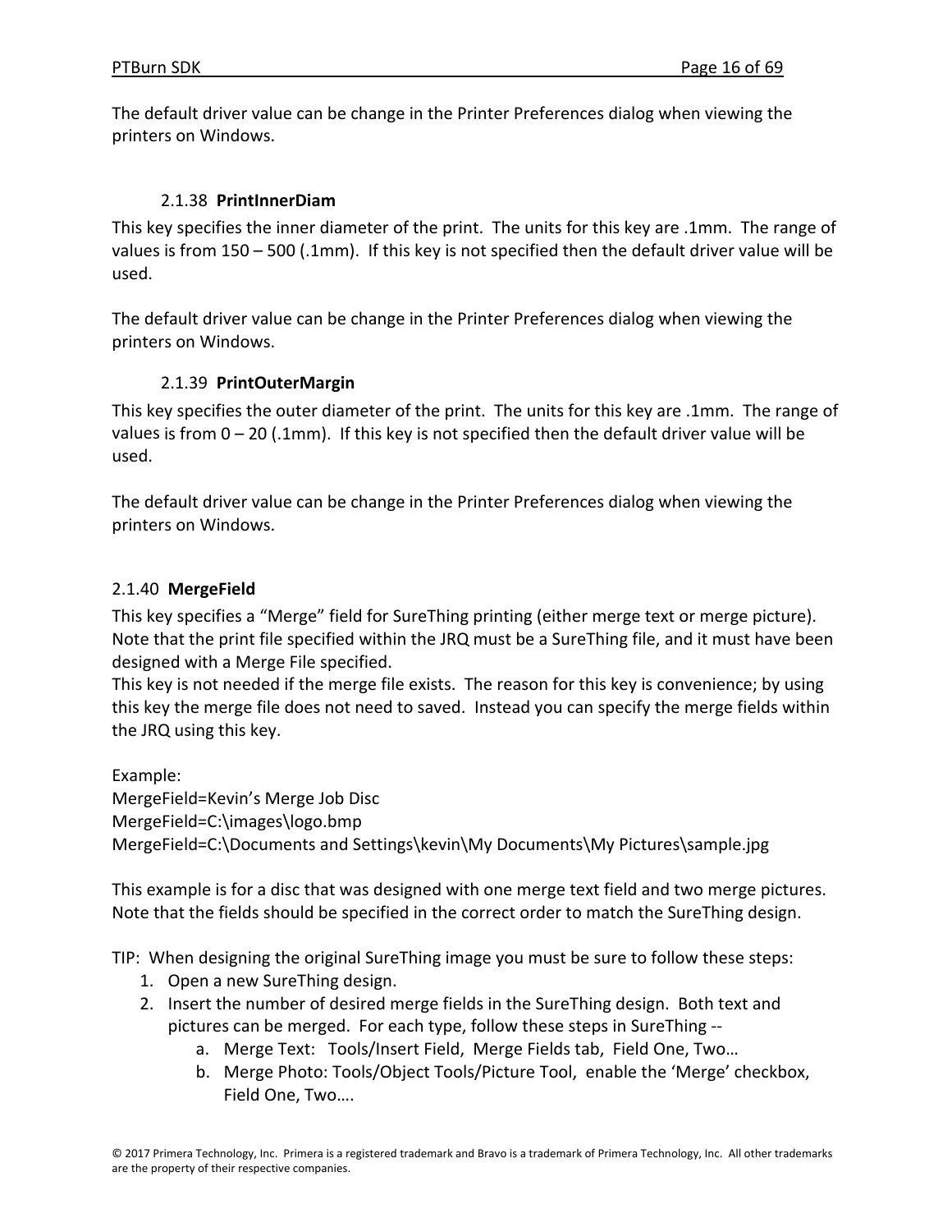The default driver value can be change in the Printer Preferences dialog when viewing the printers on Windows.

### 2.1.38 PrintInnerDiam

This key specifies the inner diameter of the print. The units for this key are .1mm. The range of values is from 150 – 500 (.1mm). If this key is not specified then the default driver value will be used.

The default driver value can be change in the Printer Preferences dialog when viewing the printers on Windows.

### 2.1.39 PrintOuterMargin

This key specifies the outer diameter of the print. The units for this key are .1mm. The range of values is from 0 – 20 (.1mm). If this key is not specified then the default driver value will be used.

The default driver value can be change in the Printer Preferences dialog when viewing the printers on Windows.

### 2.1.40 MergeField

This key specifies a “Merge” field for SureThing printing (either merge text or merge picture). Note that the print file specified within the JRQ must be a SureThing file, and it must have been designed with a Merge File specified.
This key is not needed if the merge file exists. The reason for this key is convenience; by using this key the merge file does not need to saved. Instead you can specify the merge fields within the JRQ using this key.

Example:

```
MergeField=Kevin’s Merge Job Disc
MergeField=C:\images\logo.bmp
MergeField=C:\Documents and Settings\kevin\My Documents\My Pictures\sample.jpg
```

This example is for a disc that was designed with one merge text field and two merge pictures. Note that the fields should be specified in the correct order to match the SureThing design.

TIP: When designing the original SureThing image you must be sure to follow these steps:

1. Open a new SureThing design.
2. Insert the number of desired merge fields in the SureThing design. Both text and pictures can be merged. For each type, follow these steps in SureThing --
   a. Merge Text: Tools/Insert Field, Merge Fields tab, Field One, Two…
   b. Merge Photo: Tools/Object Tools/Picture Tool, enable the ‘Merge’ checkbox, Field One, Two….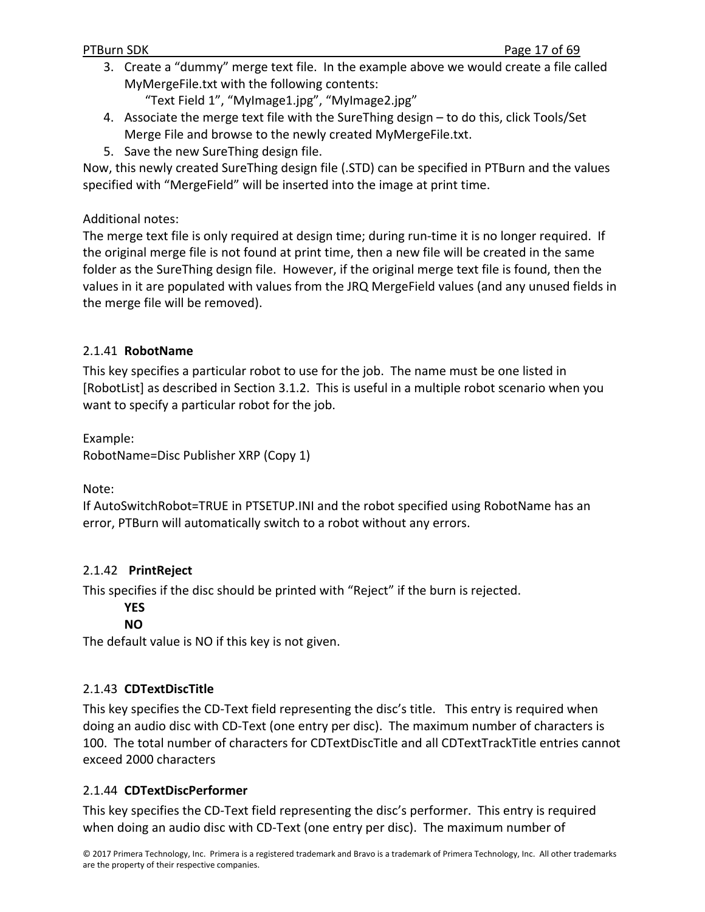3. Create a "dummy" merge text file. In the example above we would create a file called MyMergeFile.txt with the following contents:
   "Text Field 1", "MyImage1.jpg", "MyImage2.jpg"
4. Associate the merge text file with the SureThing design – to do this, click Tools/Set Merge File and browse to the newly created MyMergeFile.txt.
5. Save the new SureThing design file.

Now, this newly created SureThing design file (.STD) can be specified in PTBurn and the values specified with "MergeField" will be inserted into the image at print time.

Additional notes:
The merge text file is only required at design time; during run-time it is no longer required. If the original merge file is not found at print time, then a new file will be created in the same folder as the SureThing design file. However, if the original merge text file is found, then the values in it are populated with values from the JRQ MergeField values (and any unused fields in the merge file will be removed).

### 2.1.41 **RobotName**

This key specifies a particular robot to use for the job. The name must be one listed in [RobotList] as described in Section 3.1.2. This is useful in a multiple robot scenario when you want to specify a particular robot for the job.

Example:
RobotName=Disc Publisher XRP (Copy 1)

Note:
If AutoSwitchRobot=TRUE in PTSETUP.INI and the robot specified using RobotName has an error, PTBurn will automatically switch to a robot without any errors.

### 2.1.42 **PrintReject**

This specifies if the disc should be printed with "Reject" if the burn is rejected.

**YES**
**NO**

The default value is NO if this key is not given.

### 2.1.43 **CDTextDiscTitle**

This key specifies the CD-Text field representing the disc's title. This entry is required when doing an audio disc with CD-Text (one entry per disc). The maximum number of characters is 100. The total number of characters for CDTextDiscTitle and all CDTextTrackTitle entries cannot exceed 2000 characters

### 2.1.44 **CDTextDiscPerformer**

This key specifies the CD-Text field representing the disc's performer. This entry is required when doing an audio disc with CD-Text (one entry per disc). The maximum number of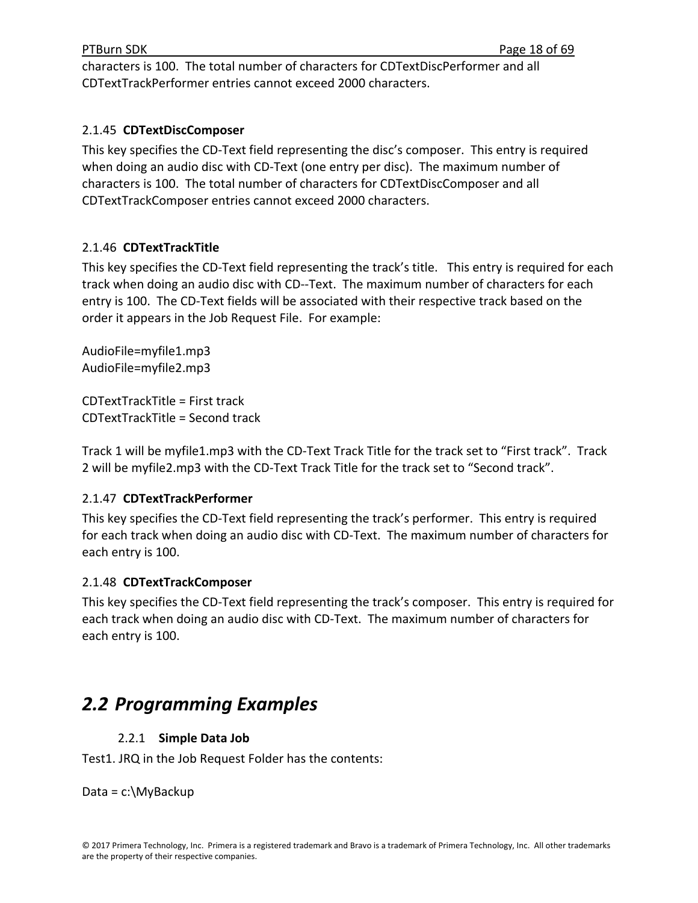characters is 100. The total number of characters for CDTextDiscPerformer and all CDTextTrackPerformer entries cannot exceed 2000 characters.

### 2.1.45 **CDTextDiscComposer**

This key specifies the CD-Text field representing the disc's composer. This entry is required when doing an audio disc with CD-Text (one entry per disc). The maximum number of characters is 100. The total number of characters for CDTextDiscComposer and all CDTextTrackComposer entries cannot exceed 2000 characters.

### 2.1.46 **CDTextTrackTitle**

This key specifies the CD-Text field representing the track's title. This entry is required for each track when doing an audio disc with CD--Text. The maximum number of characters for each entry is 100. The CD-Text fields will be associated with their respective track based on the order it appears in the Job Request File. For example:

```
AudioFile=myfile1.mp3
AudioFile=myfile2.mp3

CDTextTrackTitle = First track
CDTextTrackTitle = Second track
```

Track 1 will be myfile1.mp3 with the CD-Text Track Title for the track set to "First track". Track 2 will be myfile2.mp3 with the CD-Text Track Title for the track set to "Second track".

### 2.1.47 **CDTextTrackPerformer**

This key specifies the CD-Text field representing the track's performer. This entry is required for each track when doing an audio disc with CD-Text. The maximum number of characters for each entry is 100.

### 2.1.48 **CDTextTrackComposer**

This key specifies the CD-Text field representing the track's composer. This entry is required for each track when doing an audio disc with CD-Text. The maximum number of characters for each entry is 100.

## *2.2 Programming Examples*

### 2.2.1 **Simple Data Job**

Test1. JRQ in the Job Request Folder has the contents:

```
Data = c:\MyBackup
```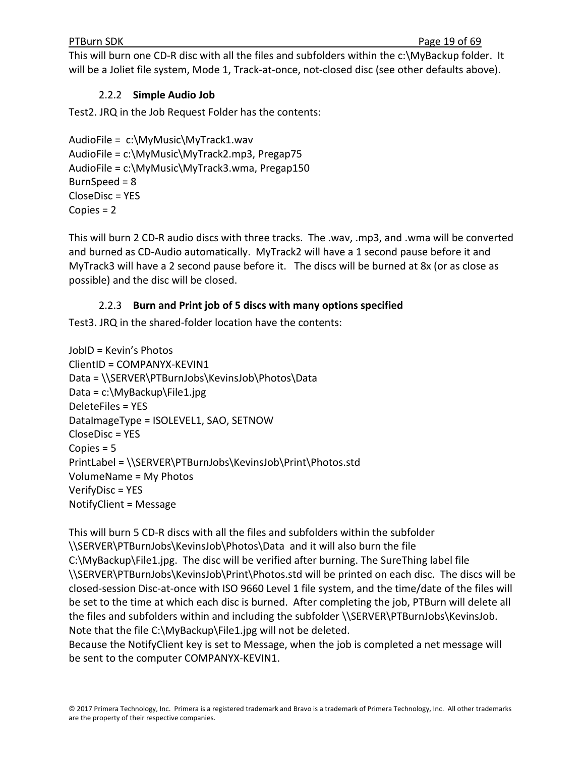This will burn one CD-R disc with all the files and subfolders within the c:\MyBackup folder. It will be a Joliet file system, Mode 1, Track-at-once, not-closed disc (see other defaults above).

### 2.2.2 Simple Audio Job

Test2. JRQ in the Job Request Folder has the contents:

```
AudioFile =  c:\MyMusic\MyTrack1.wav
AudioFile = c:\MyMusic\MyTrack2.mp3, Pregap75
AudioFile = c:\MyMusic\MyTrack3.wma, Pregap150
BurnSpeed = 8
CloseDisc = YES
Copies = 2
```

This will burn 2 CD-R audio discs with three tracks. The .wav, .mp3, and .wma will be converted and burned as CD-Audio automatically. MyTrack2 will have a 1 second pause before it and MyTrack3 will have a 2 second pause before it. The discs will be burned at 8x (or as close as possible) and the disc will be closed.

### 2.2.3 Burn and Print job of 5 discs with many options specified

Test3. JRQ in the shared-folder location have the contents:

```
JobID = Kevin's Photos
ClientID = COMPANYX-KEVIN1
Data = \\SERVER\PTBurnJobs\KevinsJob\Photos\Data
Data = c:\MyBackup\File1.jpg
DeleteFiles = YES
DataImageType = ISOLEVEL1, SAO, SETNOW
CloseDisc = YES
Copies = 5
PrintLabel = \\SERVER\PTBurnJobs\KevinsJob\Print\Photos.std
VolumeName = My Photos
VerifyDisc = YES
NotifyClient = Message
```

This will burn 5 CD-R discs with all the files and subfolders within the subfolder \\SERVER\PTBurnJobs\KevinsJob\Photos\Data and it will also burn the file C:\MyBackup\File1.jpg. The disc will be verified after burning. The SureThing label file \\SERVER\PTBurnJobs\KevinsJob\Print\Photos.std will be printed on each disc. The discs will be closed-session Disc-at-once with ISO 9660 Level 1 file system, and the time/date of the files will be set to the time at which each disc is burned. After completing the job, PTBurn will delete all the files and subfolders within and including the subfolder \\SERVER\PTBurnJobs\KevinsJob. Note that the file C:\MyBackup\File1.jpg will not be deleted.
Because the NotifyClient key is set to Message, when the job is completed a net message will be sent to the computer COMPANYX-KEVIN1.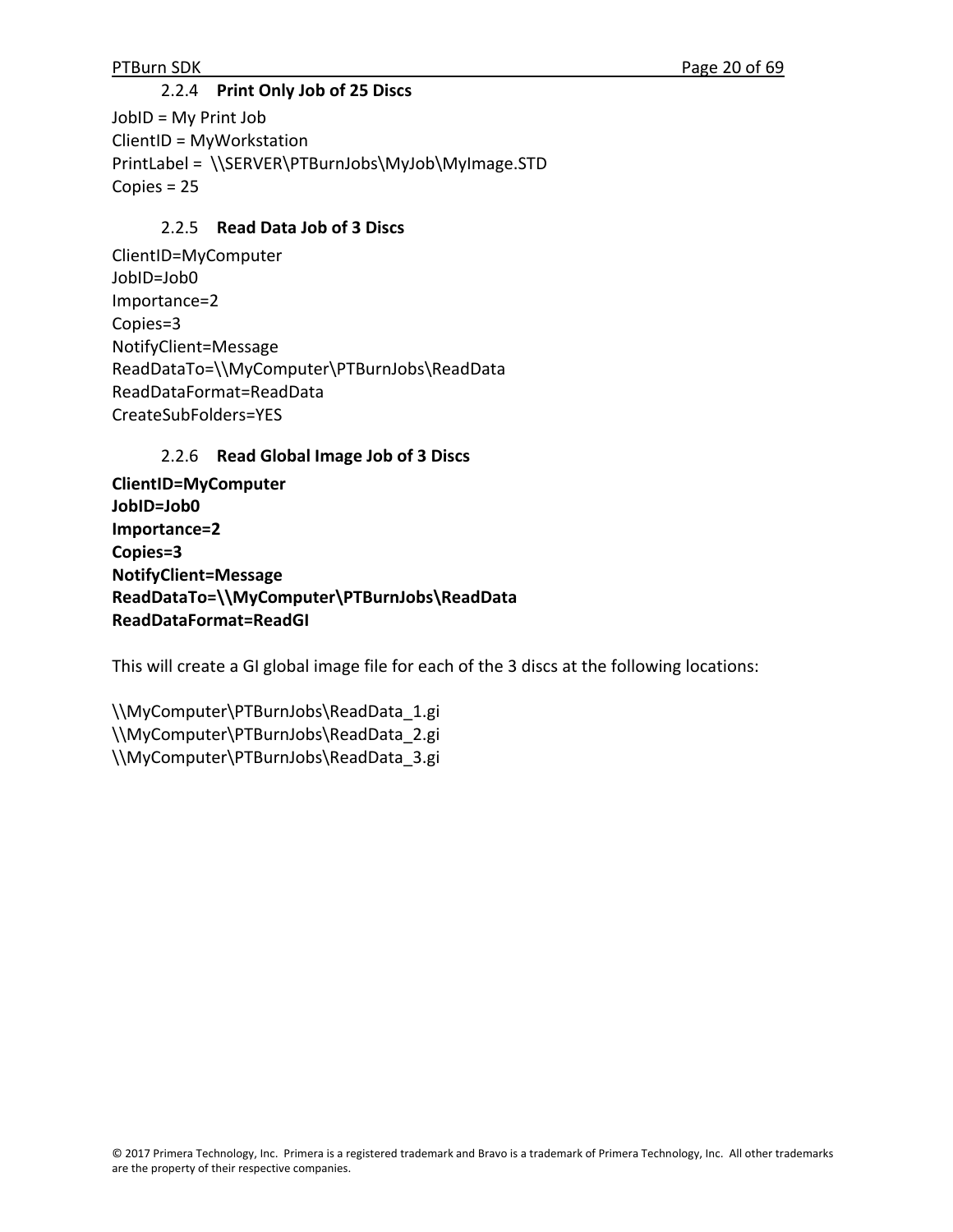### 2.2.4 Print Only Job of 25 Discs

JobID = My Print Job
ClientID = MyWorkstation
PrintLabel = \\SERVER\PTBurnJobs\MyJob\MyImage.STD
Copies = 25

### 2.2.5 Read Data Job of 3 Discs

ClientID=MyComputer
JobID=Job0
Importance=2
Copies=3
NotifyClient=Message
ReadDataTo=\\MyComputer\PTBurnJobs\ReadData
ReadDataFormat=ReadData
CreateSubFolders=YES

### 2.2.6 Read Global Image Job of 3 Discs

**ClientID=MyComputer**
**JobID=Job0**
**Importance=2**
**Copies=3**
**NotifyClient=Message**
**ReadDataTo=\\MyComputer\PTBurnJobs\ReadData**
**ReadDataFormat=ReadGI**

This will create a GI global image file for each of the 3 discs at the following locations:

\\MyComputer\PTBurnJobs\ReadData_1.gi
\\MyComputer\PTBurnJobs\ReadData_2.gi
\\MyComputer\PTBurnJobs\ReadData_3.gi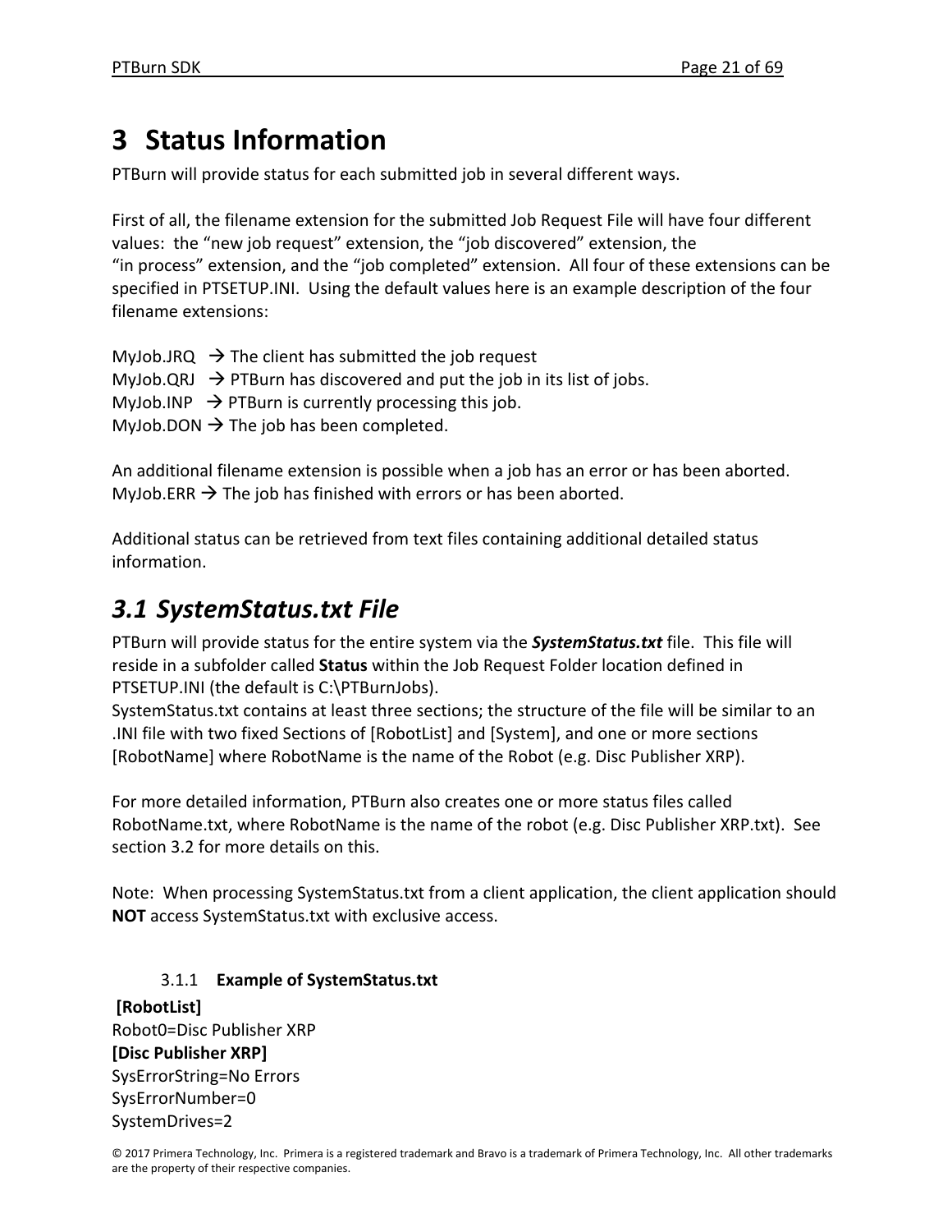# 3 Status Information

PTBurn will provide status for each submitted job in several different ways.

First of all, the filename extension for the submitted Job Request File will have four different values: the "new job request" extension, the "job discovered" extension, the "in process" extension, and the "job completed" extension. All four of these extensions can be specified in PTSETUP.INI. Using the default values here is an example description of the four filename extensions:

MyJob.JRQ → The client has submitted the job request
MyJob.QRJ → PTBurn has discovered and put the job in its list of jobs.
MyJob.INP → PTBurn is currently processing this job.
MyJob.DON → The job has been completed.

An additional filename extension is possible when a job has an error or has been aborted.
MyJob.ERR → The job has finished with errors or has been aborted.

Additional status can be retrieved from text files containing additional detailed status information.

## *3.1 SystemStatus.txt File*

PTBurn will provide status for the entire system via the ***SystemStatus.txt*** file. This file will reside in a subfolder called **Status** within the Job Request Folder location defined in PTSETUP.INI (the default is C:\PTBurnJobs).
SystemStatus.txt contains at least three sections; the structure of the file will be similar to an .INI file with two fixed Sections of [RobotList] and [System], and one or more sections [RobotName] where RobotName is the name of the Robot (e.g. Disc Publisher XRP).

For more detailed information, PTBurn also creates one or more status files called RobotName.txt, where RobotName is the name of the robot (e.g. Disc Publisher XRP.txt). See section 3.2 for more details on this.

Note: When processing SystemStatus.txt from a client application, the client application should **NOT** access SystemStatus.txt with exclusive access.

### 3.1.1 Example of SystemStatus.txt

**[RobotList]**
Robot0=Disc Publisher XRP
**[Disc Publisher XRP]**
SysErrorString=No Errors
SysErrorNumber=0
SystemDrives=2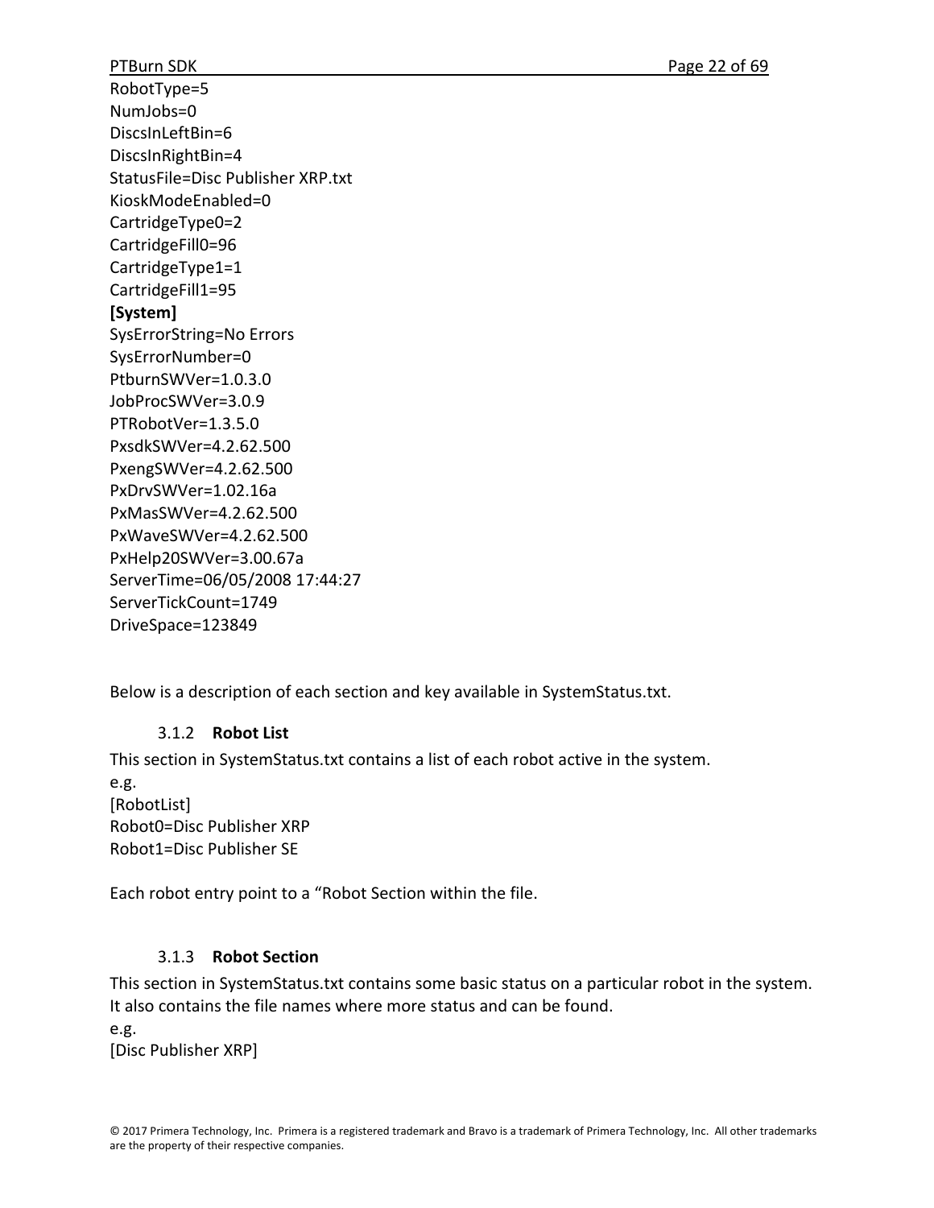RobotType=5
NumJobs=0
DiscsInLeftBin=6
DiscsInRightBin=4
StatusFile=Disc Publisher XRP.txt
KioskModeEnabled=0
CartridgeType0=2
CartridgeFill0=96
CartridgeType1=1
CartridgeFill1=95
**[System]**
SysErrorString=No Errors
SysErrorNumber=0
PtburnSWVer=1.0.3.0
JobProcSWVer=3.0.9
PTRobotVer=1.3.5.0
PxsdkSWVer=4.2.62.500
PxengSWVer=4.2.62.500
PxDrvSWVer=1.02.16a
PxMasSWVer=4.2.62.500
PxWaveSWVer=4.2.62.500
PxHelp20SWVer=3.00.67a
ServerTime=06/05/2008 17:44:27
ServerTickCount=1749
DriveSpace=123849

Below is a description of each section and key available in SystemStatus.txt.

### 3.1.2 **Robot List**

This section in SystemStatus.txt contains a list of each robot active in the system.
e.g.
[RobotList]
Robot0=Disc Publisher XRP
Robot1=Disc Publisher SE

Each robot entry point to a "Robot Section within the file.

### 3.1.3 **Robot Section**

This section in SystemStatus.txt contains some basic status on a particular robot in the system. It also contains the file names where more status and can be found.
e.g.
[Disc Publisher XRP]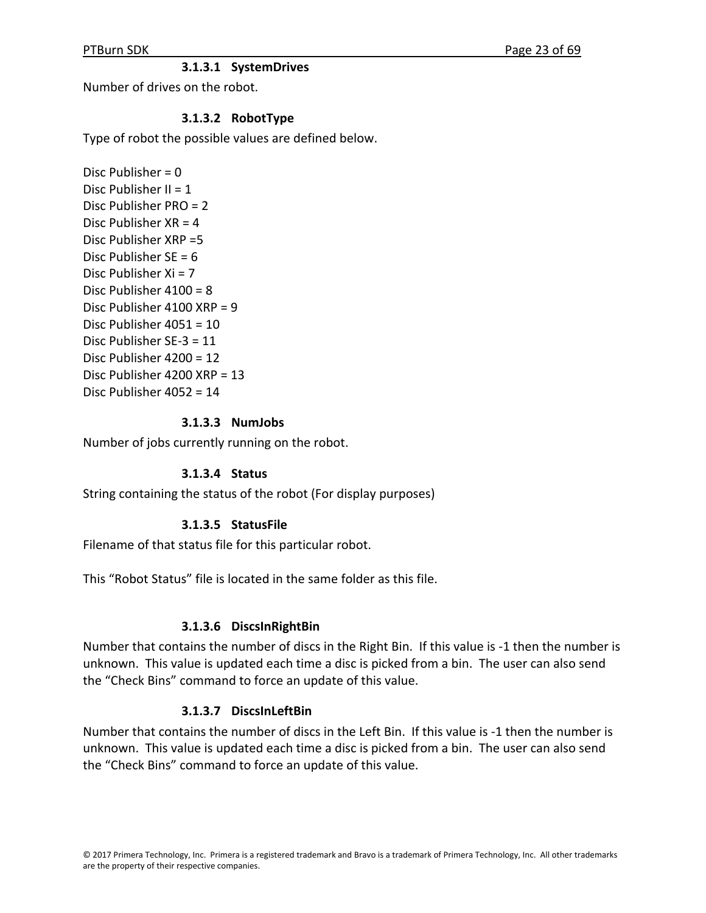#### 3.1.3.1 SystemDrives

Number of drives on the robot.

#### 3.1.3.2 RobotType

Type of robot the possible values are defined below.

Disc Publisher = 0
Disc Publisher II = 1
Disc Publisher PRO = 2
Disc Publisher XR = 4
Disc Publisher XRP =5
Disc Publisher SE = 6
Disc Publisher Xi = 7
Disc Publisher 4100 = 8
Disc Publisher 4100 XRP = 9
Disc Publisher 4051 = 10
Disc Publisher SE-3 = 11
Disc Publisher 4200 = 12
Disc Publisher 4200 XRP = 13
Disc Publisher 4052 = 14

#### 3.1.3.3 NumJobs

Number of jobs currently running on the robot.

#### 3.1.3.4 Status

String containing the status of the robot (For display purposes)

#### 3.1.3.5 StatusFile

Filename of that status file for this particular robot.

This "Robot Status" file is located in the same folder as this file.

#### 3.1.3.6 DiscsInRightBin

Number that contains the number of discs in the Right Bin. If this value is -1 then the number is unknown. This value is updated each time a disc is picked from a bin. The user can also send the "Check Bins" command to force an update of this value.

#### 3.1.3.7 DiscsInLeftBin

Number that contains the number of discs in the Left Bin. If this value is -1 then the number is unknown. This value is updated each time a disc is picked from a bin. The user can also send the "Check Bins" command to force an update of this value.

© 2017 Primera Technology, Inc. Primera is a registered trademark and Bravo is a trademark of Primera Technology, Inc. All other trademarks are the property of their respective companies.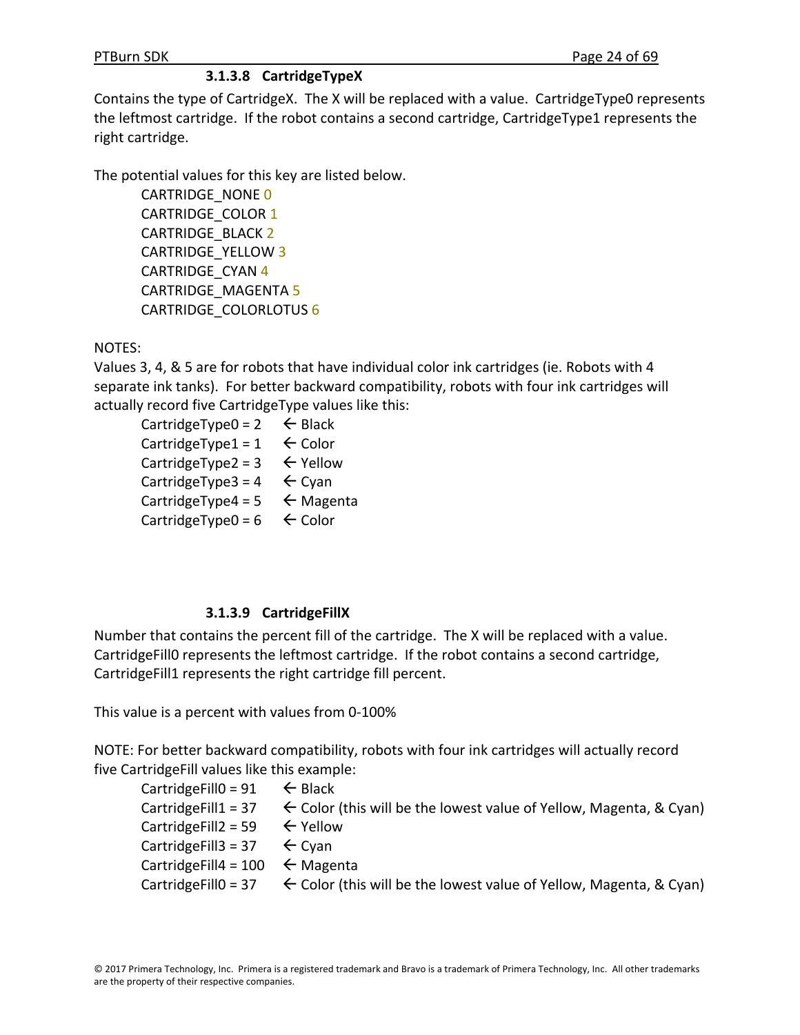#### 3.1.3.8 CartridgeTypeX

Contains the type of CartridgeX. The X will be replaced with a value. CartridgeType0 represents the leftmost cartridge. If the robot contains a second cartridge, CartridgeType1 represents the right cartridge.

The potential values for this key are listed below.

CARTRIDGE_NONE 0
CARTRIDGE_COLOR 1
CARTRIDGE_BLACK 2
CARTRIDGE_YELLOW 3
CARTRIDGE_CYAN 4
CARTRIDGE_MAGENTA 5
CARTRIDGE_COLORLOTUS 6

NOTES:
Values 3, 4, & 5 are for robots that have individual color ink cartridges (ie. Robots with 4 separate ink tanks). For better backward compatibility, robots with four ink cartridges will actually record five CartridgeType values like this:

CartridgeType0 = 2 ← Black
CartridgeType1 = 1 ← Color
CartridgeType2 = 3 ← Yellow
CartridgeType3 = 4 ← Cyan
CartridgeType4 = 5 ← Magenta
CartridgeType0 = 6 ← Color

#### 3.1.3.9 CartridgeFillX

Number that contains the percent fill of the cartridge. The X will be replaced with a value. CartridgeFill0 represents the leftmost cartridge. If the robot contains a second cartridge, CartridgeFill1 represents the right cartridge fill percent.

This value is a percent with values from 0-100%

NOTE: For better backward compatibility, robots with four ink cartridges will actually record five CartridgeFill values like this example:

CartridgeFill0 = 91 ← Black
CartridgeFill1 = 37 ← Color (this will be the lowest value of Yellow, Magenta, & Cyan)
CartridgeFill2 = 59 ← Yellow
CartridgeFill3 = 37 ← Cyan
CartridgeFill4 = 100 ← Magenta
CartridgeFill0 = 37 ← Color (this will be the lowest value of Yellow, Magenta, & Cyan)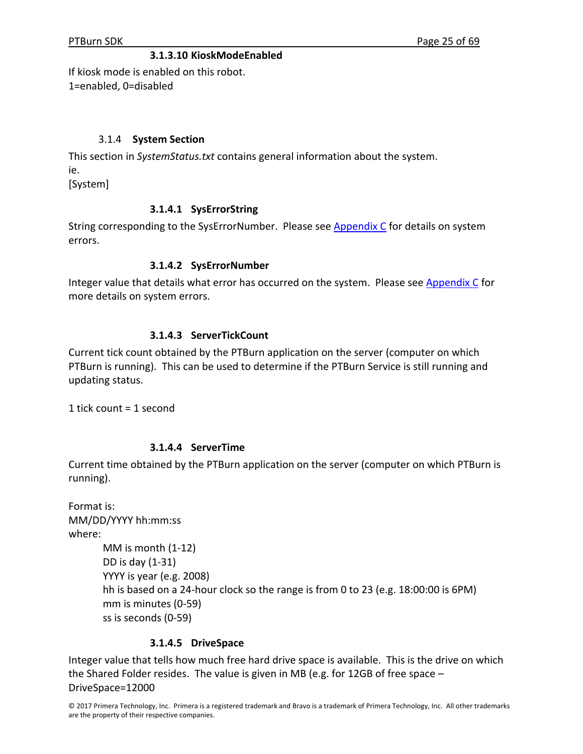#### 3.1.3.10 KioskModeEnabled

If kiosk mode is enabled on this robot.
1=enabled, 0=disabled

### 3.1.4 System Section

This section in *SystemStatus.txt* contains general information about the system.
ie.
[System]

#### 3.1.4.1 SysErrorString

String corresponding to the SysErrorNumber. Please see Appendix C for details on system errors.

#### 3.1.4.2 SysErrorNumber

Integer value that details what error has occurred on the system. Please see Appendix C for more details on system errors.

#### 3.1.4.3 ServerTickCount

Current tick count obtained by the PTBurn application on the server (computer on which PTBurn is running). This can be used to determine if the PTBurn Service is still running and updating status.

1 tick count = 1 second

#### 3.1.4.4 ServerTime

Current time obtained by the PTBurn application on the server (computer on which PTBurn is running).

Format is:
MM/DD/YYYY hh:mm:ss
where:

MM is month (1-12)
DD is day (1-31)
YYYY is year (e.g. 2008)
hh is based on a 24-hour clock so the range is from 0 to 23 (e.g. 18:00:00 is 6PM)
mm is minutes (0-59)
ss is seconds (0-59)

#### 3.1.4.5 DriveSpace

Integer value that tells how much free hard drive space is available. This is the drive on which the Shared Folder resides. The value is given in MB (e.g. for 12GB of free space – DriveSpace=12000

© 2017 Primera Technology, Inc. Primera is a registered trademark and Bravo is a trademark of Primera Technology, Inc. All other trademarks are the property of their respective companies.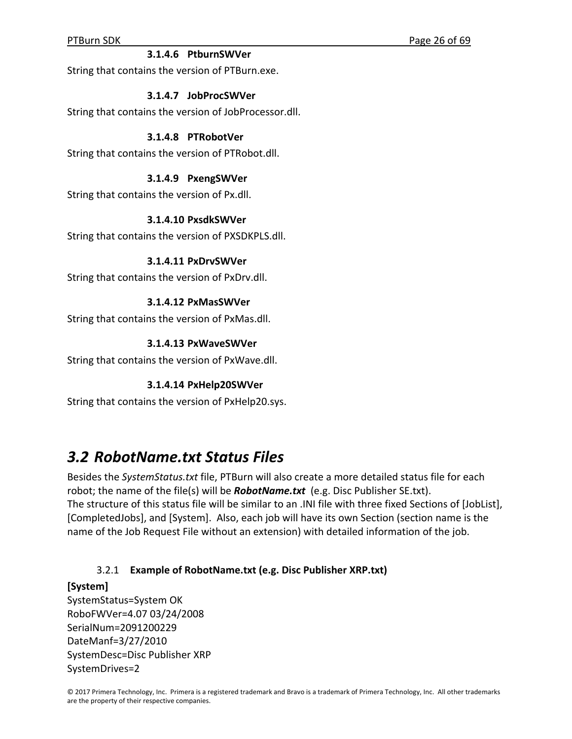#### 3.1.4.6 PtburnSWVer

String that contains the version of PTBurn.exe.

#### 3.1.4.7 JobProcSWVer

String that contains the version of JobProcessor.dll.

#### 3.1.4.8 PTRobotVer

String that contains the version of PTRobot.dll.

#### 3.1.4.9 PxengSWVer

String that contains the version of Px.dll.

#### 3.1.4.10 PxsdkSWVer

String that contains the version of PXSDKPLS.dll.

#### 3.1.4.11 PxDrvSWVer

String that contains the version of PxDrv.dll.

#### 3.1.4.12 PxMasSWVer

String that contains the version of PxMas.dll.

#### 3.1.4.13 PxWaveSWVer

String that contains the version of PxWave.dll.

#### 3.1.4.14 PxHelp20SWVer

String that contains the version of PxHelp20.sys.

## *3.2 RobotName.txt Status Files*

Besides the *SystemStatus.txt* file, PTBurn will also create a more detailed status file for each robot; the name of the file(s) will be ***RobotName.txt*** (e.g. Disc Publisher SE.txt).
The structure of this status file will be similar to an .INI file with three fixed Sections of [JobList], [CompletedJobs], and [System]. Also, each job will have its own Section (section name is the name of the Job Request File without an extension) with detailed information of the job.

### 3.2.1 **Example of RobotName.txt (e.g. Disc Publisher XRP.txt)**

**[System]**
SystemStatus=System OK
RoboFWVer=4.07 03/24/2008
SerialNum=2091200229
DateManf=3/27/2010
SystemDesc=Disc Publisher XRP
SystemDrives=2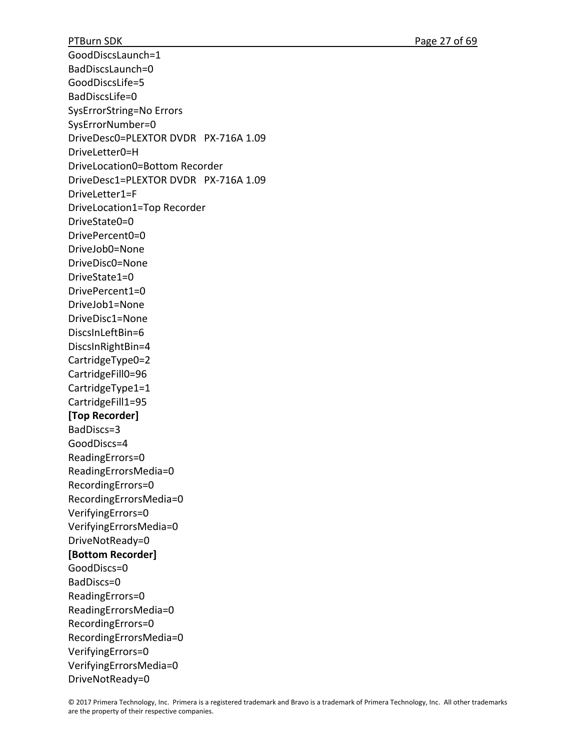GoodDiscsLaunch=1  
BadDiscsLaunch=0  
GoodDiscsLife=5  
BadDiscsLife=0  
SysErrorString=No Errors  
SysErrorNumber=0  
DriveDesc0=PLEXTOR DVDR   PX-716A 1.09  
DriveLetter0=H  
DriveLocation0=Bottom Recorder  
DriveDesc1=PLEXTOR DVDR   PX-716A 1.09  
DriveLetter1=F  
DriveLocation1=Top Recorder  
DriveState0=0  
DrivePercent0=0  
DriveJob0=None  
DriveDisc0=None  
DriveState1=0  
DrivePercent1=0  
DriveJob1=None  
DriveDisc1=None  
DiscsInLeftBin=6  
DiscsInRightBin=4  
CartridgeType0=2  
CartridgeFill0=96  
CartridgeType1=1  
CartridgeFill1=95  
**[Top Recorder]**  
BadDiscs=3  
GoodDiscs=4  
ReadingErrors=0  
ReadingErrorsMedia=0  
RecordingErrors=0  
RecordingErrorsMedia=0  
VerifyingErrors=0  
VerifyingErrorsMedia=0  
DriveNotReady=0  
**[Bottom Recorder]**  
GoodDiscs=0  
BadDiscs=0  
ReadingErrors=0  
ReadingErrorsMedia=0  
RecordingErrors=0  
RecordingErrorsMedia=0  
VerifyingErrors=0  
VerifyingErrorsMedia=0  
DriveNotReady=0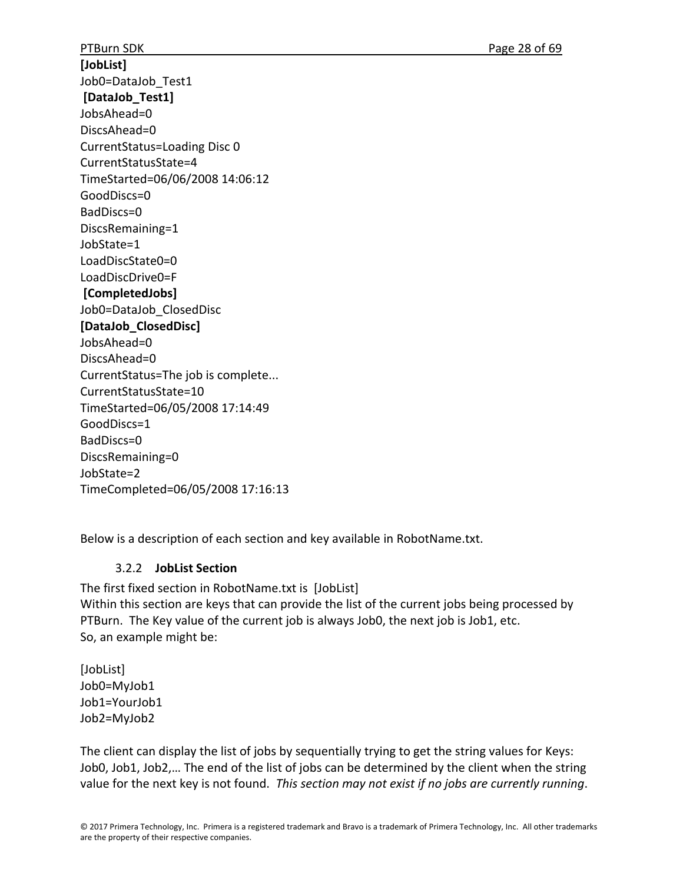**[JobList]**
Job0=DataJob_Test1
**[DataJob_Test1]**
JobsAhead=0
DiscsAhead=0
CurrentStatus=Loading Disc 0
CurrentStatusState=4
TimeStarted=06/06/2008 14:06:12
GoodDiscs=0
BadDiscs=0
DiscsRemaining=1
JobState=1
LoadDiscState0=0
LoadDiscDrive0=F
**[CompletedJobs]**
Job0=DataJob_ClosedDisc
**[DataJob_ClosedDisc]**
JobsAhead=0
DiscsAhead=0
CurrentStatus=The job is complete...
CurrentStatusState=10
TimeStarted=06/05/2008 17:14:49
GoodDiscs=1
BadDiscs=0
DiscsRemaining=0
JobState=2
TimeCompleted=06/05/2008 17:16:13

Below is a description of each section and key available in RobotName.txt.

### 3.2.2 **JobList Section**

The first fixed section in RobotName.txt is [JobList]
Within this section are keys that can provide the list of the current jobs being processed by PTBurn. The Key value of the current job is always Job0, the next job is Job1, etc.
So, an example might be:

[JobList]
Job0=MyJob1
Job1=YourJob1
Job2=MyJob2

The client can display the list of jobs by sequentially trying to get the string values for Keys: Job0, Job1, Job2,… The end of the list of jobs can be determined by the client when the string value for the next key is not found. *This section may not exist if no jobs are currently running*.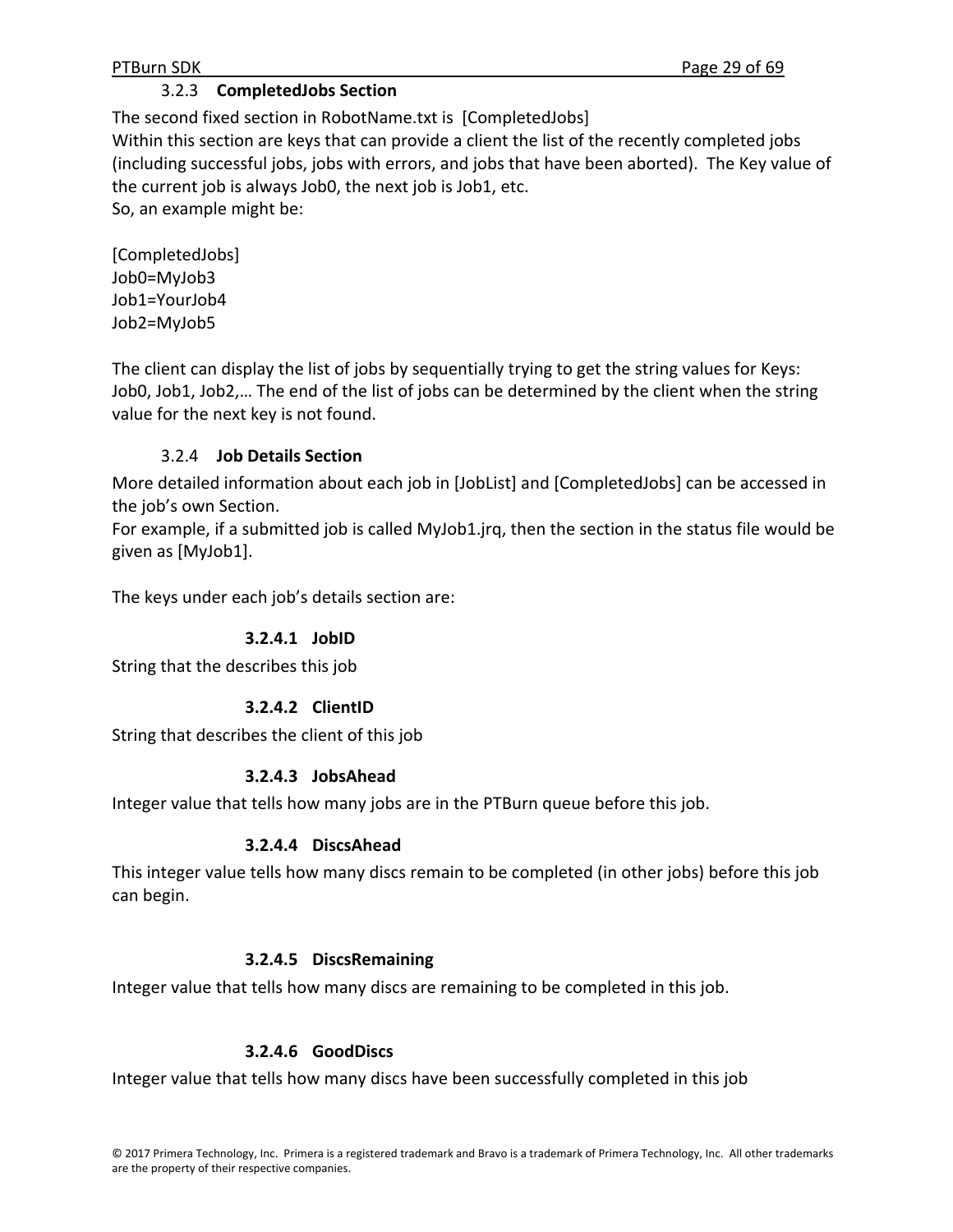### 3.2.3 CompletedJobs Section

The second fixed section in RobotName.txt is [CompletedJobs]
Within this section are keys that can provide a client the list of the recently completed jobs (including successful jobs, jobs with errors, and jobs that have been aborted). The Key value of the current job is always Job0, the next job is Job1, etc.
So, an example might be:

```
[CompletedJobs]
Job0=MyJob3
Job1=YourJob4
Job2=MyJob5
```

The client can display the list of jobs by sequentially trying to get the string values for Keys: Job0, Job1, Job2,… The end of the list of jobs can be determined by the client when the string value for the next key is not found.

### 3.2.4 Job Details Section

More detailed information about each job in [JobList] and [CompletedJobs] can be accessed in the job's own Section.
For example, if a submitted job is called MyJob1.jrq, then the section in the status file would be given as [MyJob1].

The keys under each job's details section are:

#### 3.2.4.1 JobID

String that the describes this job

#### 3.2.4.2 ClientID

String that describes the client of this job

#### 3.2.4.3 JobsAhead

Integer value that tells how many jobs are in the PTBurn queue before this job.

#### 3.2.4.4 DiscsAhead

This integer value tells how many discs remain to be completed (in other jobs) before this job can begin.

#### 3.2.4.5 DiscsRemaining

Integer value that tells how many discs are remaining to be completed in this job.

#### 3.2.4.6 GoodDiscs

Integer value that tells how many discs have been successfully completed in this job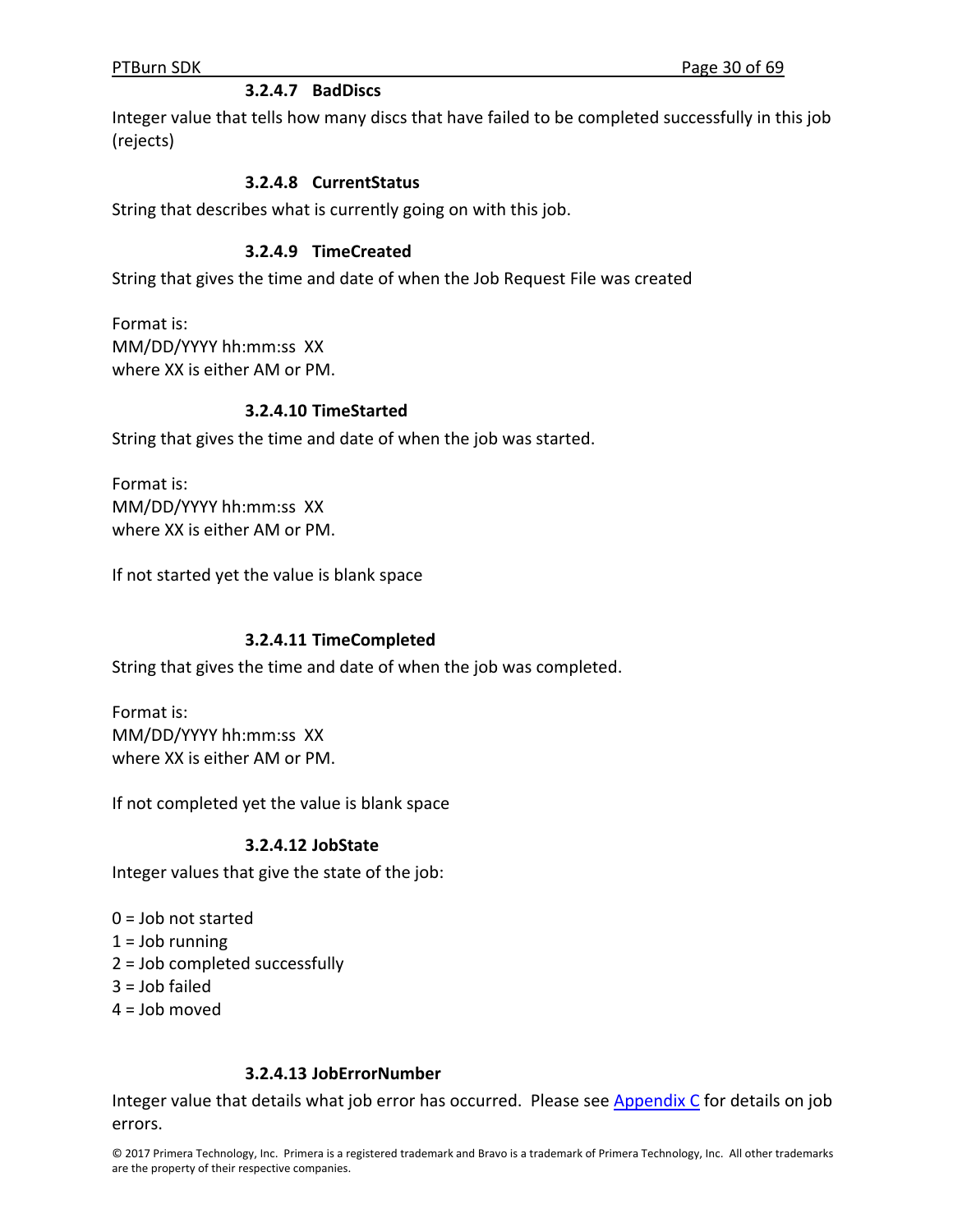#### 3.2.4.7 BadDiscs

Integer value that tells how many discs that have failed to be completed successfully in this job (rejects)

#### 3.2.4.8 CurrentStatus

String that describes what is currently going on with this job.

#### 3.2.4.9 TimeCreated

String that gives the time and date of when the Job Request File was created

Format is:
MM/DD/YYYY hh:mm:ss XX
where XX is either AM or PM.

#### 3.2.4.10 TimeStarted

String that gives the time and date of when the job was started.

Format is:
MM/DD/YYYY hh:mm:ss XX
where XX is either AM or PM.

If not started yet the value is blank space

#### 3.2.4.11 TimeCompleted

String that gives the time and date of when the job was completed.

Format is:
MM/DD/YYYY hh:mm:ss XX
where XX is either AM or PM.

If not completed yet the value is blank space

#### 3.2.4.12 JobState

Integer values that give the state of the job:

0 = Job not started
1 = Job running
2 = Job completed successfully
3 = Job failed
4 = Job moved

#### 3.2.4.13 JobErrorNumber

Integer value that details what job error has occurred. Please see Appendix C for details on job errors.

© 2017 Primera Technology, Inc. Primera is a registered trademark and Bravo is a trademark of Primera Technology, Inc. All other trademarks are the property of their respective companies.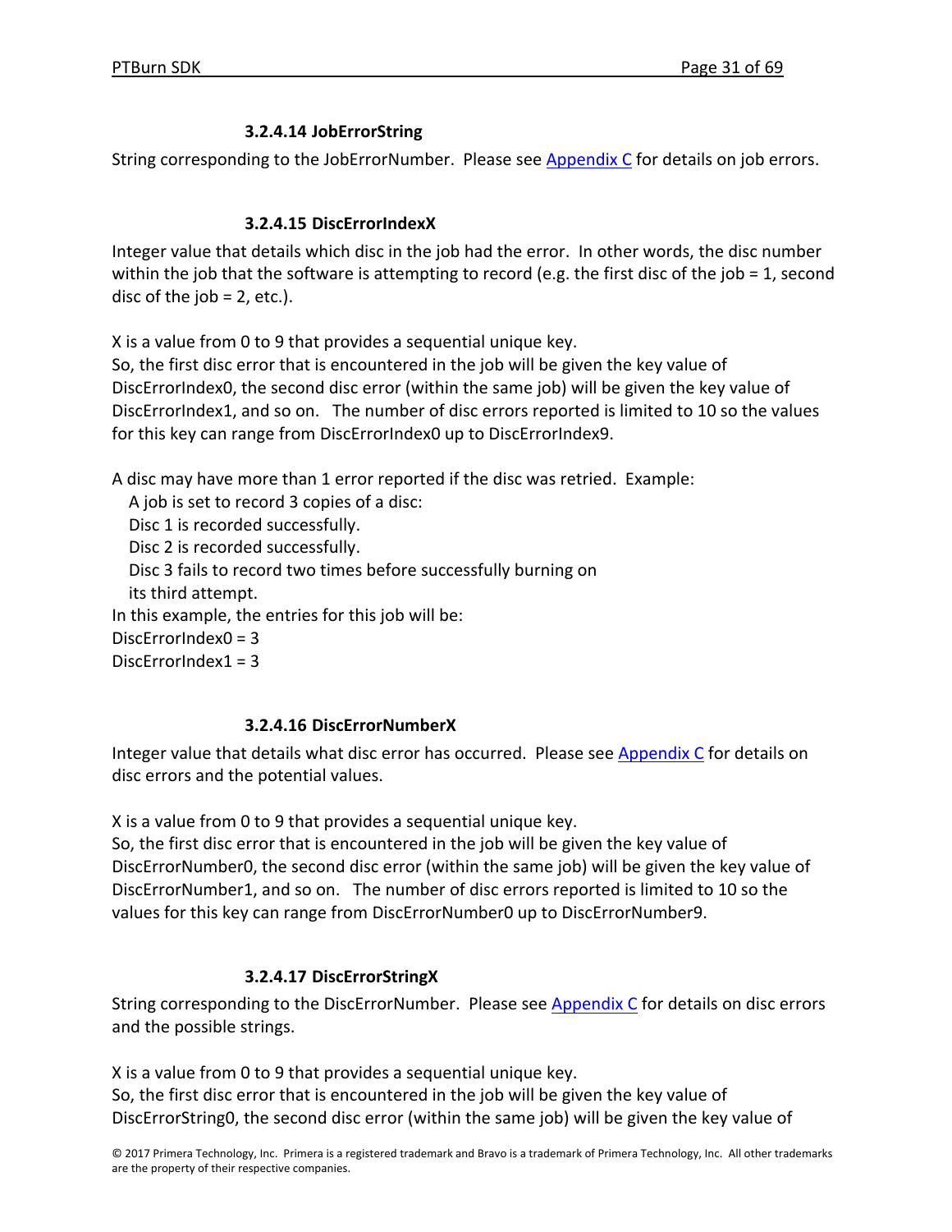#### 3.2.4.14 JobErrorString

String corresponding to the JobErrorNumber. Please see Appendix C for details on job errors.

#### 3.2.4.15 DiscErrorIndexX

Integer value that details which disc in the job had the error. In other words, the disc number within the job that the software is attempting to record (e.g. the first disc of the job = 1, second disc of the job = 2, etc.).

X is a value from 0 to 9 that provides a sequential unique key.
So, the first disc error that is encountered in the job will be given the key value of DiscErrorIndex0, the second disc error (within the same job) will be given the key value of DiscErrorIndex1, and so on. The number of disc errors reported is limited to 10 so the values for this key can range from DiscErrorIndex0 up to DiscErrorIndex9.

A disc may have more than 1 error reported if the disc was retried. Example:

  A job is set to record 3 copies of a disc:
  Disc 1 is recorded successfully.
  Disc 2 is recorded successfully.
  Disc 3 fails to record two times before successfully burning on
  its third attempt.

In this example, the entries for this job will be:
DiscErrorIndex0 = 3
DiscErrorIndex1 = 3

#### 3.2.4.16 DiscErrorNumberX

Integer value that details what disc error has occurred. Please see Appendix C for details on disc errors and the potential values.

X is a value from 0 to 9 that provides a sequential unique key.
So, the first disc error that is encountered in the job will be given the key value of DiscErrorNumber0, the second disc error (within the same job) will be given the key value of DiscErrorNumber1, and so on. The number of disc errors reported is limited to 10 so the values for this key can range from DiscErrorNumber0 up to DiscErrorNumber9.

#### 3.2.4.17 DiscErrorStringX

String corresponding to the DiscErrorNumber. Please see Appendix C for details on disc errors and the possible strings.

X is a value from 0 to 9 that provides a sequential unique key.
So, the first disc error that is encountered in the job will be given the key value of DiscErrorString0, the second disc error (within the same job) will be given the key value of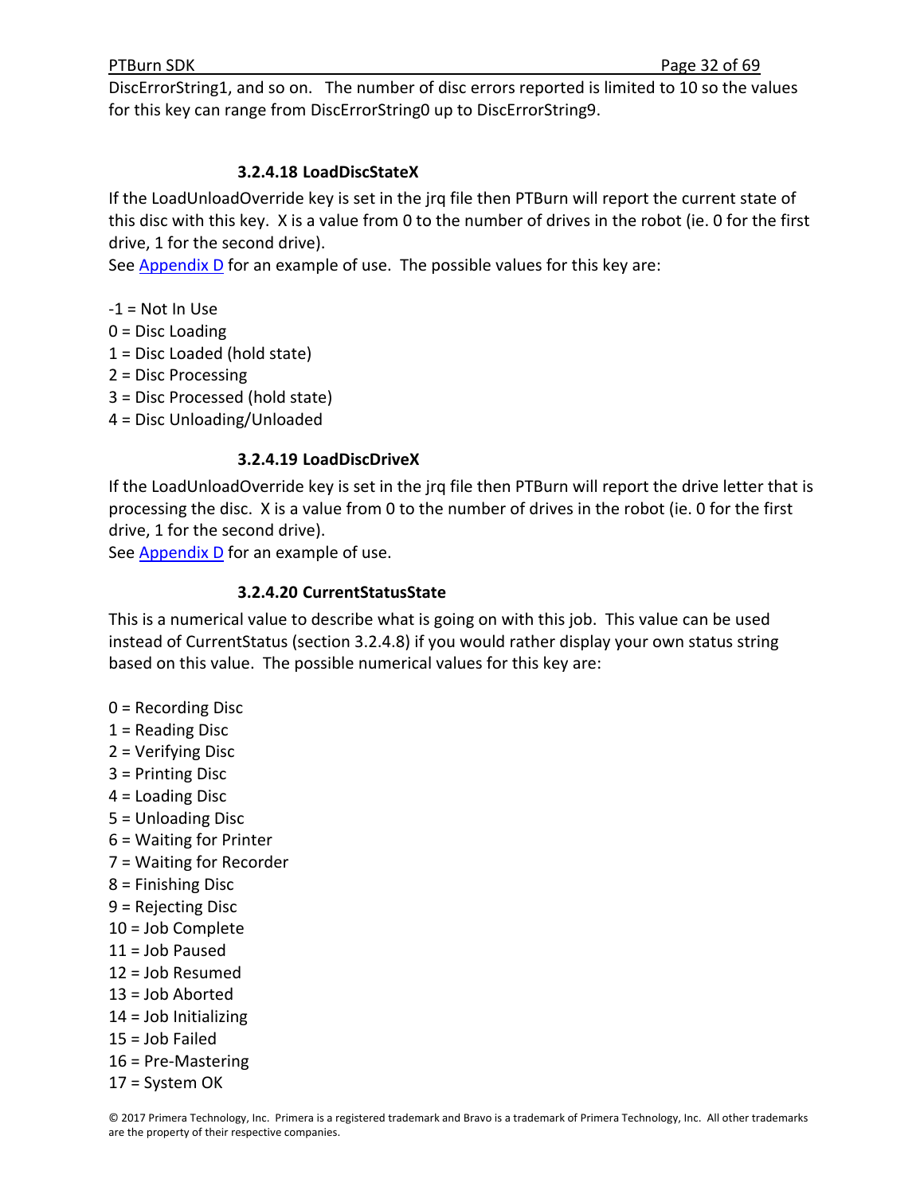DiscErrorString1, and so on. The number of disc errors reported is limited to 10 so the values for this key can range from DiscErrorString0 up to DiscErrorString9.

#### 3.2.4.18 LoadDiscStateX

If the LoadUnloadOverride key is set in the jrq file then PTBurn will report the current state of this disc with this key. X is a value from 0 to the number of drives in the robot (ie. 0 for the first drive, 1 for the second drive).
See Appendix D for an example of use. The possible values for this key are:

-1 = Not In Use
0 = Disc Loading
1 = Disc Loaded (hold state)
2 = Disc Processing
3 = Disc Processed (hold state)
4 = Disc Unloading/Unloaded

#### 3.2.4.19 LoadDiscDriveX

If the LoadUnloadOverride key is set in the jrq file then PTBurn will report the drive letter that is processing the disc. X is a value from 0 to the number of drives in the robot (ie. 0 for the first drive, 1 for the second drive).
See Appendix D for an example of use.

#### 3.2.4.20 CurrentStatusState

This is a numerical value to describe what is going on with this job. This value can be used instead of CurrentStatus (section 3.2.4.8) if you would rather display your own status string based on this value. The possible numerical values for this key are:

0 = Recording Disc
1 = Reading Disc
2 = Verifying Disc
3 = Printing Disc
4 = Loading Disc
5 = Unloading Disc
6 = Waiting for Printer
7 = Waiting for Recorder
8 = Finishing Disc
9 = Rejecting Disc
10 = Job Complete
11 = Job Paused
12 = Job Resumed
13 = Job Aborted
14 = Job Initializing
15 = Job Failed
16 = Pre-Mastering
17 = System OK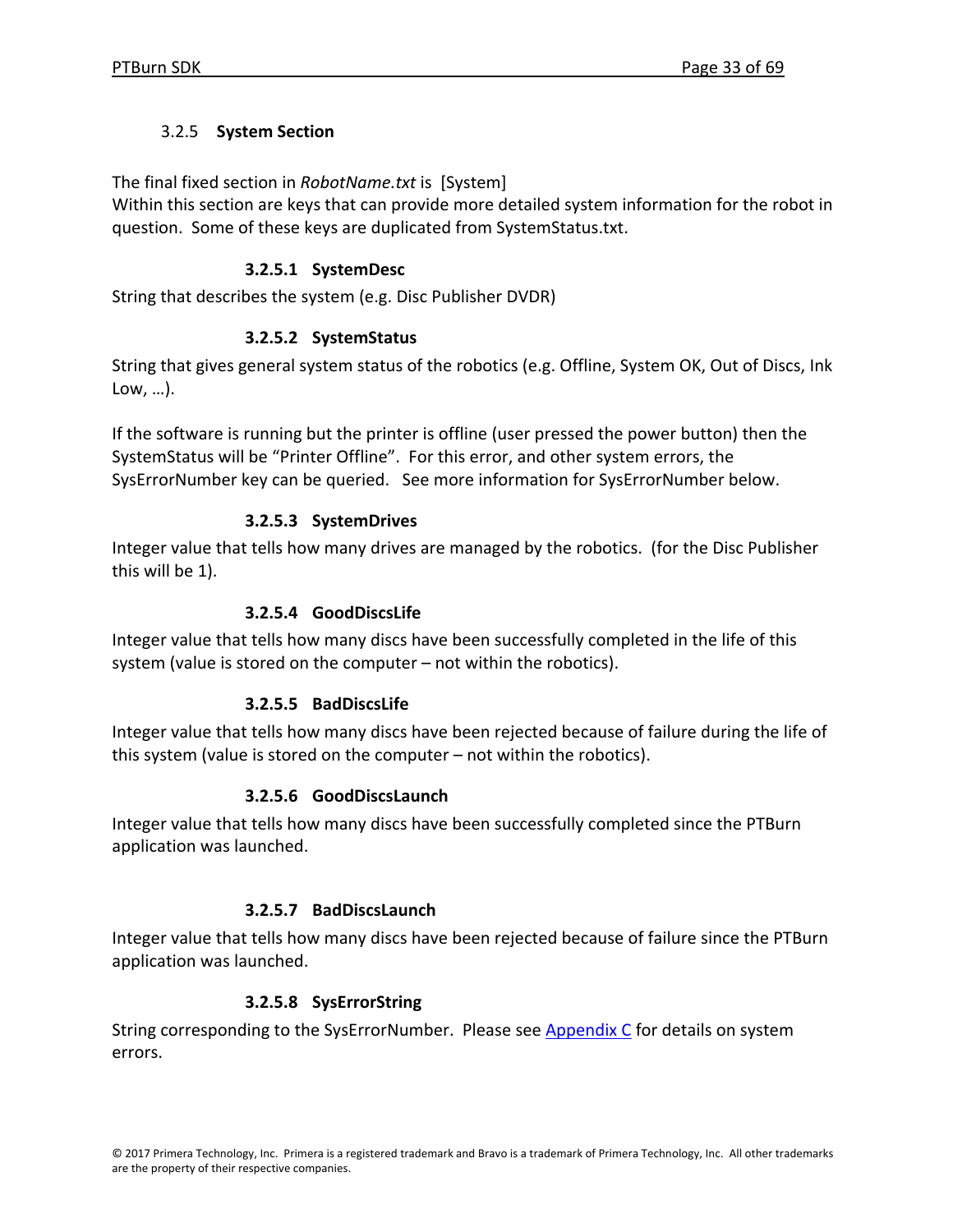### 3.2.5 System Section

The final fixed section in *RobotName.txt* is [System]
Within this section are keys that can provide more detailed system information for the robot in question. Some of these keys are duplicated from SystemStatus.txt.

#### 3.2.5.1 SystemDesc

String that describes the system (e.g. Disc Publisher DVDR)

#### 3.2.5.2 SystemStatus

String that gives general system status of the robotics (e.g. Offline, System OK, Out of Discs, Ink Low, …).

If the software is running but the printer is offline (user pressed the power button) then the SystemStatus will be "Printer Offline". For this error, and other system errors, the SysErrorNumber key can be queried. See more information for SysErrorNumber below.

#### 3.2.5.3 SystemDrives

Integer value that tells how many drives are managed by the robotics. (for the Disc Publisher this will be 1).

#### 3.2.5.4 GoodDiscsLife

Integer value that tells how many discs have been successfully completed in the life of this system (value is stored on the computer – not within the robotics).

#### 3.2.5.5 BadDiscsLife

Integer value that tells how many discs have been rejected because of failure during the life of this system (value is stored on the computer – not within the robotics).

#### 3.2.5.6 GoodDiscsLaunch

Integer value that tells how many discs have been successfully completed since the PTBurn application was launched.

#### 3.2.5.7 BadDiscsLaunch

Integer value that tells how many discs have been rejected because of failure since the PTBurn application was launched.

#### 3.2.5.8 SysErrorString

String corresponding to the SysErrorNumber. Please see Appendix C for details on system errors.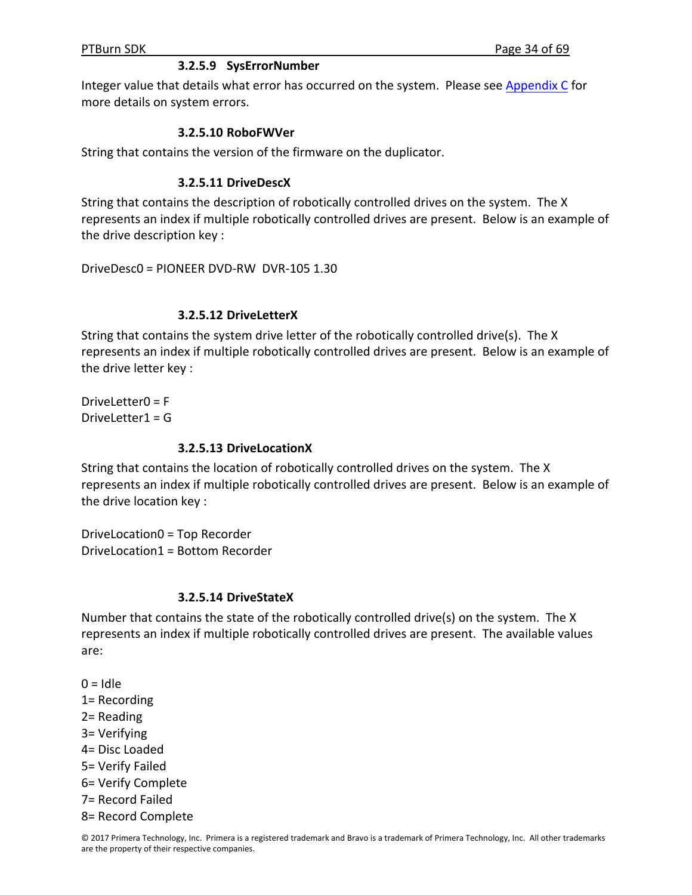#### 3.2.5.9 SysErrorNumber

Integer value that details what error has occurred on the system. Please see Appendix C for more details on system errors.

#### 3.2.5.10 RoboFWVer

String that contains the version of the firmware on the duplicator.

#### 3.2.5.11 DriveDescX

String that contains the description of robotically controlled drives on the system. The X represents an index if multiple robotically controlled drives are present. Below is an example of the drive description key :

DriveDesc0 = PIONEER DVD-RW  DVR-105 1.30

#### 3.2.5.12 DriveLetterX

String that contains the system drive letter of the robotically controlled drive(s). The X represents an index if multiple robotically controlled drives are present. Below is an example of the drive letter key :

DriveLetter0 = F
DriveLetter1 = G

#### 3.2.5.13 DriveLocationX

String that contains the location of robotically controlled drives on the system. The X represents an index if multiple robotically controlled drives are present. Below is an example of the drive location key :

DriveLocation0 = Top Recorder
DriveLocation1 = Bottom Recorder

#### 3.2.5.14 DriveStateX

Number that contains the state of the robotically controlled drive(s) on the system. The X represents an index if multiple robotically controlled drives are present. The available values are:

0 = Idle
1= Recording
2= Reading
3= Verifying
4= Disc Loaded
5= Verify Failed
6= Verify Complete
7= Record Failed
8= Record Complete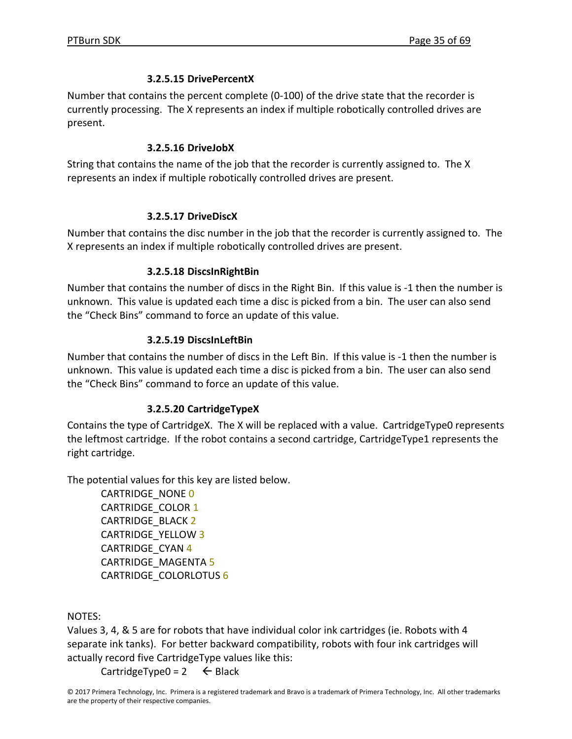#### 3.2.5.15 DrivePercentX

Number that contains the percent complete (0-100) of the drive state that the recorder is currently processing. The X represents an index if multiple robotically controlled drives are present.

#### 3.2.5.16 DriveJobX

String that contains the name of the job that the recorder is currently assigned to. The X represents an index if multiple robotically controlled drives are present.

#### 3.2.5.17 DriveDiscX

Number that contains the disc number in the job that the recorder is currently assigned to. The X represents an index if multiple robotically controlled drives are present.

#### 3.2.5.18 DiscsInRightBin

Number that contains the number of discs in the Right Bin. If this value is -1 then the number is unknown. This value is updated each time a disc is picked from a bin. The user can also send the "Check Bins" command to force an update of this value.

#### 3.2.5.19 DiscsInLeftBin

Number that contains the number of discs in the Left Bin. If this value is -1 then the number is unknown. This value is updated each time a disc is picked from a bin. The user can also send the "Check Bins" command to force an update of this value.

#### 3.2.5.20 CartridgeTypeX

Contains the type of CartridgeX. The X will be replaced with a value. CartridgeType0 represents the leftmost cartridge. If the robot contains a second cartridge, CartridgeType1 represents the right cartridge.

The potential values for this key are listed below.

    CARTRIDGE_NONE 0
    CARTRIDGE_COLOR 1
    CARTRIDGE_BLACK 2
    CARTRIDGE_YELLOW 3
    CARTRIDGE_CYAN 4
    CARTRIDGE_MAGENTA 5
    CARTRIDGE_COLORLOTUS 6

NOTES:
Values 3, 4, & 5 are for robots that have individual color ink cartridges (ie. Robots with 4 separate ink tanks). For better backward compatibility, robots with four ink cartridges will actually record five CartridgeType values like this:

    CartridgeType0 = 2    ← Black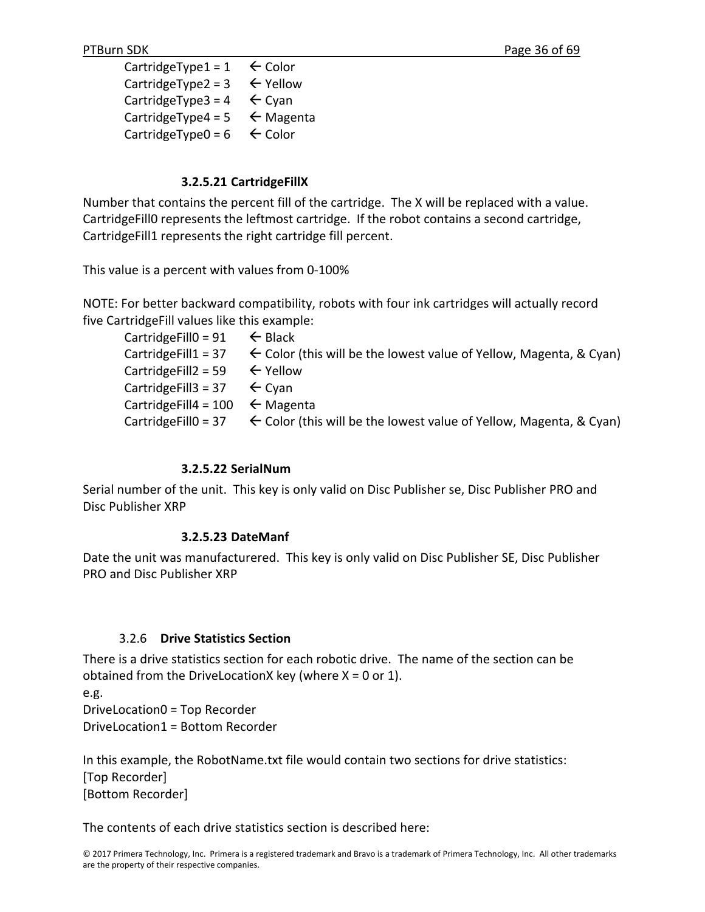CartridgeType1 = 1 ← Color
CartridgeType2 = 3 ← Yellow
CartridgeType3 = 4 ← Cyan
CartridgeType4 = 5 ← Magenta
CartridgeType0 = 6 ← Color

#### 3.2.5.21 CartridgeFillX

Number that contains the percent fill of the cartridge. The X will be replaced with a value. CartridgeFill0 represents the leftmost cartridge. If the robot contains a second cartridge, CartridgeFill1 represents the right cartridge fill percent.

This value is a percent with values from 0-100%

NOTE: For better backward compatibility, robots with four ink cartridges will actually record five CartridgeFill values like this example:

CartridgeFill0 = 91 ← Black
CartridgeFill1 = 37 ← Color (this will be the lowest value of Yellow, Magenta, & Cyan)
CartridgeFill2 = 59 ← Yellow
CartridgeFill3 = 37 ← Cyan
CartridgeFill4 = 100 ← Magenta
CartridgeFill0 = 37 ← Color (this will be the lowest value of Yellow, Magenta, & Cyan)

#### 3.2.5.22 SerialNum

Serial number of the unit. This key is only valid on Disc Publisher se, Disc Publisher PRO and Disc Publisher XRP

#### 3.2.5.23 DateManf

Date the unit was manufacturered. This key is only valid on Disc Publisher SE, Disc Publisher PRO and Disc Publisher XRP

### 3.2.6 Drive Statistics Section

There is a drive statistics section for each robotic drive. The name of the section can be obtained from the DriveLocationX key (where X = 0 or 1).

e.g.
DriveLocation0 = Top Recorder
DriveLocation1 = Bottom Recorder

In this example, the RobotName.txt file would contain two sections for drive statistics:
[Top Recorder]
[Bottom Recorder]

The contents of each drive statistics section is described here: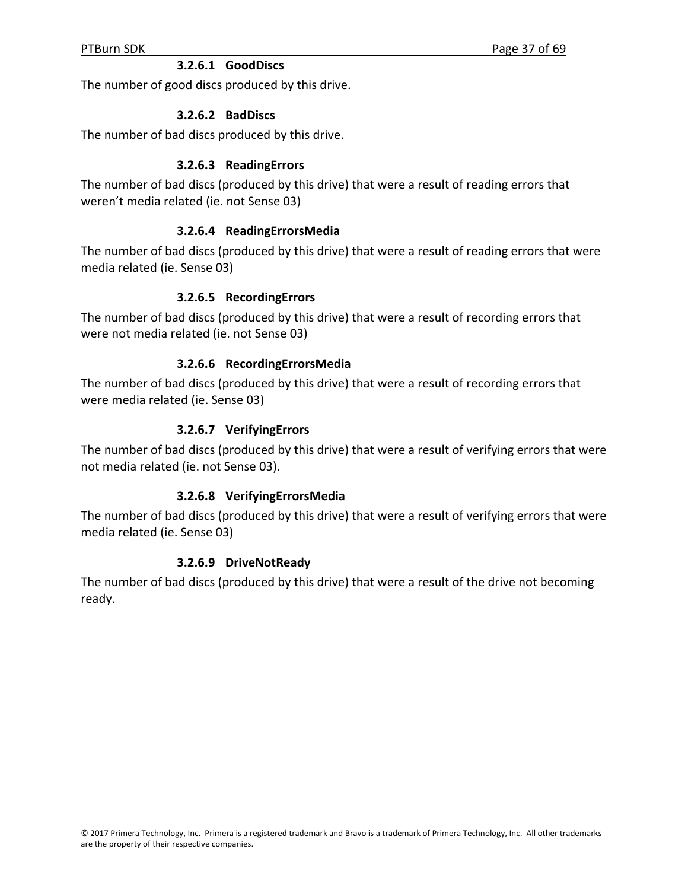#### 3.2.6.1 GoodDiscs

The number of good discs produced by this drive.

#### 3.2.6.2 BadDiscs

The number of bad discs produced by this drive.

#### 3.2.6.3 ReadingErrors

The number of bad discs (produced by this drive) that were a result of reading errors that weren't media related (ie. not Sense 03)

#### 3.2.6.4 ReadingErrorsMedia

The number of bad discs (produced by this drive) that were a result of reading errors that were media related (ie. Sense 03)

#### 3.2.6.5 RecordingErrors

The number of bad discs (produced by this drive) that were a result of recording errors that were not media related (ie. not Sense 03)

#### 3.2.6.6 RecordingErrorsMedia

The number of bad discs (produced by this drive) that were a result of recording errors that were media related (ie. Sense 03)

#### 3.2.6.7 VerifyingErrors

The number of bad discs (produced by this drive) that were a result of verifying errors that were not media related (ie. not Sense 03).

#### 3.2.6.8 VerifyingErrorsMedia

The number of bad discs (produced by this drive) that were a result of verifying errors that were media related (ie. Sense 03)

#### 3.2.6.9 DriveNotReady

The number of bad discs (produced by this drive) that were a result of the drive not becoming ready.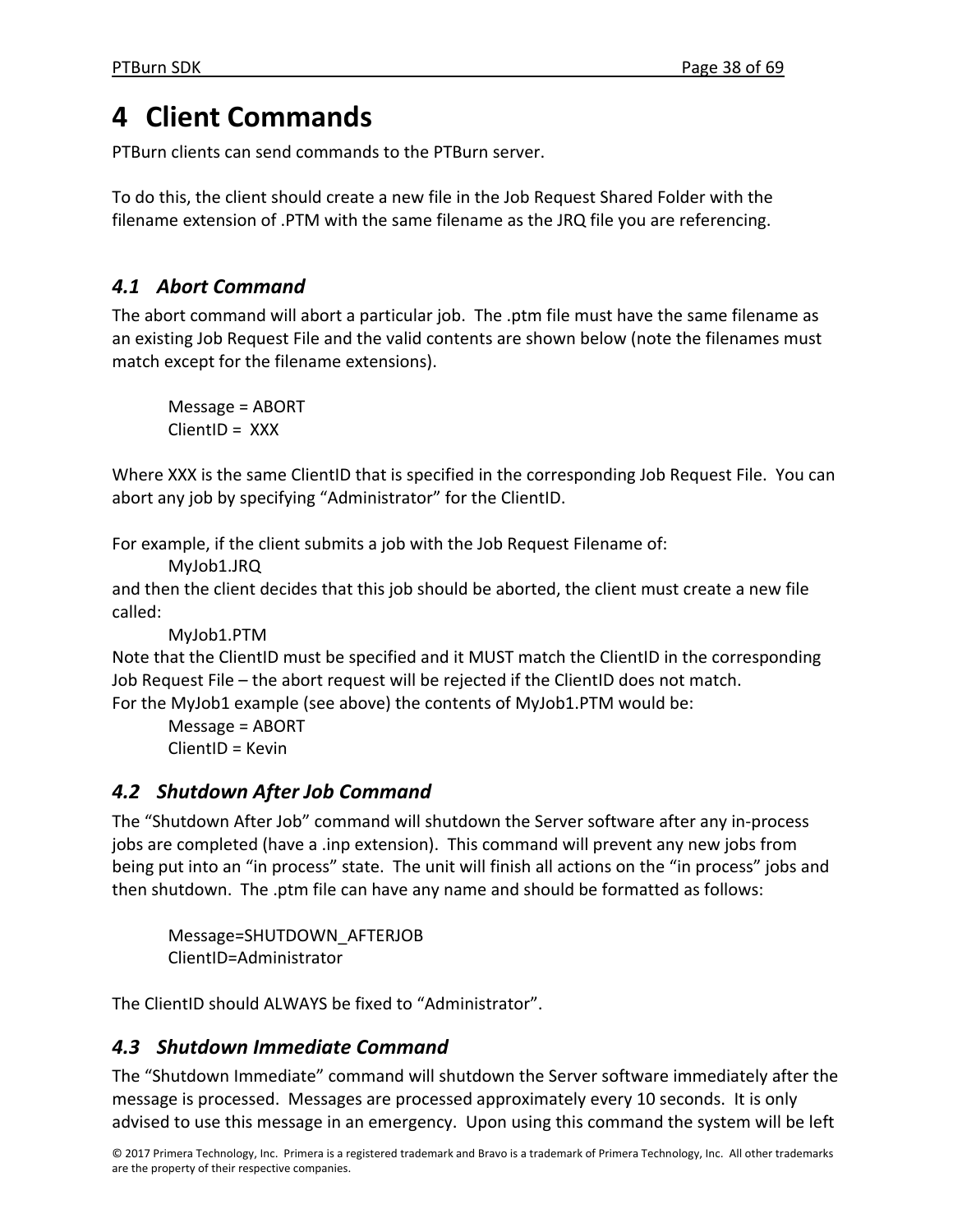# 4 Client Commands

PTBurn clients can send commands to the PTBurn server.

To do this, the client should create a new file in the Job Request Shared Folder with the filename extension of .PTM with the same filename as the JRQ file you are referencing.

## *4.1 Abort Command*

The abort command will abort a particular job. The .ptm file must have the same filename as an existing Job Request File and the valid contents are shown below (note the filenames must match except for the filename extensions).

```
Message = ABORT
ClientID =  XXX
```

Where XXX is the same ClientID that is specified in the corresponding Job Request File. You can abort any job by specifying "Administrator" for the ClientID.

For example, if the client submits a job with the Job Request Filename of:

    MyJob1.JRQ

and then the client decides that this job should be aborted, the client must create a new file called:

    MyJob1.PTM

Note that the ClientID must be specified and it MUST match the ClientID in the corresponding Job Request File – the abort request will be rejected if the ClientID does not match.
For the MyJob1 example (see above) the contents of MyJob1.PTM would be:

```
Message = ABORT
ClientID = Kevin
```

## *4.2 Shutdown After Job Command*

The "Shutdown After Job" command will shutdown the Server software after any in-process jobs are completed (have a .inp extension). This command will prevent any new jobs from being put into an "in process" state. The unit will finish all actions on the "in process" jobs and then shutdown. The .ptm file can have any name and should be formatted as follows:

```
Message=SHUTDOWN_AFTERJOB
ClientID=Administrator
```

The ClientID should ALWAYS be fixed to "Administrator".

## *4.3 Shutdown Immediate Command*

The "Shutdown Immediate" command will shutdown the Server software immediately after the message is processed. Messages are processed approximately every 10 seconds. It is only advised to use this message in an emergency. Upon using this command the system will be left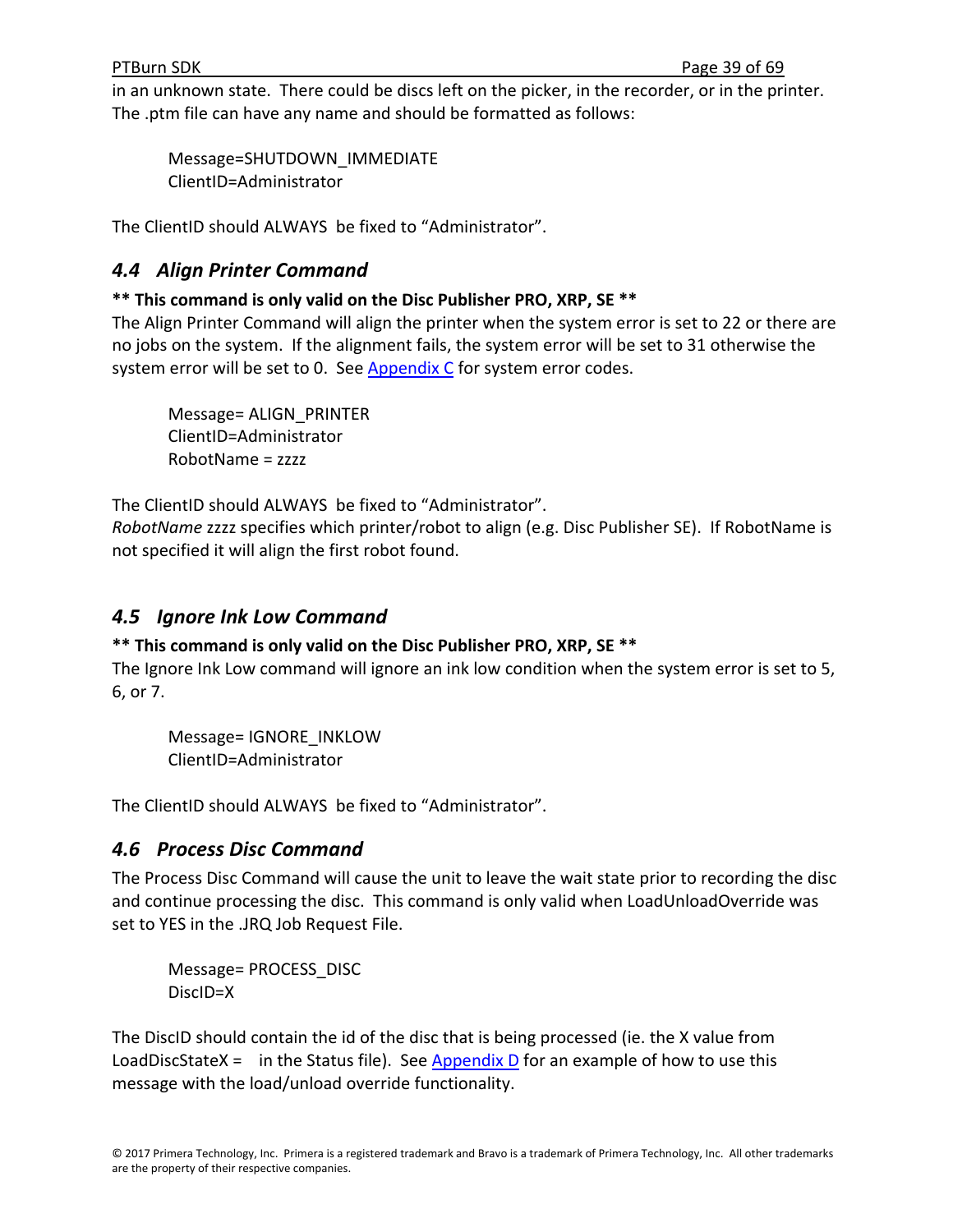in an unknown state. There could be discs left on the picker, in the recorder, or in the printer. The .ptm file can have any name and should be formatted as follows:

```
Message=SHUTDOWN_IMMEDIATE
ClientID=Administrator
```

The ClientID should ALWAYS be fixed to "Administrator".

## *4.4 Align Printer Command*

**\*\* This command is only valid on the Disc Publisher PRO, XRP, SE \*\***
The Align Printer Command will align the printer when the system error is set to 22 or there are no jobs on the system. If the alignment fails, the system error will be set to 31 otherwise the system error will be set to 0. See Appendix C for system error codes.

```
Message= ALIGN_PRINTER
ClientID=Administrator
RobotName = zzzz
```

The ClientID should ALWAYS be fixed to "Administrator".
*RobotName* zzzz specifies which printer/robot to align (e.g. Disc Publisher SE). If RobotName is not specified it will align the first robot found.

## *4.5 Ignore Ink Low Command*

**\*\* This command is only valid on the Disc Publisher PRO, XRP, SE \*\***
The Ignore Ink Low command will ignore an ink low condition when the system error is set to 5, 6, or 7.

```
Message= IGNORE_INKLOW
ClientID=Administrator
```

The ClientID should ALWAYS be fixed to "Administrator".

## *4.6 Process Disc Command*

The Process Disc Command will cause the unit to leave the wait state prior to recording the disc and continue processing the disc. This command is only valid when LoadUnloadOverride was set to YES in the .JRQ Job Request File.

```
Message= PROCESS_DISC
DiscID=X
```

The DiscID should contain the id of the disc that is being processed (ie. the X value from LoadDiscStateX = in the Status file). See Appendix D for an example of how to use this message with the load/unload override functionality.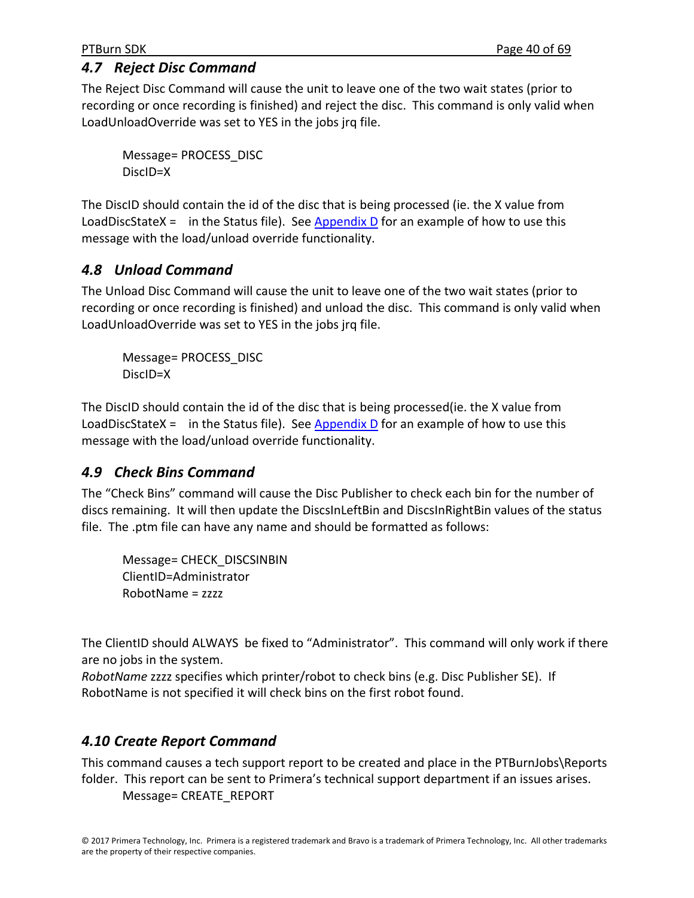## *4.7 Reject Disc Command*

The Reject Disc Command will cause the unit to leave one of the two wait states (prior to recording or once recording is finished) and reject the disc. This command is only valid when LoadUnloadOverride was set to YES in the jobs jrq file.

```
Message= PROCESS_DISC
DiscID=X
```

The DiscID should contain the id of the disc that is being processed (ie. the X value from LoadDiscStateX = in the Status file). See [Appendix D] for an example of how to use this message with the load/unload override functionality.

## *4.8 Unload Command*

The Unload Disc Command will cause the unit to leave one of the two wait states (prior to recording or once recording is finished) and unload the disc. This command is only valid when LoadUnloadOverride was set to YES in the jobs jrq file.

```
Message= PROCESS_DISC
DiscID=X
```

The DiscID should contain the id of the disc that is being processed(ie. the X value from LoadDiscStateX = in the Status file). See [Appendix D] for an example of how to use this message with the load/unload override functionality.

## *4.9 Check Bins Command*

The "Check Bins" command will cause the Disc Publisher to check each bin for the number of discs remaining. It will then update the DiscsInLeftBin and DiscsInRightBin values of the status file. The .ptm file can have any name and should be formatted as follows:

```
Message= CHECK_DISCSINBIN
ClientID=Administrator
RobotName = zzzz
```

The ClientID should ALWAYS be fixed to "Administrator". This command will only work if there are no jobs in the system.
*RobotName* zzzz specifies which printer/robot to check bins (e.g. Disc Publisher SE). If RobotName is not specified it will check bins on the first robot found.

## *4.10 Create Report Command*

This command causes a tech support report to be created and place in the PTBurnJobs\Reports folder. This report can be sent to Primera's technical support department if an issues arises.

```
Message= CREATE_REPORT
```

© 2017 Primera Technology, Inc. Primera is a registered trademark and Bravo is a trademark of Primera Technology, Inc. All other trademarks are the property of their respective companies.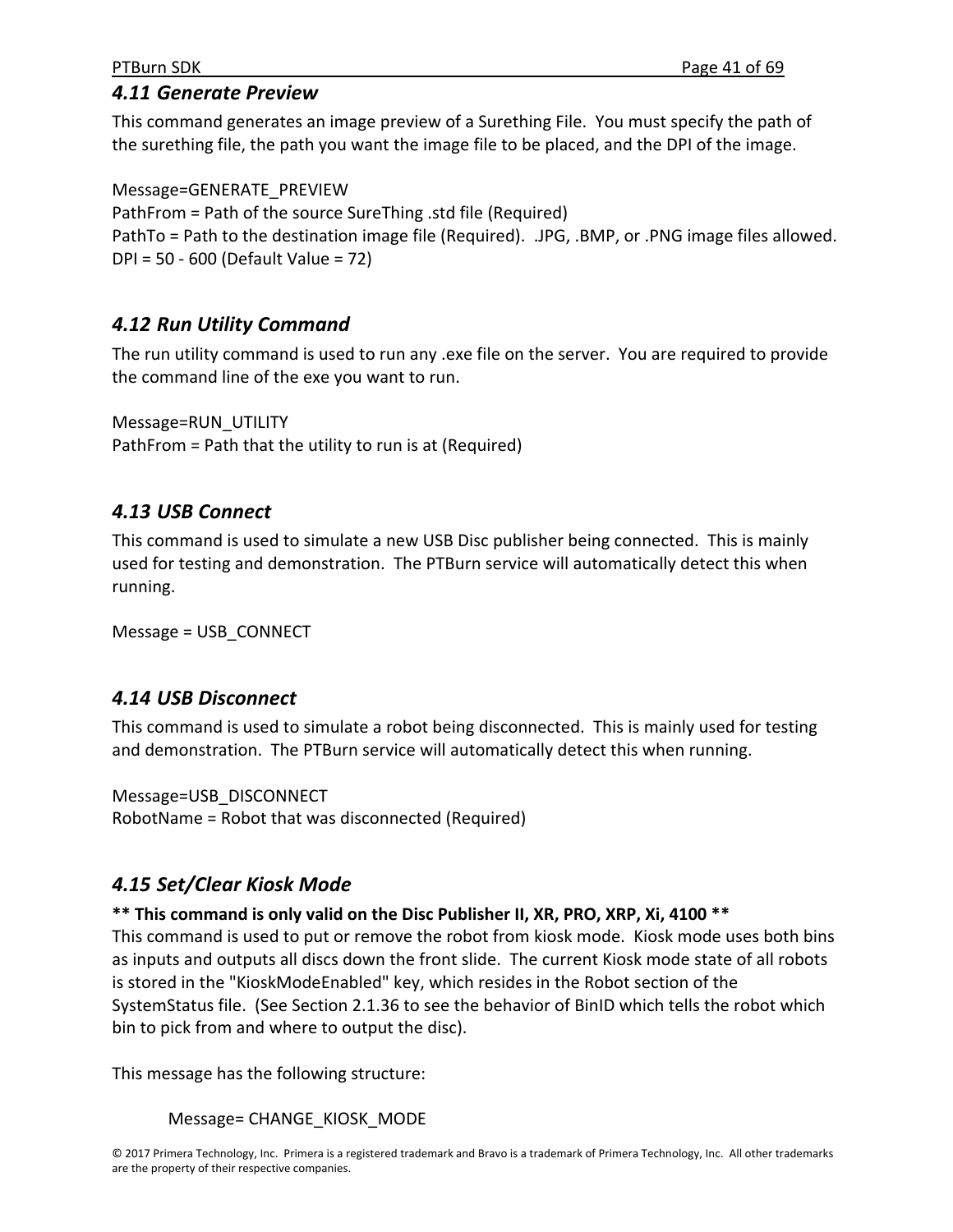### *4.11 Generate Preview*

This command generates an image preview of a Surething File. You must specify the path of the surething file, the path you want the image file to be placed, and the DPI of the image.

Message=GENERATE_PREVIEW
PathFrom = Path of the source SureThing .std file (Required)
PathTo = Path to the destination image file (Required). .JPG, .BMP, or .PNG image files allowed.
DPI = 50 - 600 (Default Value = 72)

### *4.12 Run Utility Command*

The run utility command is used to run any .exe file on the server. You are required to provide the command line of the exe you want to run.

Message=RUN_UTILITY
PathFrom = Path that the utility to run is at (Required)

### *4.13 USB Connect*

This command is used to simulate a new USB Disc publisher being connected. This is mainly used for testing and demonstration. The PTBurn service will automatically detect this when running.

Message = USB_CONNECT

### *4.14 USB Disconnect*

This command is used to simulate a robot being disconnected. This is mainly used for testing and demonstration. The PTBurn service will automatically detect this when running.

Message=USB_DISCONNECT
RobotName = Robot that was disconnected (Required)

### *4.15 Set/Clear Kiosk Mode*

**** This command is only valid on the Disc Publisher II, XR, PRO, XRP, Xi, 4100 ****
This command is used to put or remove the robot from kiosk mode. Kiosk mode uses both bins as inputs and outputs all discs down the front slide. The current Kiosk mode state of all robots is stored in the "KioskModeEnabled" key, which resides in the Robot section of the SystemStatus file. (See Section 2.1.36 to see the behavior of BinID which tells the robot which bin to pick from and where to output the disc).

This message has the following structure:

Message= CHANGE_KIOSK_MODE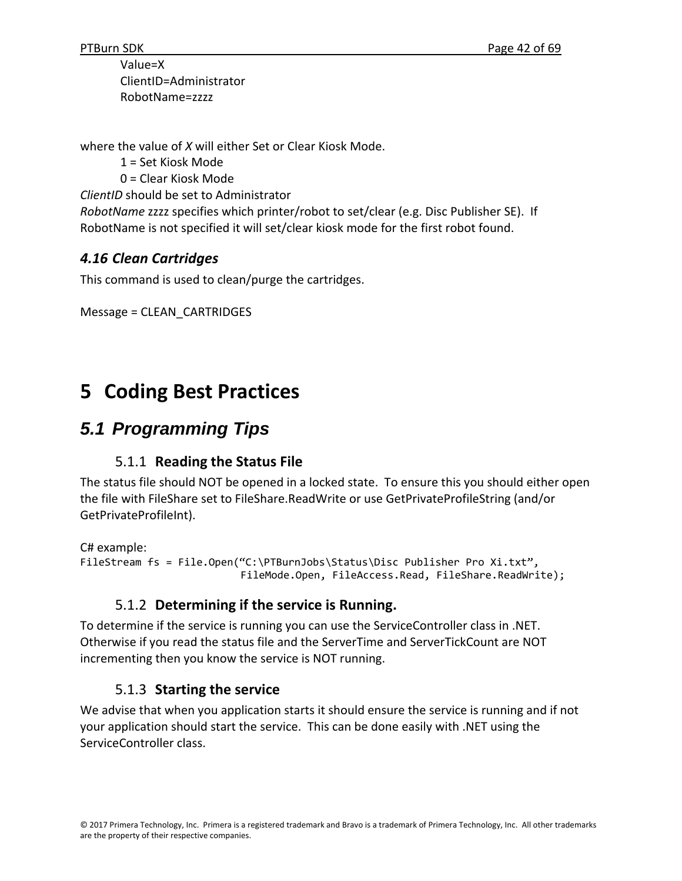Value=X
ClientID=Administrator
RobotName=zzzz

where the value of *X* will either Set or Clear Kiosk Mode.

1 = Set Kiosk Mode
0 = Clear Kiosk Mode

*ClientID* should be set to Administrator
*RobotName* zzzz specifies which printer/robot to set/clear (e.g. Disc Publisher SE). If RobotName is not specified it will set/clear kiosk mode for the first robot found.

### *4.16 Clean Cartridges*

This command is used to clean/purge the cartridges.

Message = CLEAN_CARTRIDGES

# 5 Coding Best Practices

## *5.1 Programming Tips*

### 5.1.1 **Reading the Status File**

The status file should NOT be opened in a locked state. To ensure this you should either open the file with FileShare set to FileShare.ReadWrite or use GetPrivateProfileString (and/or GetPrivateProfileInt).

C# example:

```
FileStream fs = File.Open(“C:\PTBurnJobs\Status\Disc Publisher Pro Xi.txt”,
                          FileMode.Open, FileAccess.Read, FileShare.ReadWrite);
```

### 5.1.2 **Determining if the service is Running.**

To determine if the service is running you can use the ServiceController class in .NET. Otherwise if you read the status file and the ServerTime and ServerTickCount are NOT incrementing then you know the service is NOT running.

### 5.1.3 **Starting the service**

We advise that when you application starts it should ensure the service is running and if not your application should start the service. This can be done easily with .NET using the ServiceController class.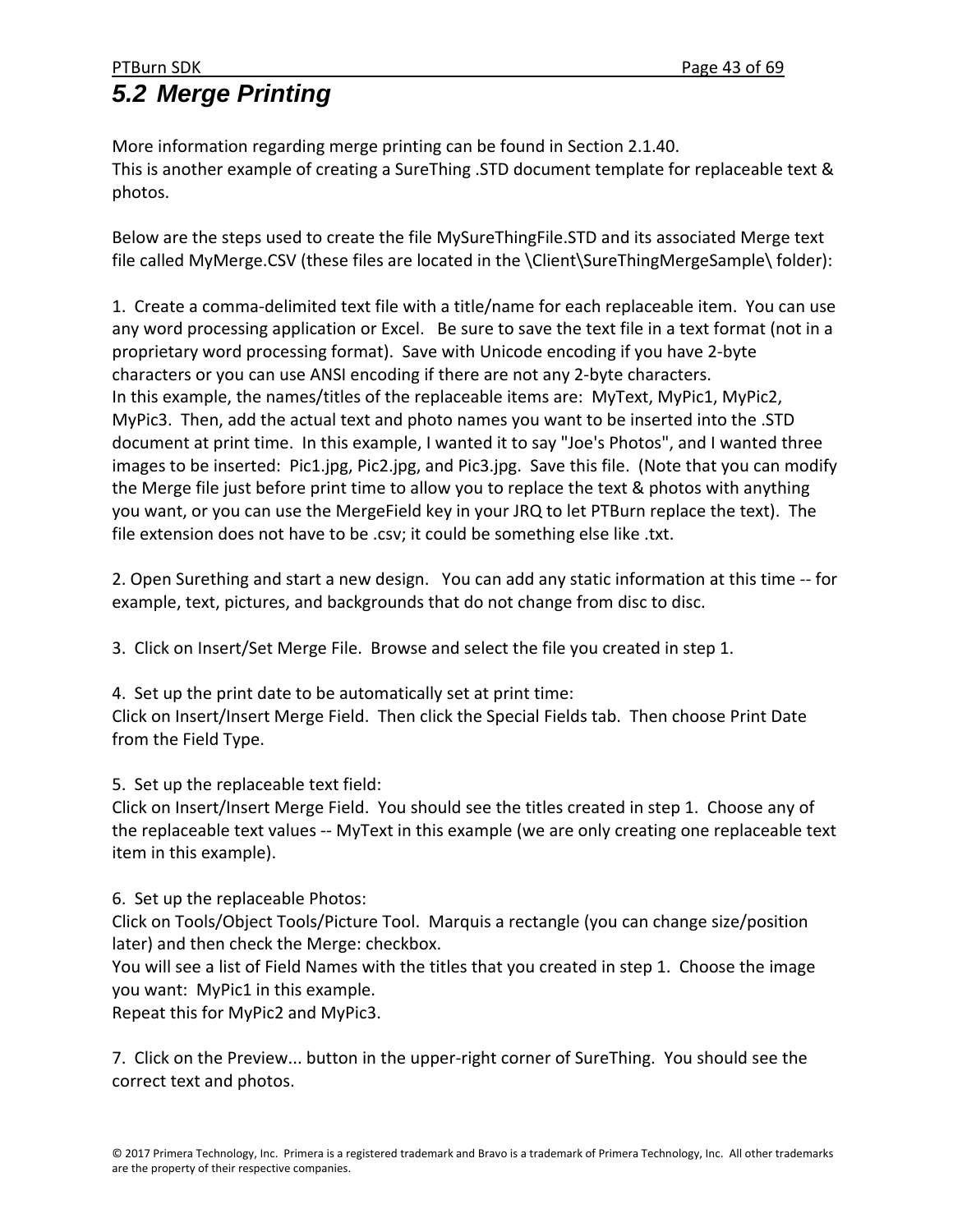## *5.2 Merge Printing*

More information regarding merge printing can be found in Section 2.1.40.
This is another example of creating a SureThing .STD document template for replaceable text & photos.

Below are the steps used to create the file MySureThingFile.STD and its associated Merge text file called MyMerge.CSV (these files are located in the \Client\SureThingMergeSample\ folder):

1. Create a comma-delimited text file with a title/name for each replaceable item. You can use any word processing application or Excel. Be sure to save the text file in a text format (not in a proprietary word processing format). Save with Unicode encoding if you have 2-byte characters or you can use ANSI encoding if there are not any 2-byte characters.
In this example, the names/titles of the replaceable items are: MyText, MyPic1, MyPic2, MyPic3. Then, add the actual text and photo names you want to be inserted into the .STD document at print time. In this example, I wanted it to say "Joe's Photos", and I wanted three images to be inserted: Pic1.jpg, Pic2.jpg, and Pic3.jpg. Save this file. (Note that you can modify the Merge file just before print time to allow you to replace the text & photos with anything you want, or you can use the MergeField key in your JRQ to let PTBurn replace the text). The file extension does not have to be .csv; it could be something else like .txt.

2. Open Surething and start a new design. You can add any static information at this time -- for example, text, pictures, and backgrounds that do not change from disc to disc.

3. Click on Insert/Set Merge File. Browse and select the file you created in step 1.

4. Set up the print date to be automatically set at print time:
Click on Insert/Insert Merge Field. Then click the Special Fields tab. Then choose Print Date from the Field Type.

5. Set up the replaceable text field:
Click on Insert/Insert Merge Field. You should see the titles created in step 1. Choose any of the replaceable text values -- MyText in this example (we are only creating one replaceable text item in this example).

6. Set up the replaceable Photos:
Click on Tools/Object Tools/Picture Tool. Marquis a rectangle (you can change size/position later) and then check the Merge: checkbox.
You will see a list of Field Names with the titles that you created in step 1. Choose the image you want: MyPic1 in this example.
Repeat this for MyPic2 and MyPic3.

7. Click on the Preview... button in the upper-right corner of SureThing. You should see the correct text and photos.

© 2017 Primera Technology, Inc. Primera is a registered trademark and Bravo is a trademark of Primera Technology, Inc. All other trademarks are the property of their respective companies.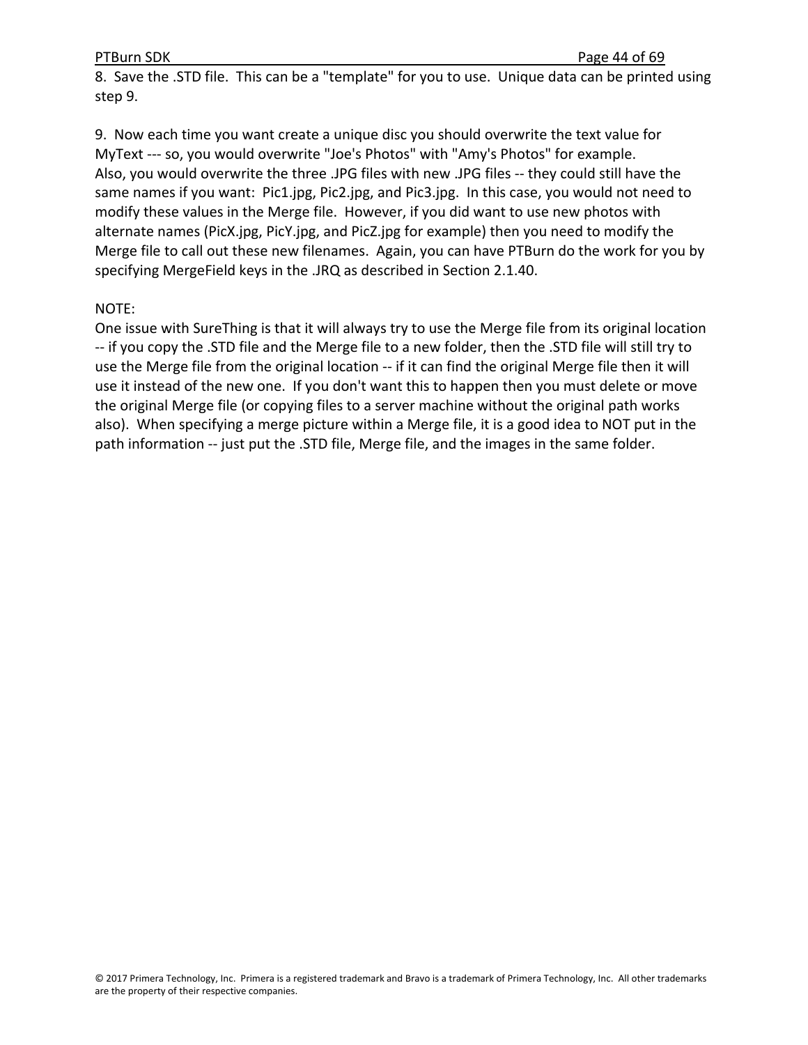8. Save the .STD file. This can be a "template" for you to use. Unique data can be printed using step 9.

9. Now each time you want create a unique disc you should overwrite the text value for MyText --- so, you would overwrite "Joe's Photos" with "Amy's Photos" for example. Also, you would overwrite the three .JPG files with new .JPG files -- they could still have the same names if you want: Pic1.jpg, Pic2.jpg, and Pic3.jpg. In this case, you would not need to modify these values in the Merge file. However, if you did want to use new photos with alternate names (PicX.jpg, PicY.jpg, and PicZ.jpg for example) then you need to modify the Merge file to call out these new filenames. Again, you can have PTBurn do the work for you by specifying MergeField keys in the .JRQ as described in Section 2.1.40.

NOTE:
One issue with SureThing is that it will always try to use the Merge file from its original location -- if you copy the .STD file and the Merge file to a new folder, then the .STD file will still try to use the Merge file from the original location -- if it can find the original Merge file then it will use it instead of the new one. If you don't want this to happen then you must delete or move the original Merge file (or copying files to a server machine without the original path works also). When specifying a merge picture within a Merge file, it is a good idea to NOT put in the path information -- just put the .STD file, Merge file, and the images in the same folder.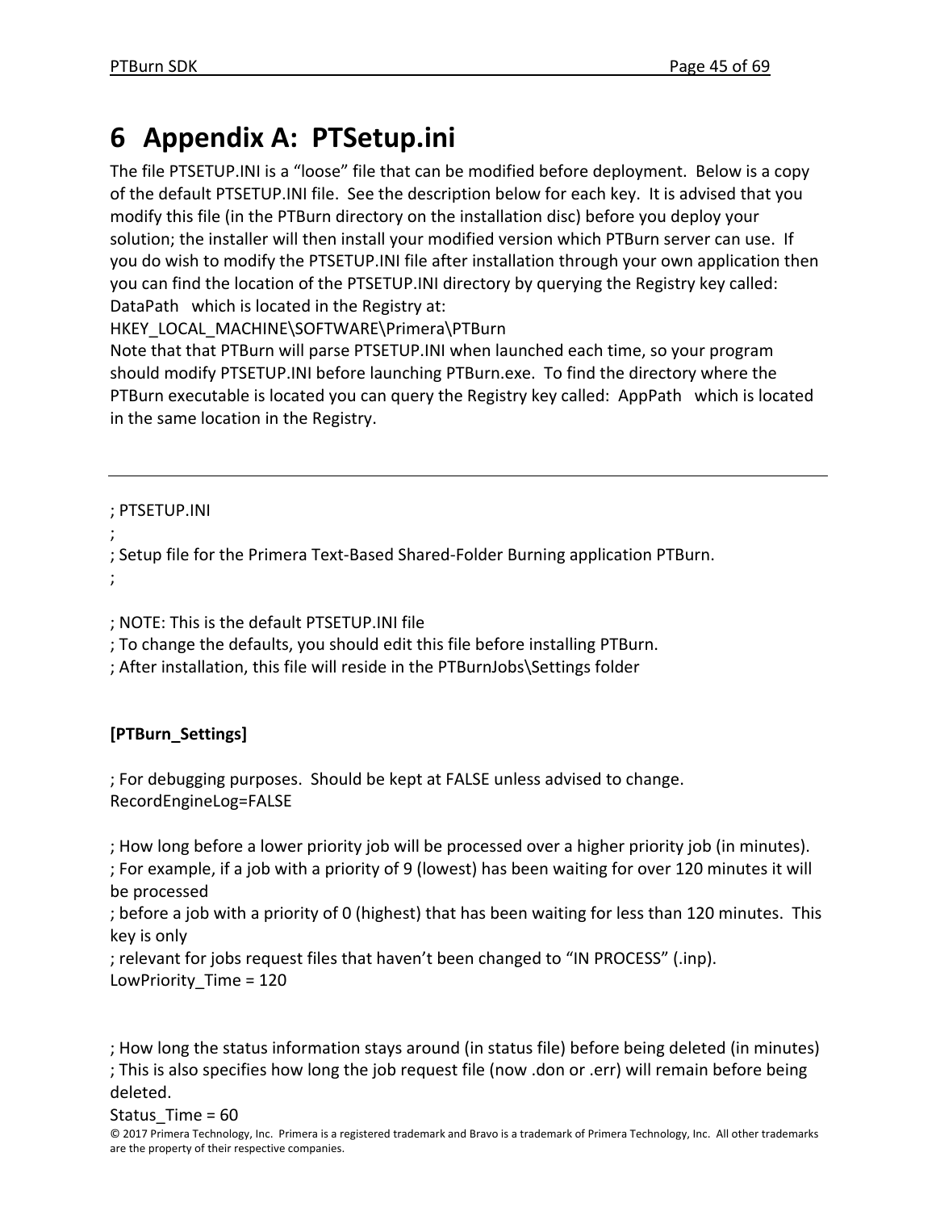# 6 Appendix A: PTSetup.ini

The file PTSETUP.INI is a "loose" file that can be modified before deployment. Below is a copy of the default PTSETUP.INI file. See the description below for each key. It is advised that you modify this file (in the PTBurn directory on the installation disc) before you deploy your solution; the installer will then install your modified version which PTBurn server can use. If you do wish to modify the PTSETUP.INI file after installation through your own application then you can find the location of the PTSETUP.INI directory by querying the Registry key called: DataPath which is located in the Registry at:
HKEY_LOCAL_MACHINE\SOFTWARE\Primera\PTBurn
Note that that PTBurn will parse PTSETUP.INI when launched each time, so your program should modify PTSETUP.INI before launching PTBurn.exe. To find the directory where the PTBurn executable is located you can query the Registry key called: AppPath which is located in the same location in the Registry.

---

; PTSETUP.INI
;
; Setup file for the Primera Text-Based Shared-Folder Burning application PTBurn.
;

; NOTE: This is the default PTSETUP.INI file
; To change the defaults, you should edit this file before installing PTBurn.
; After installation, this file will reside in the PTBurnJobs\Settings folder

**[PTBurn_Settings]**

; For debugging purposes. Should be kept at FALSE unless advised to change.
RecordEngineLog=FALSE

; How long before a lower priority job will be processed over a higher priority job (in minutes).
; For example, if a job with a priority of 9 (lowest) has been waiting for over 120 minutes it will be processed
; before a job with a priority of 0 (highest) that has been waiting for less than 120 minutes. This key is only
; relevant for jobs request files that haven't been changed to "IN PROCESS" (.inp).
LowPriority_Time = 120

; How long the status information stays around (in status file) before being deleted (in minutes)
; This is also specifies how long the job request file (now .don or .err) will remain before being deleted.
Status_Time = 60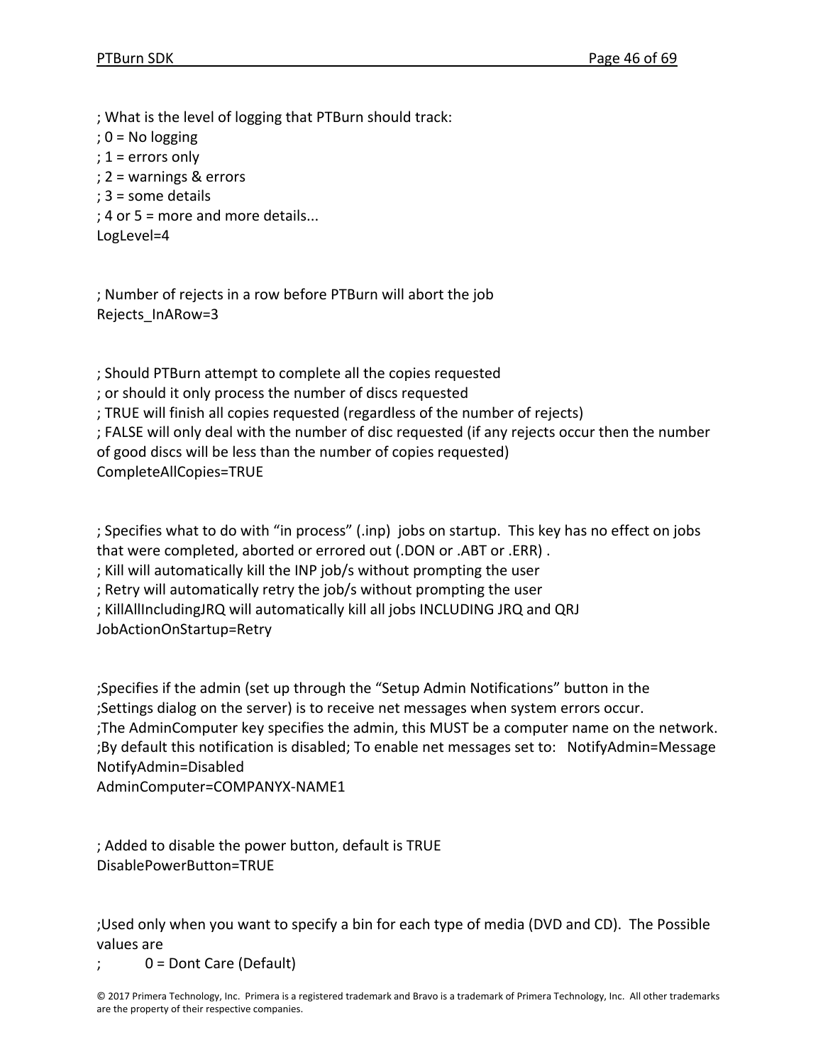; What is the level of logging that PTBurn should track:
; 0 = No logging
; 1 = errors only
; 2 = warnings & errors
; 3 = some details
; 4 or 5 = more and more details...
LogLevel=4

; Number of rejects in a row before PTBurn will abort the job
Rejects_InARow=3

; Should PTBurn attempt to complete all the copies requested
; or should it only process the number of discs requested
; TRUE will finish all copies requested (regardless of the number of rejects)
; FALSE will only deal with the number of disc requested (if any rejects occur then the number of good discs will be less than the number of copies requested)
CompleteAllCopies=TRUE

; Specifies what to do with "in process" (.inp) jobs on startup. This key has no effect on jobs that were completed, aborted or errored out (.DON or .ABT or .ERR) .
; Kill will automatically kill the INP job/s without prompting the user
; Retry will automatically retry the job/s without prompting the user
; KillAllIncludingJRQ will automatically kill all jobs INCLUDING JRQ and QRJ
JobActionOnStartup=Retry

;Specifies if the admin (set up through the "Setup Admin Notifications" button in the
;Settings dialog on the server) is to receive net messages when system errors occur.
;The AdminComputer key specifies the admin, this MUST be a computer name on the network.
;By default this notification is disabled; To enable net messages set to: NotifyAdmin=Message
NotifyAdmin=Disabled
AdminComputer=COMPANYX-NAME1

; Added to disable the power button, default is TRUE
DisablePowerButton=TRUE

;Used only when you want to specify a bin for each type of media (DVD and CD). The Possible values are
; 0 = Dont Care (Default)

© 2017 Primera Technology, Inc. Primera is a registered trademark and Bravo is a trademark of Primera Technology, Inc. All other trademarks are the property of their respective companies.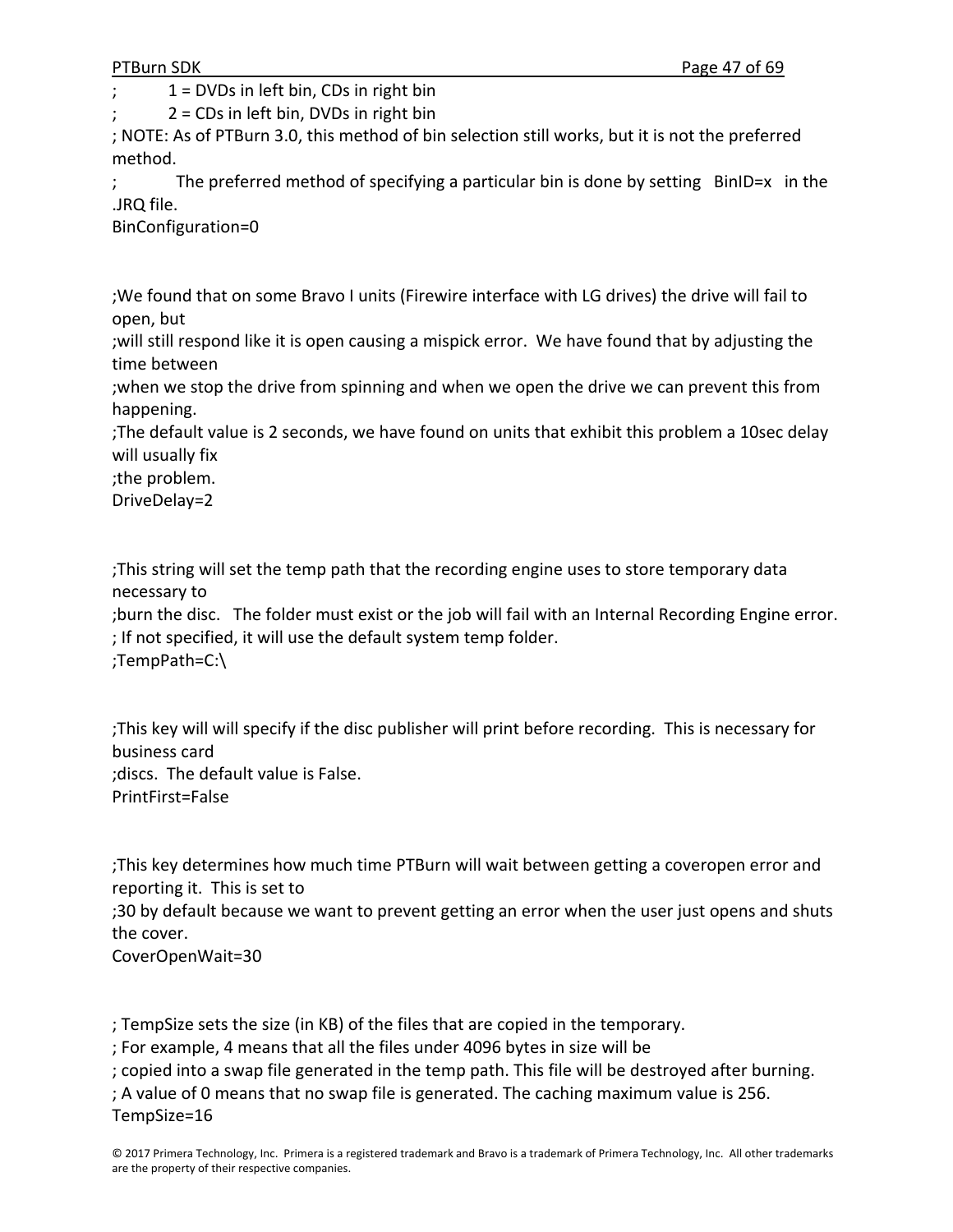```
;          1 = DVDs in left bin, CDs in right bin
;          2 = CDs in left bin, DVDs in right bin
; NOTE: As of PTBurn 3.0, this method of bin selection still works, but it is not the preferred method.
;            The preferred method of specifying a particular bin is done by setting   BinID=x   in the .JRQ file.
BinConfiguration=0


;We found that on some Bravo I units (Firewire interface with LG drives) the drive will fail to open, but
;will still respond like it is open causing a mispick error.  We have found that by adjusting the time between
;when we stop the drive from spinning and when we open the drive we can prevent this from happening.
;The default value is 2 seconds, we have found on units that exhibit this problem a 10sec delay will usually fix
;the problem.
DriveDelay=2


;This string will set the temp path that the recording engine uses to store temporary data necessary to
;burn the disc.   The folder must exist or the job will fail with an Internal Recording Engine error.
; If not specified, it will use the default system temp folder.
;TempPath=C:\


;This key will will specify if the disc publisher will print before recording.  This is necessary for business card
;discs.  The default value is False.
PrintFirst=False


;This key determines how much time PTBurn will wait between getting a coveropen error and reporting it.  This is set to
;30 by default because we want to prevent getting an error when the user just opens and shuts the cover.
CoverOpenWait=30


; TempSize sets the size (in KB) of the files that are copied in the temporary.
; For example, 4 means that all the files under 4096 bytes in size will be
; copied into a swap file generated in the temp path. This file will be destroyed after burning.
; A value of 0 means that no swap file is generated. The caching maximum value is 256.
TempSize=16
```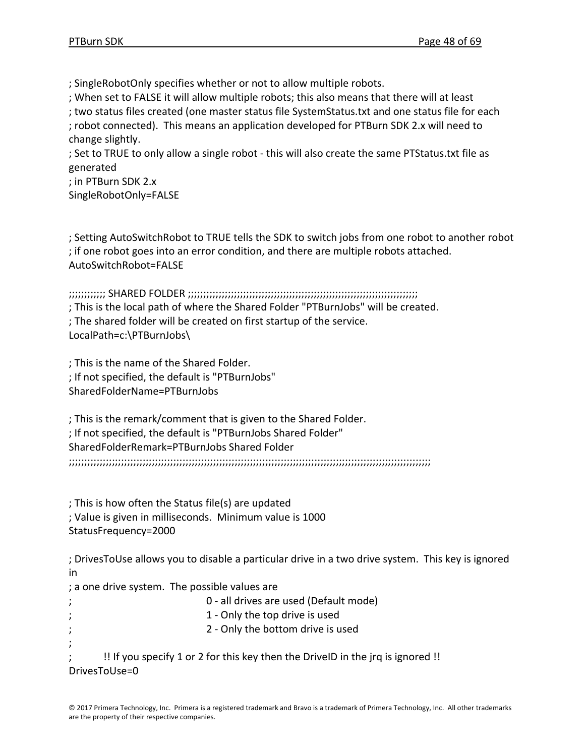```
; SingleRobotOnly specifies whether or not to allow multiple robots.
; When set to FALSE it will allow multiple robots; this also means that there will at least
; two status files created (one master status file SystemStatus.txt and one status file for each
; robot connected).  This means an application developed for PTBurn SDK 2.x will need to
change slightly.
; Set to TRUE to only allow a single robot - this will also create the same PTStatus.txt file as
generated
; in PTBurn SDK 2.x
SingleRobotOnly=FALSE


; Setting AutoSwitchRobot to TRUE tells the SDK to switch jobs from one robot to another robot
; if one robot goes into an error condition, and there are multiple robots attached.
AutoSwitchRobot=FALSE

;;;;;;;;;;;; SHARED FOLDER ;;;;;;;;;;;;;;;;;;;;;;;;;;;;;;;;;;;;;;;;;;;;;;;;;;;;;;;;;;;;;;;;;;;;;
; This is the local path of where the Shared Folder "PTBurnJobs" will be created.
; The shared folder will be created on first startup of the service.
LocalPath=c:\PTBurnJobs\

; This is the name of the Shared Folder.
; If not specified, the default is "PTBurnJobs"
SharedFolderName=PTBurnJobs

; This is the remark/comment that is given to the Shared Folder.
; If not specified, the default is "PTBurnJobs Shared Folder"
SharedFolderRemark=PTBurnJobs Shared Folder
;;;;;;;;;;;;;;;;;;;;;;;;;;;;;;;;;;;;;;;;;;;;;;;;;;;;;;;;;;;;;;;;;;;;;;;;;;;;;;;;;;;;;;;;;;;;;;;;;;;;;;;;;;;;;;;;;;;;;;;;;;;;


; This is how often the Status file(s) are updated
; Value is given in milliseconds.  Minimum value is 1000
StatusFrequency=2000

; DrivesToUse allows you to disable a particular drive in a two drive system.  This key is ignored
in
; a one drive system.  The possible values are
;                                   0 - all drives are used (Default mode)
;                                   1 - Only the top drive is used
;                                   2 - Only the bottom drive is used
;
;          !! If you specify 1 or 2 for this key then the DriveID in the jrq is ignored !!
DrivesToUse=0
```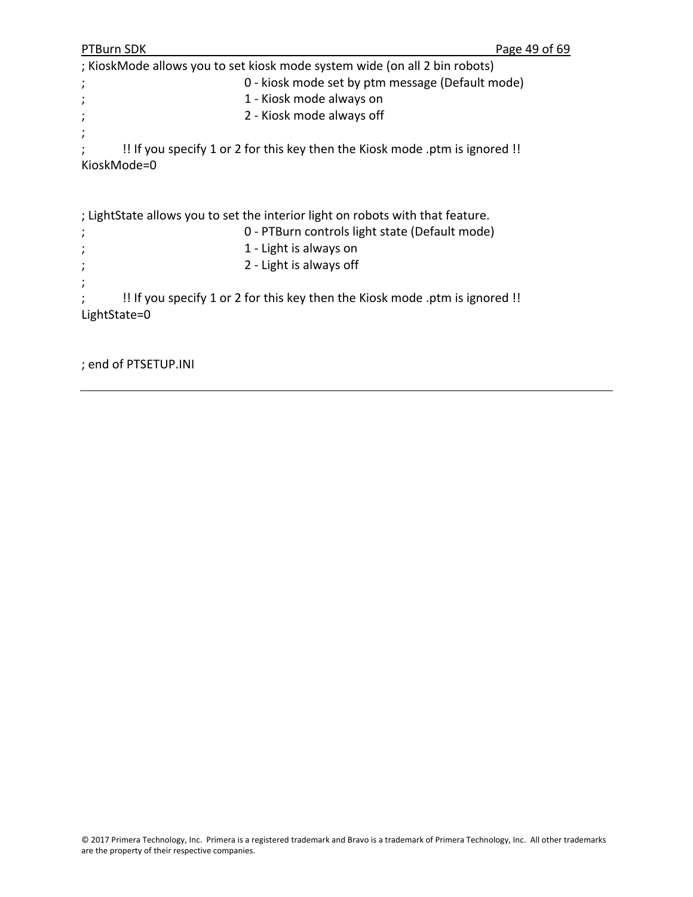```
; KioskMode allows you to set kiosk mode system wide (on all 2 bin robots)
;                                   0 - kiosk mode set by ptm message (Default mode)
;                                   1 - Kiosk mode always on
;                                   2 - Kiosk mode always off
;
;         !! If you specify 1 or 2 for this key then the Kiosk mode .ptm is ignored !!
KioskMode=0


; LightState allows you to set the interior light on robots with that feature.
;                                   0 - PTBurn controls light state (Default mode)
;                                   1 - Light is always on
;                                   2 - Light is always off
;
;         !! If you specify 1 or 2 for this key then the Kiosk mode .ptm is ignored !!
LightState=0


; end of PTSETUP.INI
```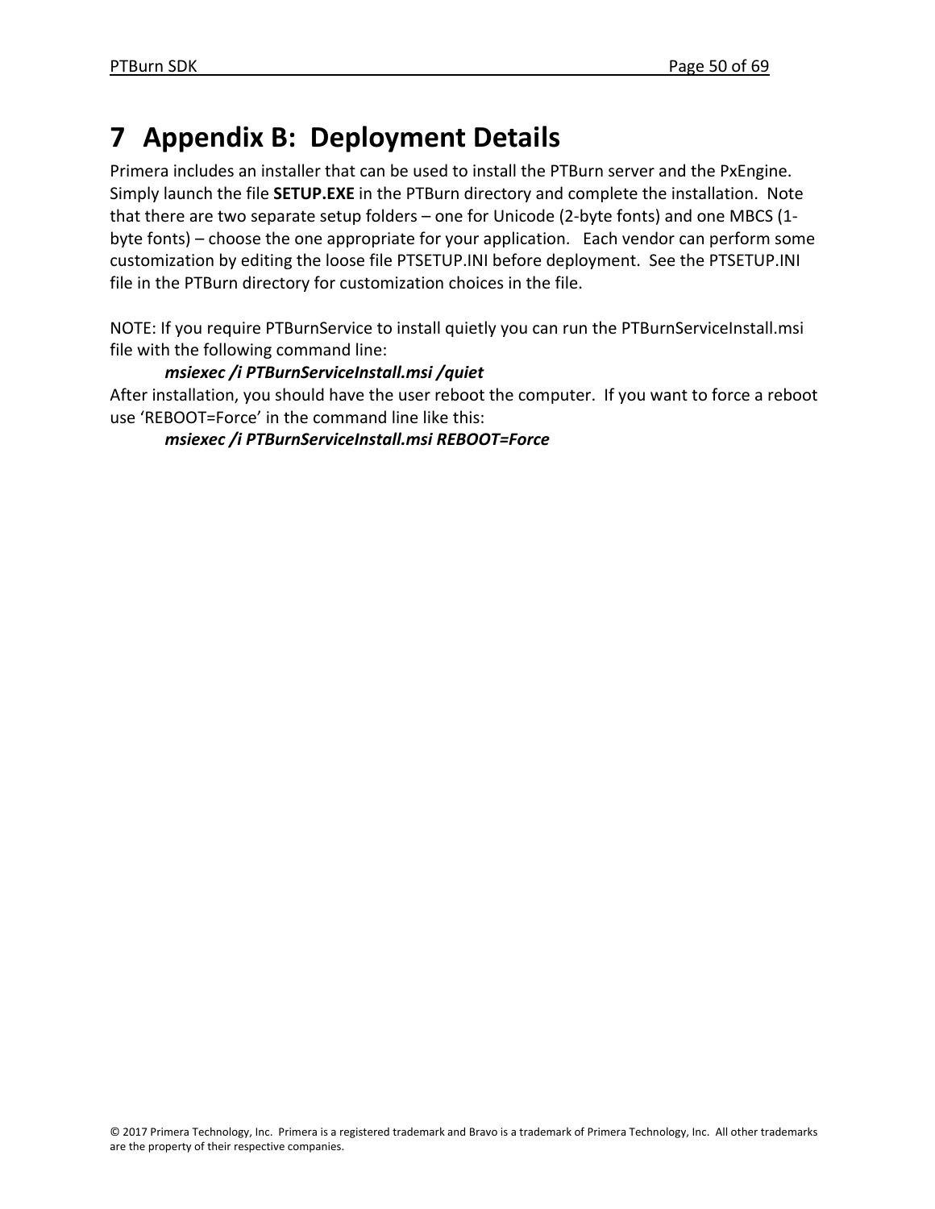# 7 Appendix B: Deployment Details

Primera includes an installer that can be used to install the PTBurn server and the PxEngine. Simply launch the file **SETUP.EXE** in the PTBurn directory and complete the installation. Note that there are two separate setup folders – one for Unicode (2-byte fonts) and one MBCS (1-byte fonts) – choose the one appropriate for your application. Each vendor can perform some customization by editing the loose file PTSETUP.INI before deployment. See the PTSETUP.INI file in the PTBurn directory for customization choices in the file.

NOTE: If you require PTBurnService to install quietly you can run the PTBurnServiceInstall.msi file with the following command line:

***msiexec /i PTBurnServiceInstall.msi /quiet***

After installation, you should have the user reboot the computer. If you want to force a reboot use 'REBOOT=Force' in the command line like this:

***msiexec /i PTBurnServiceInstall.msi REBOOT=Force***

© 2017 Primera Technology, Inc. Primera is a registered trademark and Bravo is a trademark of Primera Technology, Inc. All other trademarks are the property of their respective companies.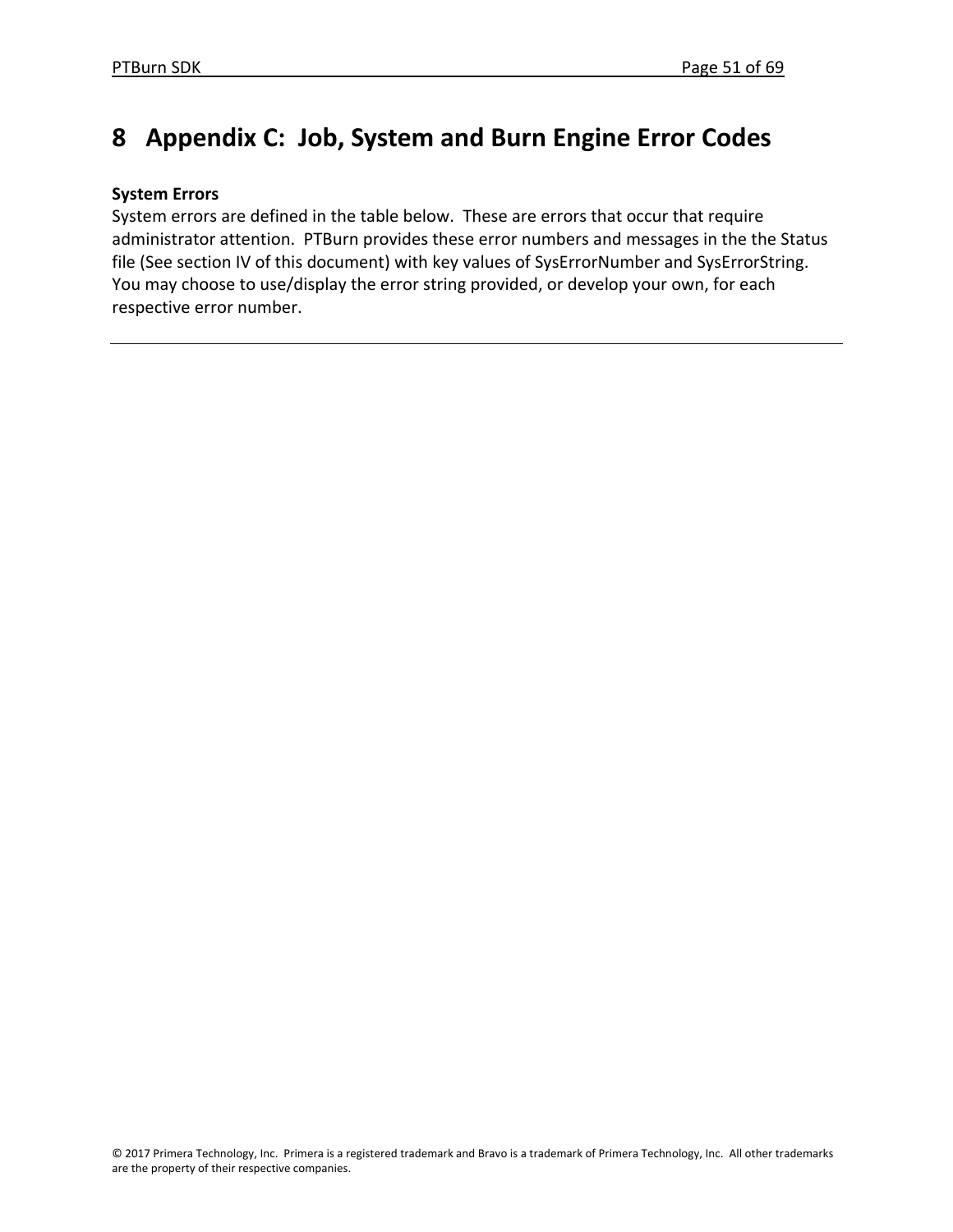# 8 Appendix C: Job, System and Burn Engine Error Codes

**System Errors**

System errors are defined in the table below. These are errors that occur that require administrator attention. PTBurn provides these error numbers and messages in the the Status file (See section IV of this document) with key values of SysErrorNumber and SysErrorString. You may choose to use/display the error string provided, or develop your own, for each respective error number.

---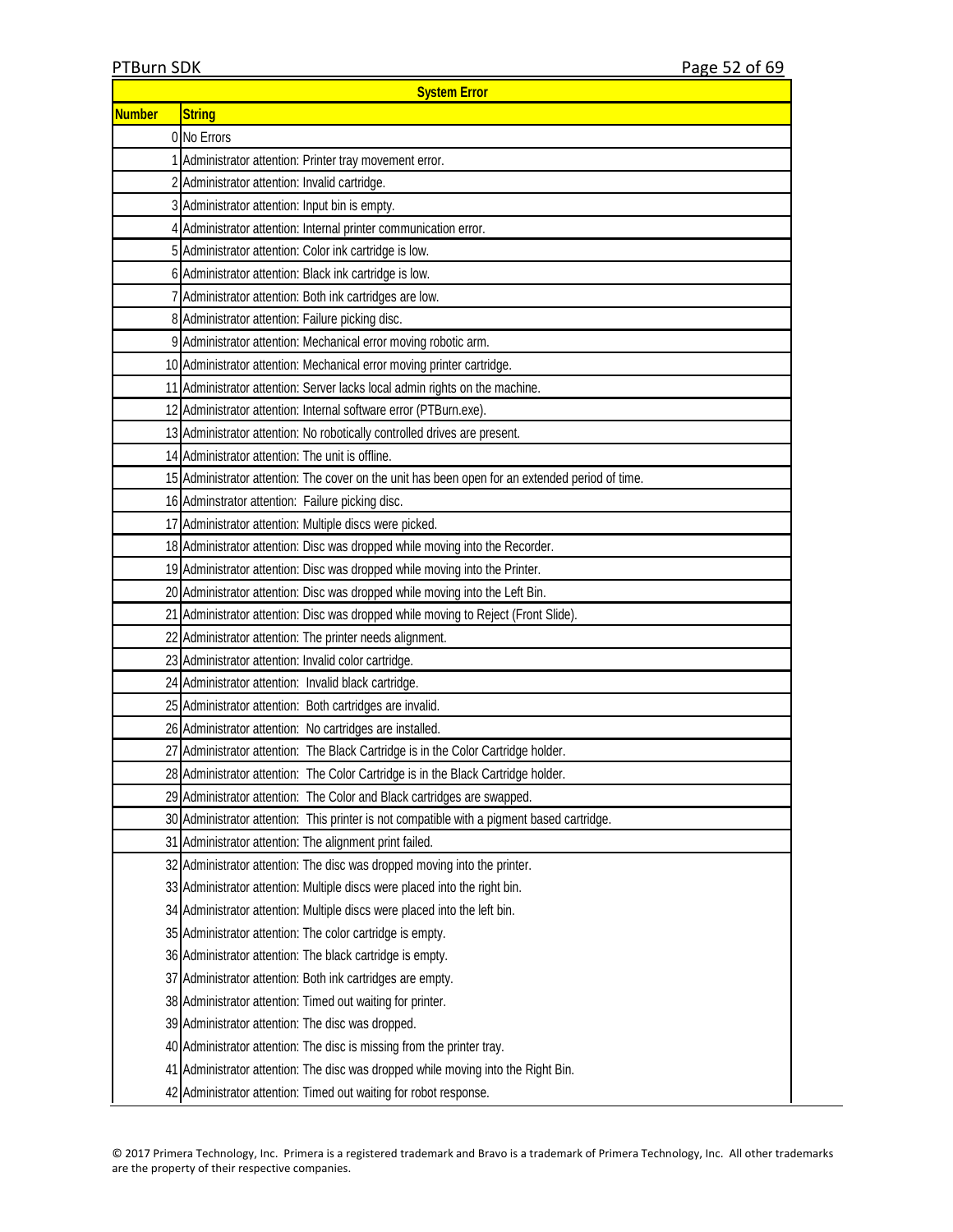| System Error | |
|---|---|
| **Number** | **String** |
| 0 | No Errors |
| 1 | Administrator attention: Printer tray movement error. |
| 2 | Administrator attention: Invalid cartridge. |
| 3 | Administrator attention: Input bin is empty. |
| 4 | Administrator attention: Internal printer communication error. |
| 5 | Administrator attention: Color ink cartridge is low. |
| 6 | Administrator attention: Black ink cartridge is low. |
| 7 | Administrator attention: Both ink cartridges are low. |
| 8 | Administrator attention: Failure picking disc. |
| 9 | Administrator attention: Mechanical error moving robotic arm. |
| 10 | Administrator attention: Mechanical error moving printer cartridge. |
| 11 | Administrator attention: Server lacks local admin rights on the machine. |
| 12 | Administrator attention: Internal software error (PTBurn.exe). |
| 13 | Administrator attention: No robotically controlled drives are present. |
| 14 | Administrator attention: The unit is offline. |
| 15 | Administrator attention: The cover on the unit has been open for an extended period of time. |
| 16 | Adminstrator attention: Failure picking disc. |
| 17 | Administrator attention: Multiple discs were picked. |
| 18 | Administrator attention: Disc was dropped while moving into the Recorder. |
| 19 | Administrator attention: Disc was dropped while moving into the Printer. |
| 20 | Administrator attention: Disc was dropped while moving into the Left Bin. |
| 21 | Administrator attention: Disc was dropped while moving to Reject (Front Slide). |
| 22 | Administrator attention: The printer needs alignment. |
| 23 | Administrator attention: Invalid color cartridge. |
| 24 | Administrator attention: Invalid black cartridge. |
| 25 | Administrator attention: Both cartridges are invalid. |
| 26 | Administrator attention: No cartridges are installed. |
| 27 | Administrator attention: The Black Cartridge is in the Color Cartridge holder. |
| 28 | Administrator attention: The Color Cartridge is in the Black Cartridge holder. |
| 29 | Administrator attention: The Color and Black cartridges are swapped. |
| 30 | Administrator attention: This printer is not compatible with a pigment based cartridge. |
| 31 | Administrator attention: The alignment print failed. |
| 32 | Administrator attention: The disc was dropped moving into the printer. |
| 33 | Administrator attention: Multiple discs were placed into the right bin. |
| 34 | Administrator attention: Multiple discs were placed into the left bin. |
| 35 | Administrator attention: The color cartridge is empty. |
| 36 | Administrator attention: The black cartridge is empty. |
| 37 | Administrator attention: Both ink cartridges are empty. |
| 38 | Administrator attention: Timed out waiting for printer. |
| 39 | Administrator attention: The disc was dropped. |
| 40 | Administrator attention: The disc is missing from the printer tray. |
| 41 | Administrator attention: The disc was dropped while moving into the Right Bin. |
| 42 | Administrator attention: Timed out waiting for robot response. |

© 2017 Primera Technology, Inc. Primera is a registered trademark and Bravo is a trademark of Primera Technology, Inc. All other trademarks are the property of their respective companies.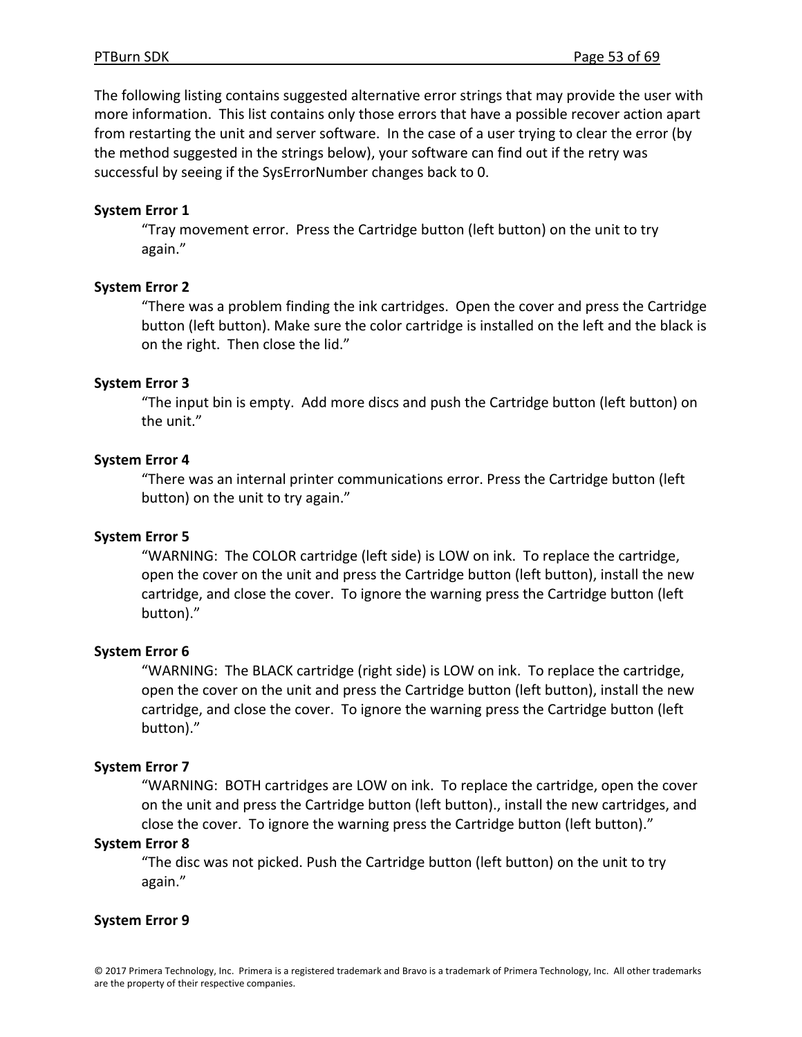The following listing contains suggested alternative error strings that may provide the user with more information. This list contains only those errors that have a possible recover action apart from restarting the unit and server software. In the case of a user trying to clear the error (by the method suggested in the strings below), your software can find out if the retry was successful by seeing if the SysErrorNumber changes back to 0.

**System Error 1**

"Tray movement error. Press the Cartridge button (left button) on the unit to try again."

**System Error 2**

"There was a problem finding the ink cartridges. Open the cover and press the Cartridge button (left button). Make sure the color cartridge is installed on the left and the black is on the right. Then close the lid."

**System Error 3**

"The input bin is empty. Add more discs and push the Cartridge button (left button) on the unit."

**System Error 4**

"There was an internal printer communications error. Press the Cartridge button (left button) on the unit to try again."

**System Error 5**

"WARNING: The COLOR cartridge (left side) is LOW on ink. To replace the cartridge, open the cover on the unit and press the Cartridge button (left button), install the new cartridge, and close the cover. To ignore the warning press the Cartridge button (left button)."

**System Error 6**

"WARNING: The BLACK cartridge (right side) is LOW on ink. To replace the cartridge, open the cover on the unit and press the Cartridge button (left button), install the new cartridge, and close the cover. To ignore the warning press the Cartridge button (left button)."

**System Error 7**

"WARNING: BOTH cartridges are LOW on ink. To replace the cartridge, open the cover on the unit and press the Cartridge button (left button)., install the new cartridges, and close the cover. To ignore the warning press the Cartridge button (left button)."

**System Error 8**

"The disc was not picked. Push the Cartridge button (left button) on the unit to try again."

**System Error 9**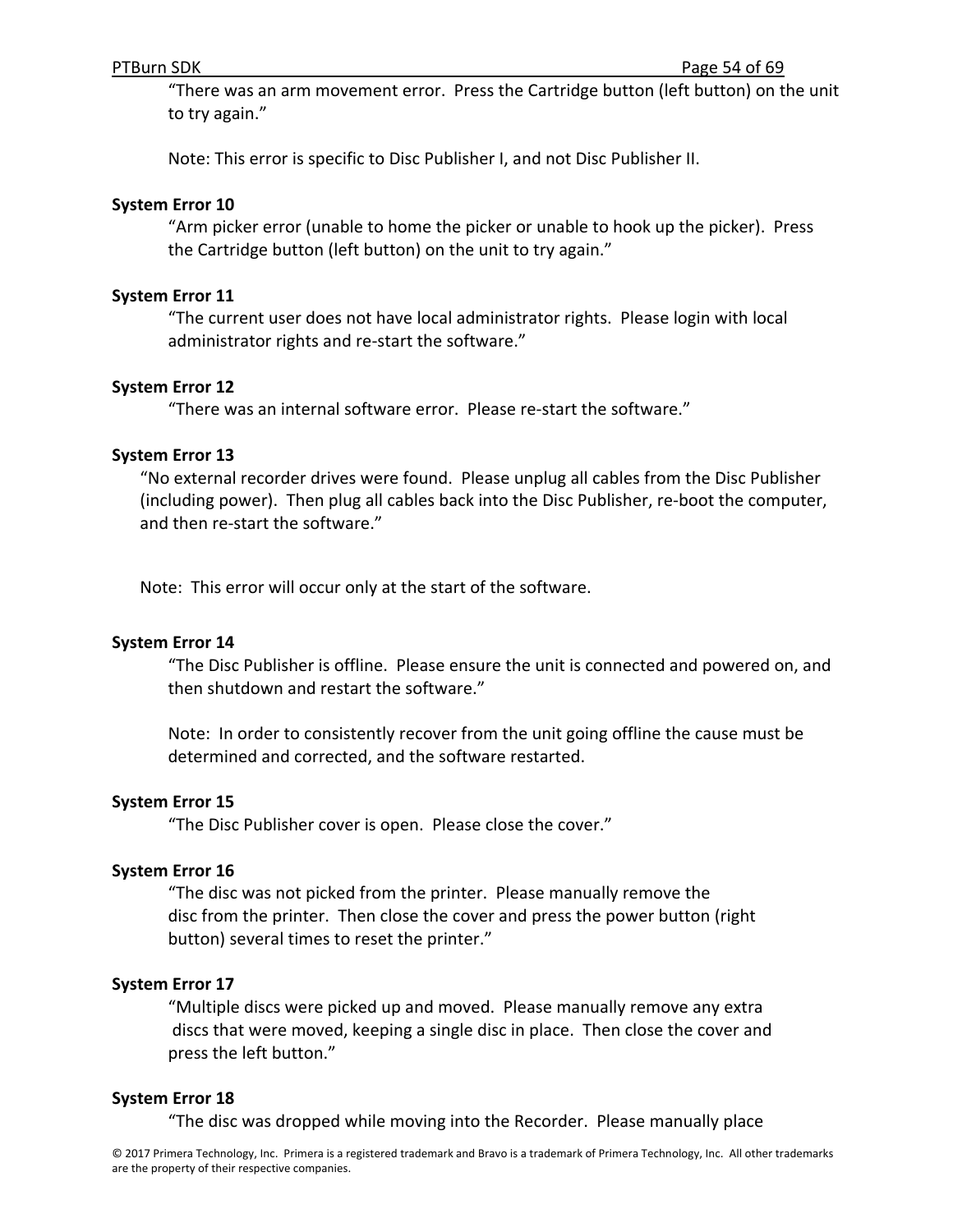"There was an arm movement error. Press the Cartridge button (left button) on the unit to try again."

Note: This error is specific to Disc Publisher I, and not Disc Publisher II.

**System Error 10**

"Arm picker error (unable to home the picker or unable to hook up the picker). Press the Cartridge button (left button) on the unit to try again."

**System Error 11**

"The current user does not have local administrator rights. Please login with local administrator rights and re-start the software."

**System Error 12**

"There was an internal software error. Please re-start the software."

**System Error 13**

"No external recorder drives were found. Please unplug all cables from the Disc Publisher (including power). Then plug all cables back into the Disc Publisher, re-boot the computer, and then re-start the software."

Note: This error will occur only at the start of the software.

**System Error 14**

"The Disc Publisher is offline. Please ensure the unit is connected and powered on, and then shutdown and restart the software."

Note: In order to consistently recover from the unit going offline the cause must be determined and corrected, and the software restarted.

**System Error 15**

"The Disc Publisher cover is open. Please close the cover."

**System Error 16**

"The disc was not picked from the printer. Please manually remove the disc from the printer. Then close the cover and press the power button (right button) several times to reset the printer."

**System Error 17**

"Multiple discs were picked up and moved. Please manually remove any extra discs that were moved, keeping a single disc in place. Then close the cover and press the left button."

**System Error 18**

"The disc was dropped while moving into the Recorder. Please manually place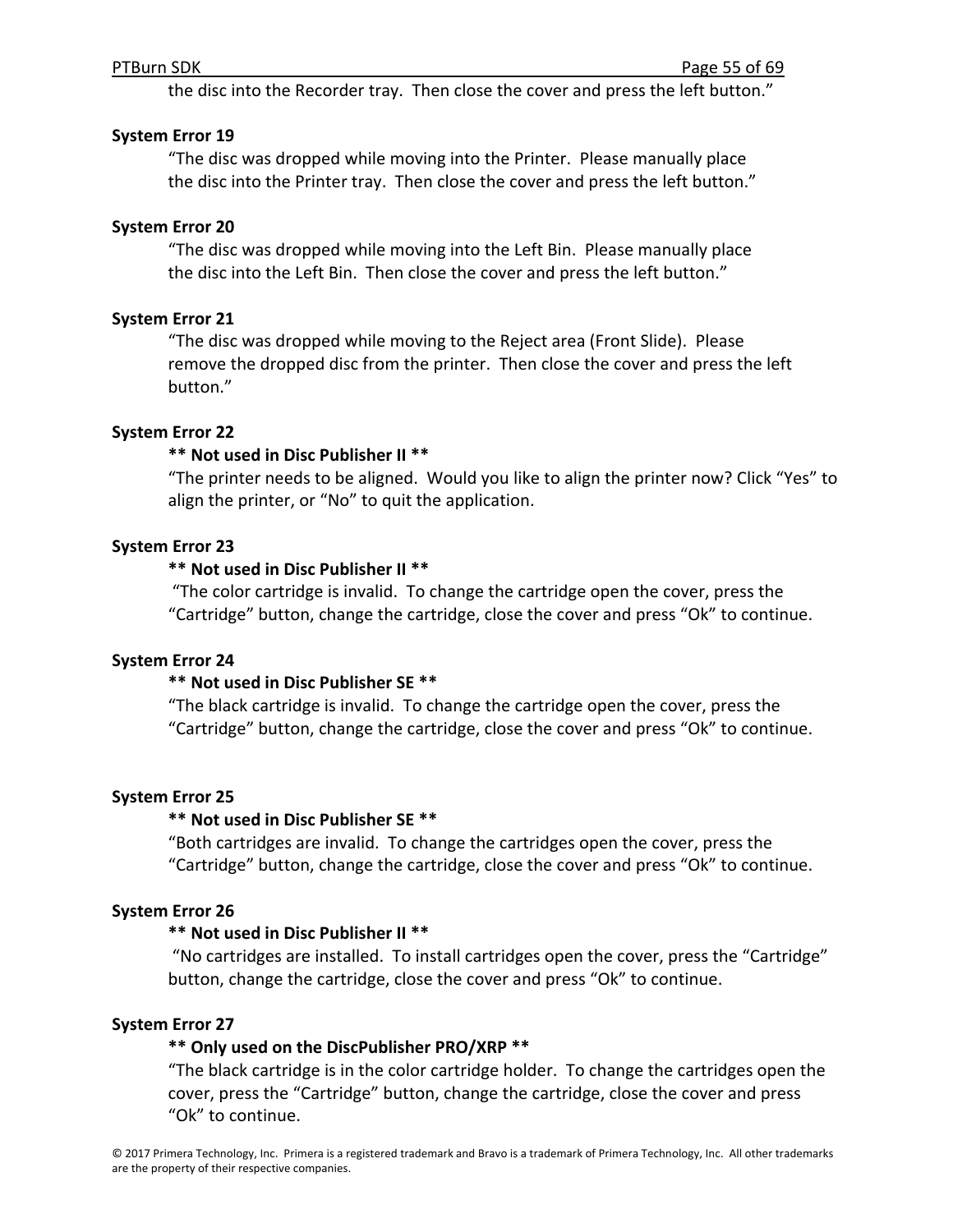the disc into the Recorder tray. Then close the cover and press the left button."

**System Error 19**

"The disc was dropped while moving into the Printer. Please manually place the disc into the Printer tray. Then close the cover and press the left button."

**System Error 20**

"The disc was dropped while moving into the Left Bin. Please manually place the disc into the Left Bin. Then close the cover and press the left button."

**System Error 21**

"The disc was dropped while moving to the Reject area (Front Slide). Please remove the dropped disc from the printer. Then close the cover and press the left button."

**System Error 22**

**** Not used in Disc Publisher II ****

"The printer needs to be aligned. Would you like to align the printer now? Click "Yes" to align the printer, or "No" to quit the application.

**System Error 23**

**** Not used in Disc Publisher II ****

"The color cartridge is invalid. To change the cartridge open the cover, press the "Cartridge" button, change the cartridge, close the cover and press "Ok" to continue.

**System Error 24**

**** Not used in Disc Publisher SE ****

"The black cartridge is invalid. To change the cartridge open the cover, press the "Cartridge" button, change the cartridge, close the cover and press "Ok" to continue.

**System Error 25**

**** Not used in Disc Publisher SE ****

"Both cartridges are invalid. To change the cartridges open the cover, press the "Cartridge" button, change the cartridge, close the cover and press "Ok" to continue.

**System Error 26**

**** Not used in Disc Publisher II ****

"No cartridges are installed. To install cartridges open the cover, press the "Cartridge" button, change the cartridge, close the cover and press "Ok" to continue.

**System Error 27**

**** Only used on the DiscPublisher PRO/XRP ****

"The black cartridge is in the color cartridge holder. To change the cartridges open the cover, press the "Cartridge" button, change the cartridge, close the cover and press "Ok" to continue.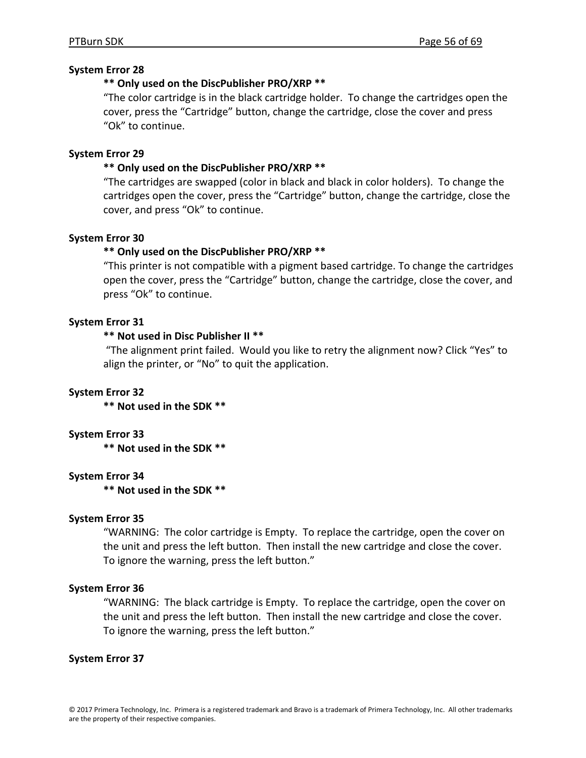**System Error 28**

**\*\* Only used on the DiscPublisher PRO/XRP \*\***

"The color cartridge is in the black cartridge holder. To change the cartridges open the cover, press the "Cartridge" button, change the cartridge, close the cover and press "Ok" to continue.

**System Error 29**

**\*\* Only used on the DiscPublisher PRO/XRP \*\***

"The cartridges are swapped (color in black and black in color holders). To change the cartridges open the cover, press the "Cartridge" button, change the cartridge, close the cover, and press "Ok" to continue.

**System Error 30**

**\*\* Only used on the DiscPublisher PRO/XRP \*\***

"This printer is not compatible with a pigment based cartridge. To change the cartridges open the cover, press the "Cartridge" button, change the cartridge, close the cover, and press "Ok" to continue.

**System Error 31**

**\*\* Not used in Disc Publisher II \*\***

"The alignment print failed. Would you like to retry the alignment now? Click "Yes" to align the printer, or "No" to quit the application.

**System Error 32**

**\*\* Not used in the SDK \*\***

**System Error 33**

**\*\* Not used in the SDK \*\***

**System Error 34**

**\*\* Not used in the SDK \*\***

**System Error 35**

"WARNING: The color cartridge is Empty. To replace the cartridge, open the cover on the unit and press the left button. Then install the new cartridge and close the cover. To ignore the warning, press the left button."

**System Error 36**

"WARNING: The black cartridge is Empty. To replace the cartridge, open the cover on the unit and press the left button. Then install the new cartridge and close the cover. To ignore the warning, press the left button."

**System Error 37**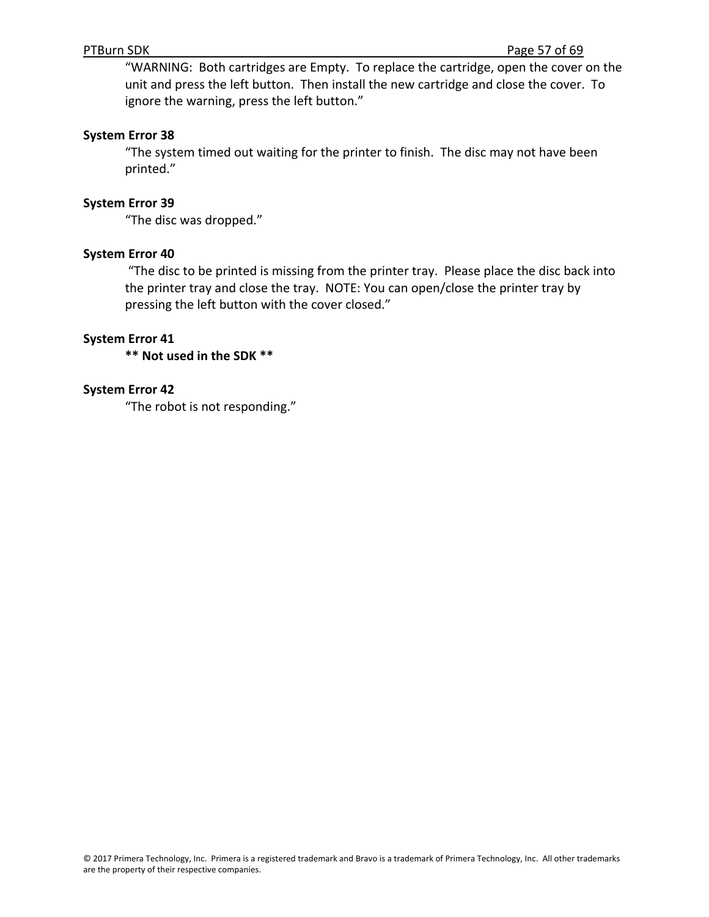“WARNING: Both cartridges are Empty. To replace the cartridge, open the cover on the unit and press the left button. Then install the new cartridge and close the cover. To ignore the warning, press the left button.”

**System Error 38**

“The system timed out waiting for the printer to finish. The disc may not have been printed.”

**System Error 39**

“The disc was dropped.”

**System Error 40**

“The disc to be printed is missing from the printer tray. Please place the disc back into the printer tray and close the tray. NOTE: You can open/close the printer tray by pressing the left button with the cover closed.”

**System Error 41**

**\*\* Not used in the SDK \*\***

**System Error 42**

“The robot is not responding.”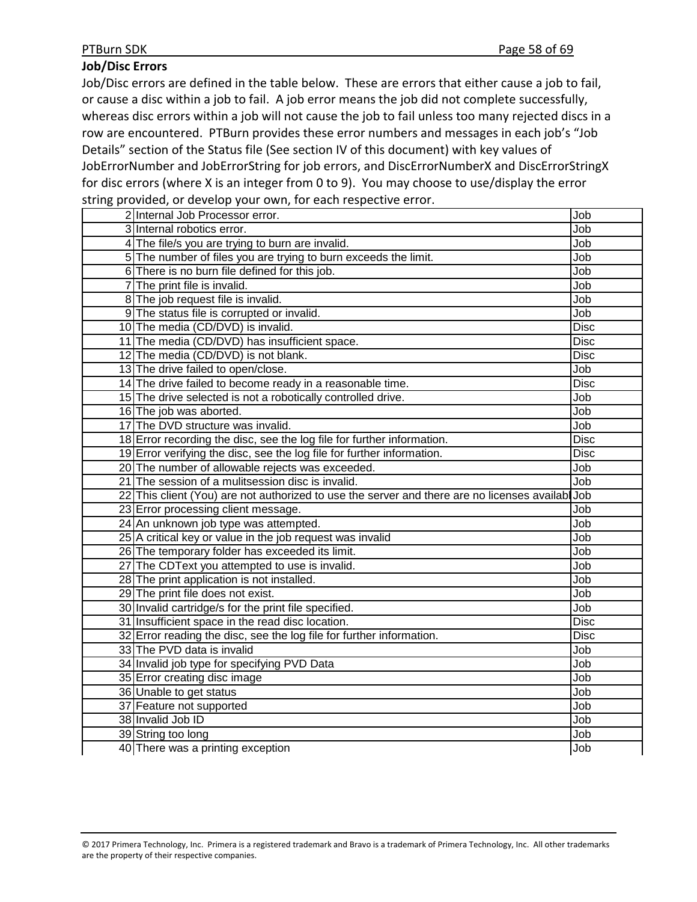### Job/Disc Errors

Job/Disc errors are defined in the table below. These are errors that either cause a job to fail, or cause a disc within a job to fail. A job error means the job did not complete successfully, whereas disc errors within a job will not cause the job to fail unless too many rejected discs in a row are encountered. PTBurn provides these error numbers and messages in each job's "Job Details" section of the Status file (See section IV of this document) with key values of JobErrorNumber and JobErrorString for job errors, and DiscErrorNumberX and DiscErrorStringX for disc errors (where X is an integer from 0 to 9). You may choose to use/display the error string provided, or develop your own, for each respective error.

| | | |
|---|---|---|
| 2 | Internal Job Processor error. | Job |
| 3 | Internal robotics error. | Job |
| 4 | The file/s you are trying to burn are invalid. | Job |
| 5 | The number of files you are trying to burn exceeds the limit. | Job |
| 6 | There is no burn file defined for this job. | Job |
| 7 | The print file is invalid. | Job |
| 8 | The job request file is invalid. | Job |
| 9 | The status file is corrupted or invalid. | Job |
| 10 | The media (CD/DVD) is invalid. | Disc |
| 11 | The media (CD/DVD) has insufficient space. | Disc |
| 12 | The media (CD/DVD) is not blank. | Disc |
| 13 | The drive failed to open/close. | Job |
| 14 | The drive failed to become ready in a reasonable time. | Disc |
| 15 | The drive selected is not a robotically controlled drive. | Job |
| 16 | The job was aborted. | Job |
| 17 | The DVD structure was invalid. | Job |
| 18 | Error recording the disc, see the log file for further information. | Disc |
| 19 | Error verifying the disc, see the log file for further information. | Disc |
| 20 | The number of allowable rejects was exceeded. | Job |
| 21 | The session of a mulitsession disc is invalid. | Job |
| 22 | This client (You) are not authorized to use the server and there are no licenses availabl | Job |
| 23 | Error processing client message. | Job |
| 24 | An unknown job type was attempted. | Job |
| 25 | A critical key or value in the job request was invalid | Job |
| 26 | The temporary folder has exceeded its limit. | Job |
| 27 | The CDText you attempted to use is invalid. | Job |
| 28 | The print application is not installed. | Job |
| 29 | The print file does not exist. | Job |
| 30 | Invalid cartridge/s for the print file specified. | Job |
| 31 | Insufficient space in the read disc location. | Disc |
| 32 | Error reading the disc, see the log file for further information. | Disc |
| 33 | The PVD data is invalid | Job |
| 34 | Invalid job type for specifying PVD Data | Job |
| 35 | Error creating disc image | Job |
| 36 | Unable to get status | Job |
| 37 | Feature not supported | Job |
| 38 | Invalid Job ID | Job |
| 39 | String too long | Job |
| 40 | There was a printing exception | Job |

© 2017 Primera Technology, Inc. Primera is a registered trademark and Bravo is a trademark of Primera Technology, Inc. All other trademarks are the property of their respective companies.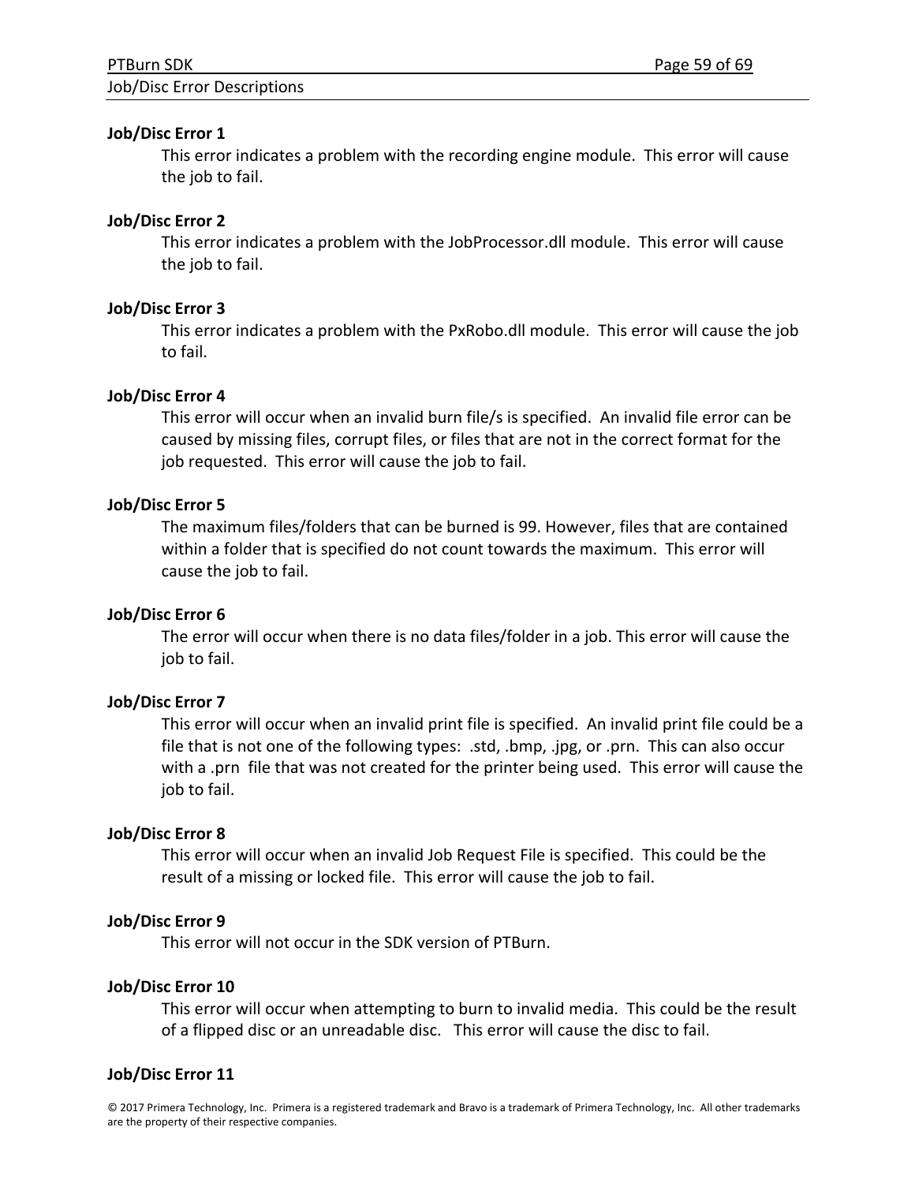### Job/Disc Error 1

This error indicates a problem with the recording engine module. This error will cause the job to fail.

### Job/Disc Error 2

This error indicates a problem with the JobProcessor.dll module. This error will cause the job to fail.

### Job/Disc Error 3

This error indicates a problem with the PxRobo.dll module. This error will cause the job to fail.

### Job/Disc Error 4

This error will occur when an invalid burn file/s is specified. An invalid file error can be caused by missing files, corrupt files, or files that are not in the correct format for the job requested. This error will cause the job to fail.

### Job/Disc Error 5

The maximum files/folders that can be burned is 99. However, files that are contained within a folder that is specified do not count towards the maximum. This error will cause the job to fail.

### Job/Disc Error 6

The error will occur when there is no data files/folder in a job. This error will cause the job to fail.

### Job/Disc Error 7

This error will occur when an invalid print file is specified. An invalid print file could be a file that is not one of the following types: .std, .bmp, .jpg, or .prn. This can also occur with a .prn file that was not created for the printer being used. This error will cause the job to fail.

### Job/Disc Error 8

This error will occur when an invalid Job Request File is specified. This could be the result of a missing or locked file. This error will cause the job to fail.

### Job/Disc Error 9

This error will not occur in the SDK version of PTBurn.

### Job/Disc Error 10

This error will occur when attempting to burn to invalid media. This could be the result of a flipped disc or an unreadable disc. This error will cause the disc to fail.

### Job/Disc Error 11

© 2017 Primera Technology, Inc. Primera is a registered trademark and Bravo is a trademark of Primera Technology, Inc. All other trademarks are the property of their respective companies.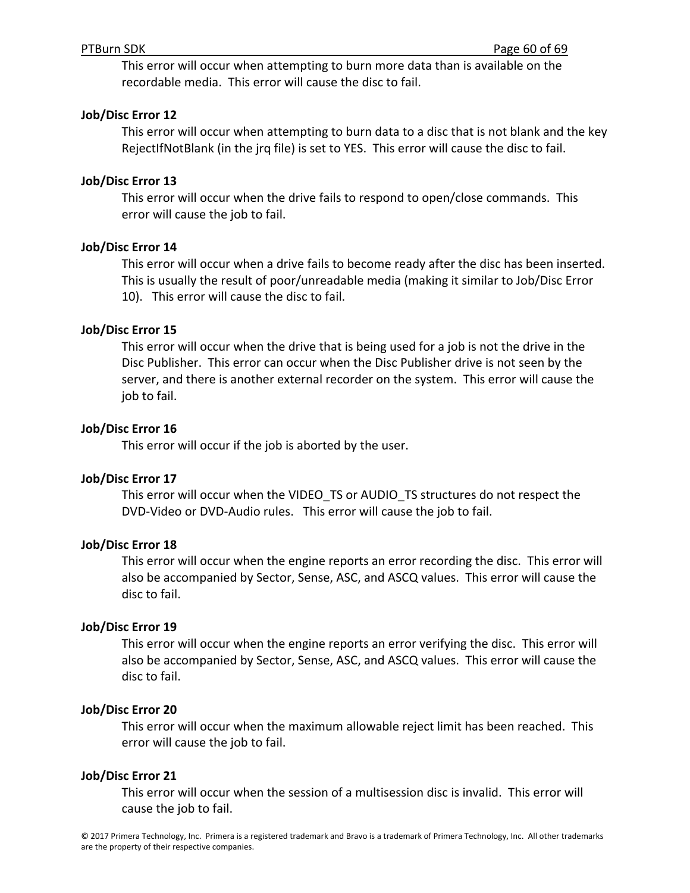This error will occur when attempting to burn more data than is available on the recordable media. This error will cause the disc to fail.

**Job/Disc Error 12**

This error will occur when attempting to burn data to a disc that is not blank and the key RejectIfNotBlank (in the jrq file) is set to YES. This error will cause the disc to fail.

**Job/Disc Error 13**

This error will occur when the drive fails to respond to open/close commands. This error will cause the job to fail.

**Job/Disc Error 14**

This error will occur when a drive fails to become ready after the disc has been inserted. This is usually the result of poor/unreadable media (making it similar to Job/Disc Error 10). This error will cause the disc to fail.

**Job/Disc Error 15**

This error will occur when the drive that is being used for a job is not the drive in the Disc Publisher. This error can occur when the Disc Publisher drive is not seen by the server, and there is another external recorder on the system. This error will cause the job to fail.

**Job/Disc Error 16**

This error will occur if the job is aborted by the user.

**Job/Disc Error 17**

This error will occur when the VIDEO_TS or AUDIO_TS structures do not respect the DVD-Video or DVD-Audio rules. This error will cause the job to fail.

**Job/Disc Error 18**

This error will occur when the engine reports an error recording the disc. This error will also be accompanied by Sector, Sense, ASC, and ASCQ values. This error will cause the disc to fail.

**Job/Disc Error 19**

This error will occur when the engine reports an error verifying the disc. This error will also be accompanied by Sector, Sense, ASC, and ASCQ values. This error will cause the disc to fail.

**Job/Disc Error 20**

This error will occur when the maximum allowable reject limit has been reached. This error will cause the job to fail.

**Job/Disc Error 21**

This error will occur when the session of a multisession disc is invalid. This error will cause the job to fail.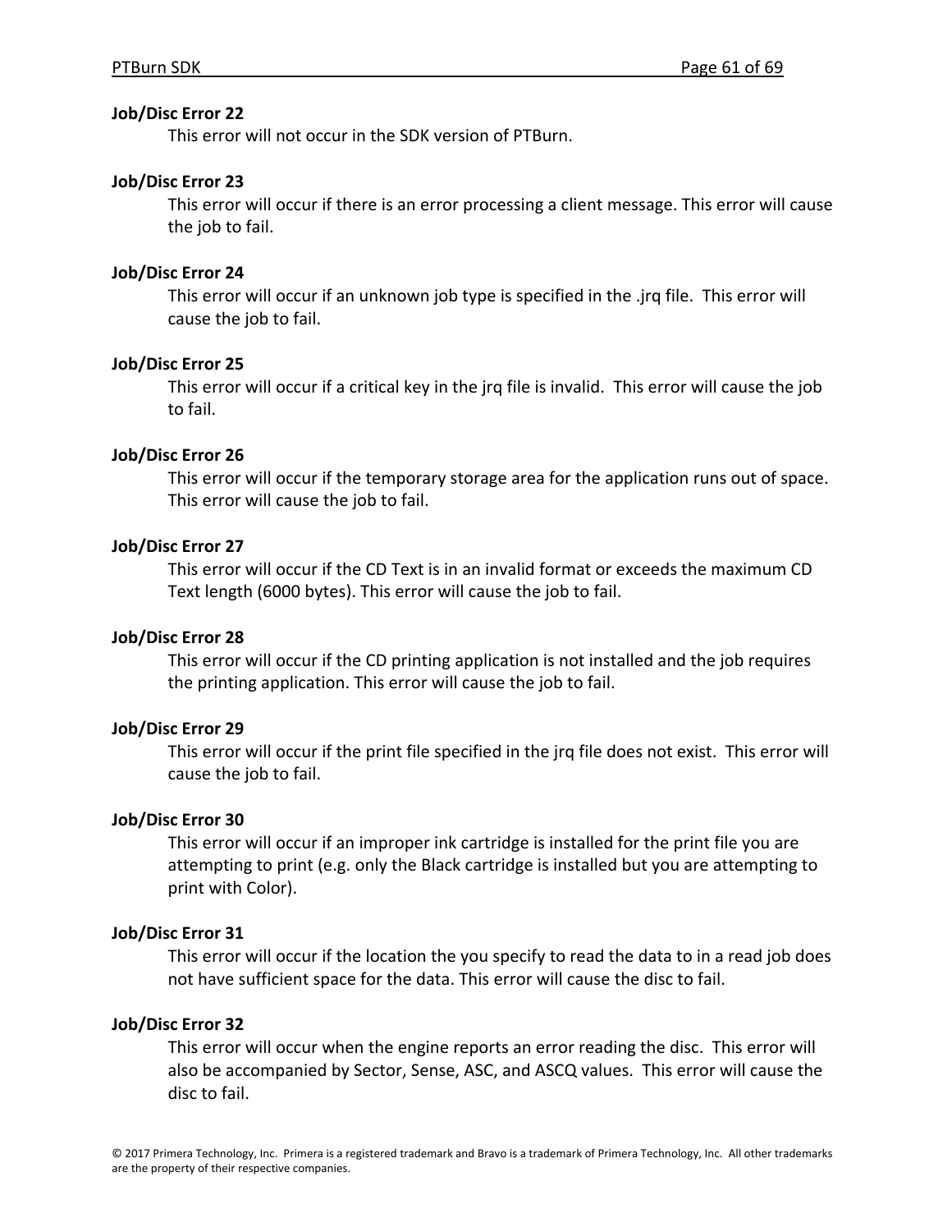**Job/Disc Error 22**

This error will not occur in the SDK version of PTBurn.

**Job/Disc Error 23**

This error will occur if there is an error processing a client message. This error will cause the job to fail.

**Job/Disc Error 24**

This error will occur if an unknown job type is specified in the .jrq file. This error will cause the job to fail.

**Job/Disc Error 25**

This error will occur if a critical key in the jrq file is invalid. This error will cause the job to fail.

**Job/Disc Error 26**

This error will occur if the temporary storage area for the application runs out of space. This error will cause the job to fail.

**Job/Disc Error 27**

This error will occur if the CD Text is in an invalid format or exceeds the maximum CD Text length (6000 bytes). This error will cause the job to fail.

**Job/Disc Error 28**

This error will occur if the CD printing application is not installed and the job requires the printing application. This error will cause the job to fail.

**Job/Disc Error 29**

This error will occur if the print file specified in the jrq file does not exist. This error will cause the job to fail.

**Job/Disc Error 30**

This error will occur if an improper ink cartridge is installed for the print file you are attempting to print (e.g. only the Black cartridge is installed but you are attempting to print with Color).

**Job/Disc Error 31**

This error will occur if the location the you specify to read the data to in a read job does not have sufficient space for the data. This error will cause the disc to fail.

**Job/Disc Error 32**

This error will occur when the engine reports an error reading the disc. This error will also be accompanied by Sector, Sense, ASC, and ASCQ values. This error will cause the disc to fail.

© 2017 Primera Technology, Inc. Primera is a registered trademark and Bravo is a trademark of Primera Technology, Inc. All other trademarks are the property of their respective companies.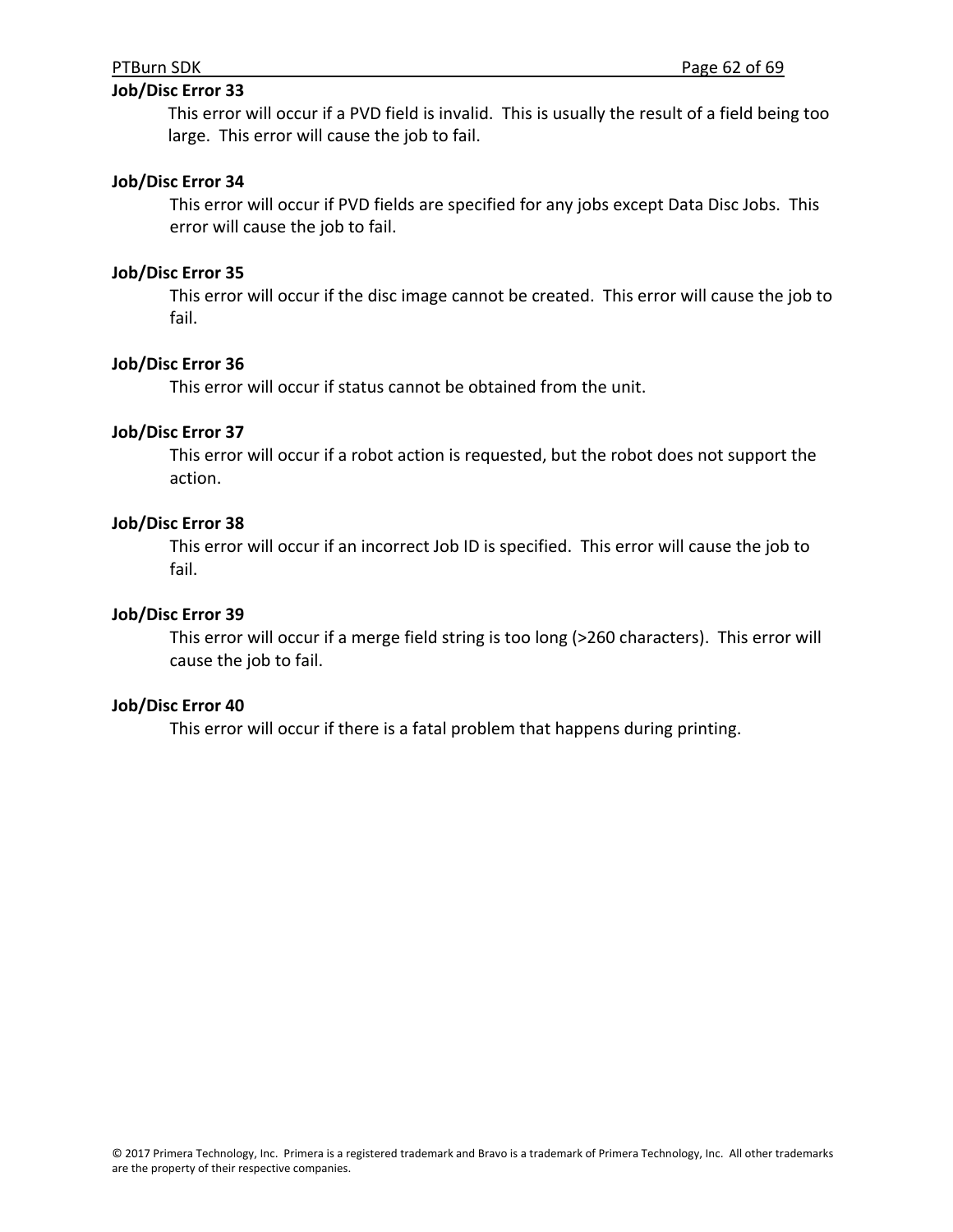**Job/Disc Error 33**

This error will occur if a PVD field is invalid. This is usually the result of a field being too large. This error will cause the job to fail.

**Job/Disc Error 34**

This error will occur if PVD fields are specified for any jobs except Data Disc Jobs. This error will cause the job to fail.

**Job/Disc Error 35**

This error will occur if the disc image cannot be created. This error will cause the job to fail.

**Job/Disc Error 36**

This error will occur if status cannot be obtained from the unit.

**Job/Disc Error 37**

This error will occur if a robot action is requested, but the robot does not support the action.

**Job/Disc Error 38**

This error will occur if an incorrect Job ID is specified. This error will cause the job to fail.

**Job/Disc Error 39**

This error will occur if a merge field string is too long (>260 characters). This error will cause the job to fail.

**Job/Disc Error 40**

This error will occur if there is a fatal problem that happens during printing.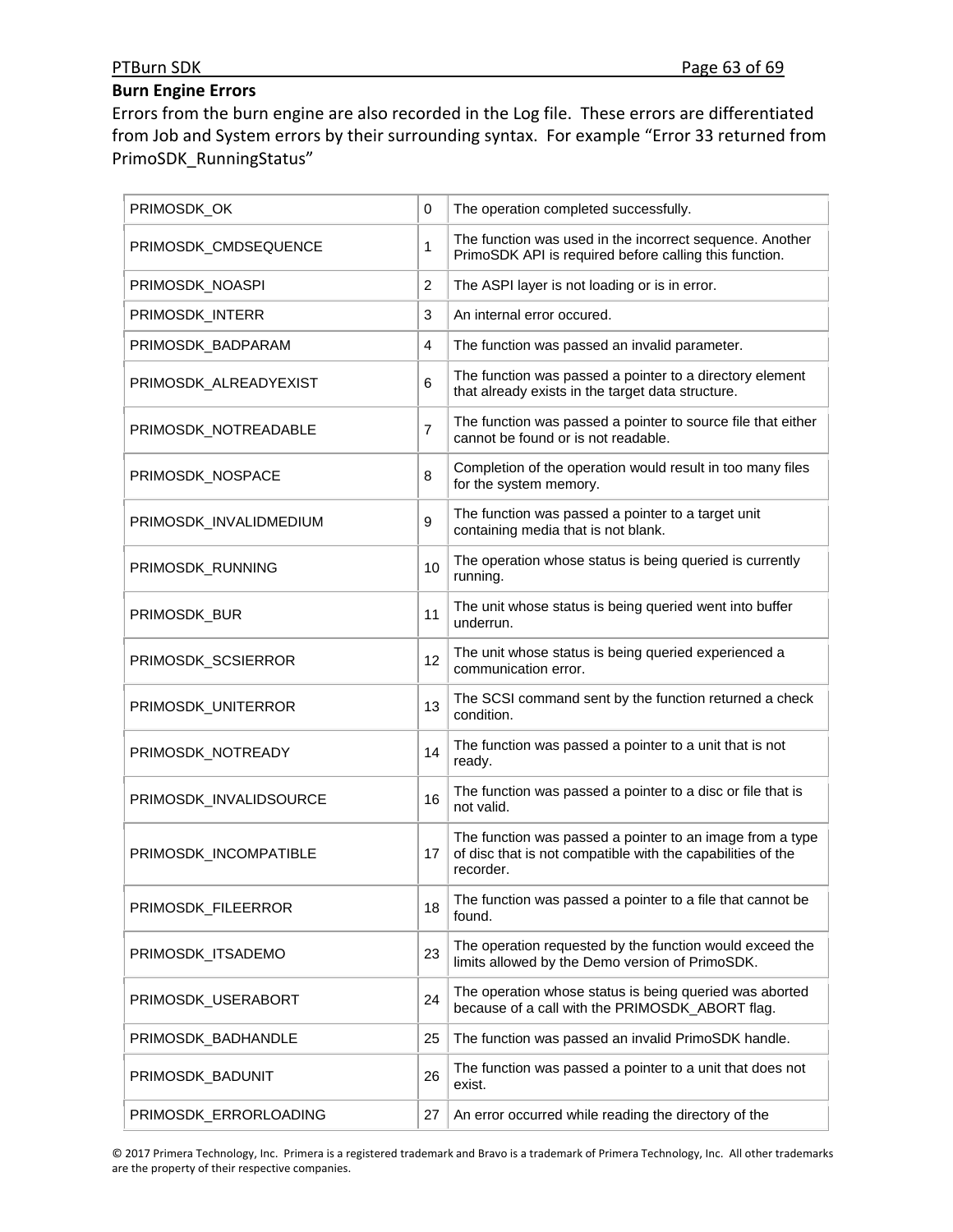## Burn Engine Errors

Errors from the burn engine are also recorded in the Log file. These errors are differentiated from Job and System errors by their surrounding syntax. For example “Error 33 returned from PrimoSDK_RunningStatus”

| | | |
|---|---|---|
| PRIMOSDK_OK | 0 | The operation completed successfully. |
| PRIMOSDK_CMDSEQUENCE | 1 | The function was used in the incorrect sequence. Another PrimoSDK API is required before calling this function. |
| PRIMOSDK_NOASPI | 2 | The ASPI layer is not loading or is in error. |
| PRIMOSDK_INTERR | 3 | An internal error occured. |
| PRIMOSDK_BADPARAM | 4 | The function was passed an invalid parameter. |
| PRIMOSDK_ALREADYEXIST | 6 | The function was passed a pointer to a directory element that already exists in the target data structure. |
| PRIMOSDK_NOTREADABLE | 7 | The function was passed a pointer to source file that either cannot be found or is not readable. |
| PRIMOSDK_NOSPACE | 8 | Completion of the operation would result in too many files for the system memory. |
| PRIMOSDK_INVALIDMEDIUM | 9 | The function was passed a pointer to a target unit containing media that is not blank. |
| PRIMOSDK_RUNNING | 10 | The operation whose status is being queried is currently running. |
| PRIMOSDK_BUR | 11 | The unit whose status is being queried went into buffer underrun. |
| PRIMOSDK_SCSIERROR | 12 | The unit whose status is being queried experienced a communication error. |
| PRIMOSDK_UNITERROR | 13 | The SCSI command sent by the function returned a check condition. |
| PRIMOSDK_NOTREADY | 14 | The function was passed a pointer to a unit that is not ready. |
| PRIMOSDK_INVALIDSOURCE | 16 | The function was passed a pointer to a disc or file that is not valid. |
| PRIMOSDK_INCOMPATIBLE | 17 | The function was passed a pointer to an image from a type of disc that is not compatible with the capabilities of the recorder. |
| PRIMOSDK_FILEERROR | 18 | The function was passed a pointer to a file that cannot be found. |
| PRIMOSDK_ITSADEMO | 23 | The operation requested by the function would exceed the limits allowed by the Demo version of PrimoSDK. |
| PRIMOSDK_USERABORT | 24 | The operation whose status is being queried was aborted because of a call with the PRIMOSDK_ABORT flag. |
| PRIMOSDK_BADHANDLE | 25 | The function was passed an invalid PrimoSDK handle. |
| PRIMOSDK_BADUNIT | 26 | The function was passed a pointer to a unit that does not exist. |
| PRIMOSDK_ERRORLOADING | 27 | An error occurred while reading the directory of the |

© 2017 Primera Technology, Inc. Primera is a registered trademark and Bravo is a trademark of Primera Technology, Inc. All other trademarks are the property of their respective companies.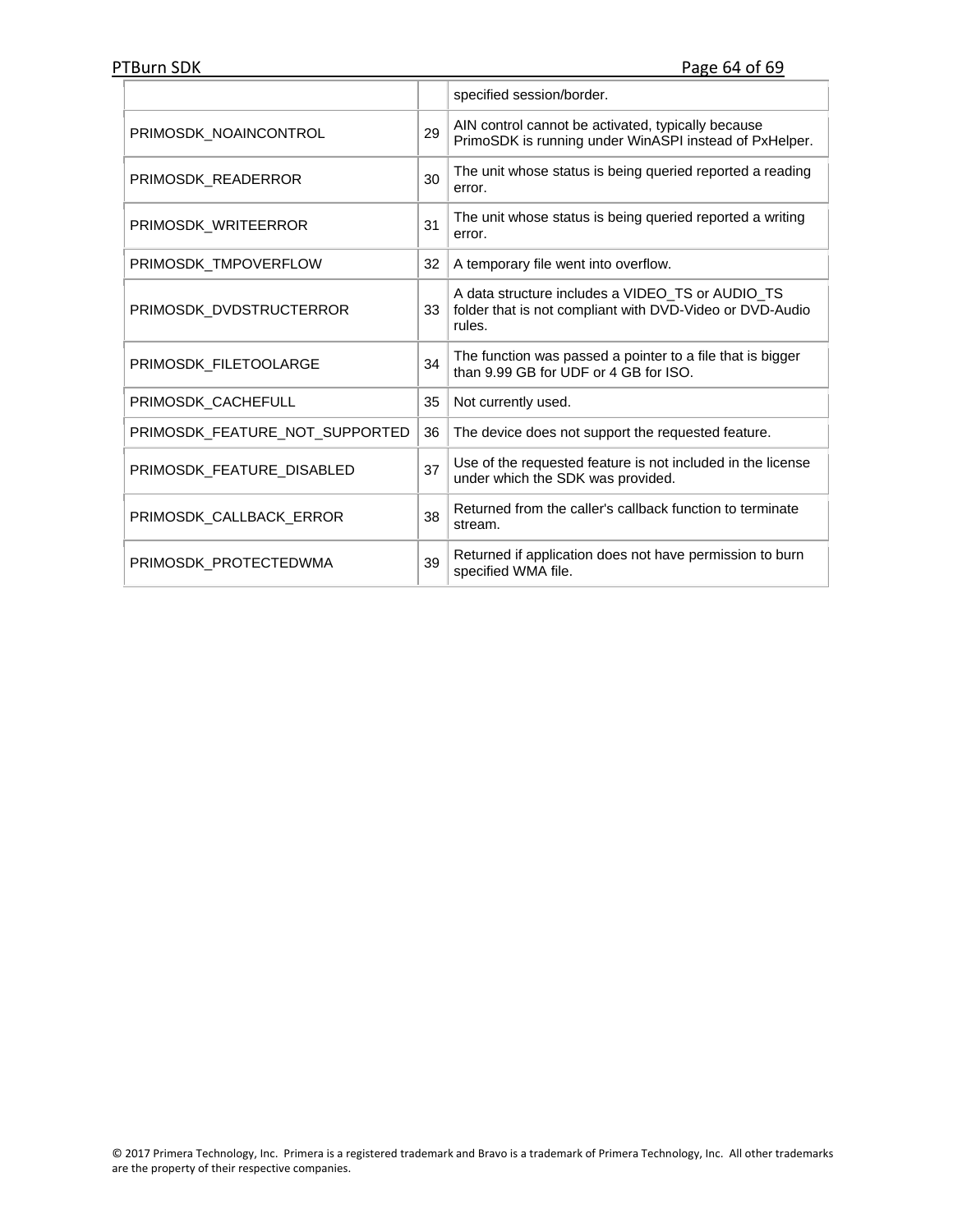| | | |
|---|---|---|
| | | specified session/border. |
| PRIMOSDK_NOAINCONTROL | 29 | AIN control cannot be activated, typically because PrimoSDK is running under WinASPI instead of PxHelper. |
| PRIMOSDK_READERROR | 30 | The unit whose status is being queried reported a reading error. |
| PRIMOSDK_WRITEERROR | 31 | The unit whose status is being queried reported a writing error. |
| PRIMOSDK_TMPOVERFLOW | 32 | A temporary file went into overflow. |
| PRIMOSDK_DVDSTRUCTERROR | 33 | A data structure includes a VIDEO_TS or AUDIO_TS folder that is not compliant with DVD-Video or DVD-Audio rules. |
| PRIMOSDK_FILETOOLARGE | 34 | The function was passed a pointer to a file that is bigger than 9.99 GB for UDF or 4 GB for ISO. |
| PRIMOSDK_CACHEFULL | 35 | Not currently used. |
| PRIMOSDK_FEATURE_NOT_SUPPORTED | 36 | The device does not support the requested feature. |
| PRIMOSDK_FEATURE_DISABLED | 37 | Use of the requested feature is not included in the license under which the SDK was provided. |
| PRIMOSDK_CALLBACK_ERROR | 38 | Returned from the caller's callback function to terminate stream. |
| PRIMOSDK_PROTECTEDWMA | 39 | Returned if application does not have permission to burn specified WMA file. |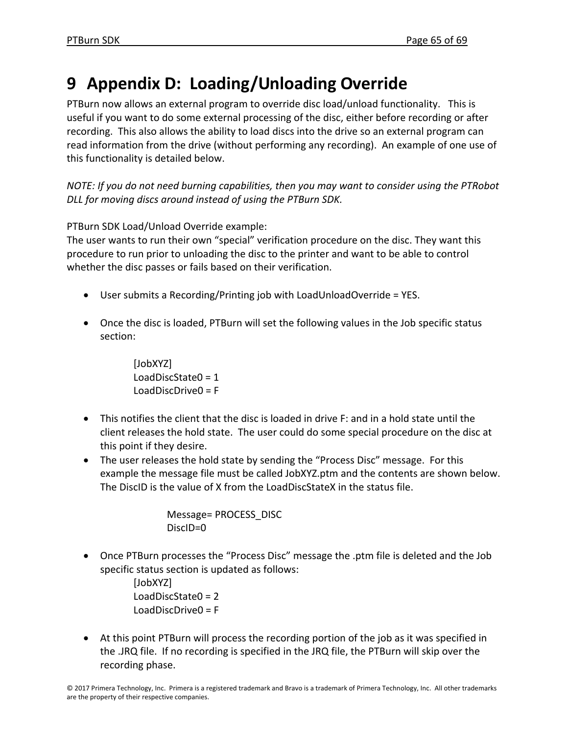# 9 Appendix D: Loading/Unloading Override

PTBurn now allows an external program to override disc load/unload functionality. This is useful if you want to do some external processing of the disc, either before recording or after recording. This also allows the ability to load discs into the drive so an external program can read information from the drive (without performing any recording). An example of one use of this functionality is detailed below.

*NOTE: If you do not need burning capabilities, then you may want to consider using the PTRobot DLL for moving discs around instead of using the PTBurn SDK.*

PTBurn SDK Load/Unload Override example:
The user wants to run their own "special" verification procedure on the disc. They want this procedure to run prior to unloading the disc to the printer and want to be able to control whether the disc passes or fails based on their verification.

- User submits a Recording/Printing job with LoadUnloadOverride = YES.

- Once the disc is loaded, PTBurn will set the following values in the Job specific status section:

```
[JobXYZ]
LoadDiscState0 = 1
LoadDiscDrive0 = F
```

- This notifies the client that the disc is loaded in drive F: and in a hold state until the client releases the hold state. The user could do some special procedure on the disc at this point if they desire.
- The user releases the hold state by sending the "Process Disc" message. For this example the message file must be called JobXYZ.ptm and the contents are shown below. The DiscID is the value of X from the LoadDiscStateX in the status file.

```
Message= PROCESS_DISC
DiscID=0
```

- Once PTBurn processes the "Process Disc" message the .ptm file is deleted and the Job specific status section is updated as follows:

```
[JobXYZ]
LoadDiscState0 = 2
LoadDiscDrive0 = F
```

- At this point PTBurn will process the recording portion of the job as it was specified in the .JRQ file. If no recording is specified in the JRQ file, the PTBurn will skip over the recording phase.

© 2017 Primera Technology, Inc. Primera is a registered trademark and Bravo is a trademark of Primera Technology, Inc. All other trademarks are the property of their respective companies.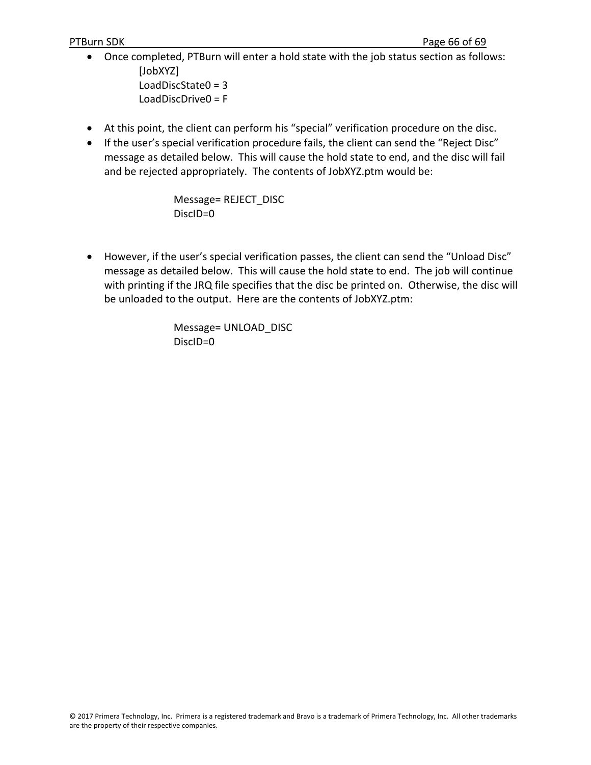- Once completed, PTBurn will enter a hold state with the job status section as follows:

```
[JobXYZ]
LoadDiscState0 = 3
LoadDiscDrive0 = F
```

- At this point, the client can perform his "special" verification procedure on the disc.
- If the user's special verification procedure fails, the client can send the "Reject Disc" message as detailed below. This will cause the hold state to end, and the disc will fail and be rejected appropriately. The contents of JobXYZ.ptm would be:

```
Message= REJECT_DISC
DiscID=0
```

- However, if the user's special verification passes, the client can send the "Unload Disc" message as detailed below. This will cause the hold state to end. The job will continue with printing if the JRQ file specifies that the disc be printed on. Otherwise, the disc will be unloaded to the output. Here are the contents of JobXYZ.ptm:

```
Message= UNLOAD_DISC
DiscID=0
```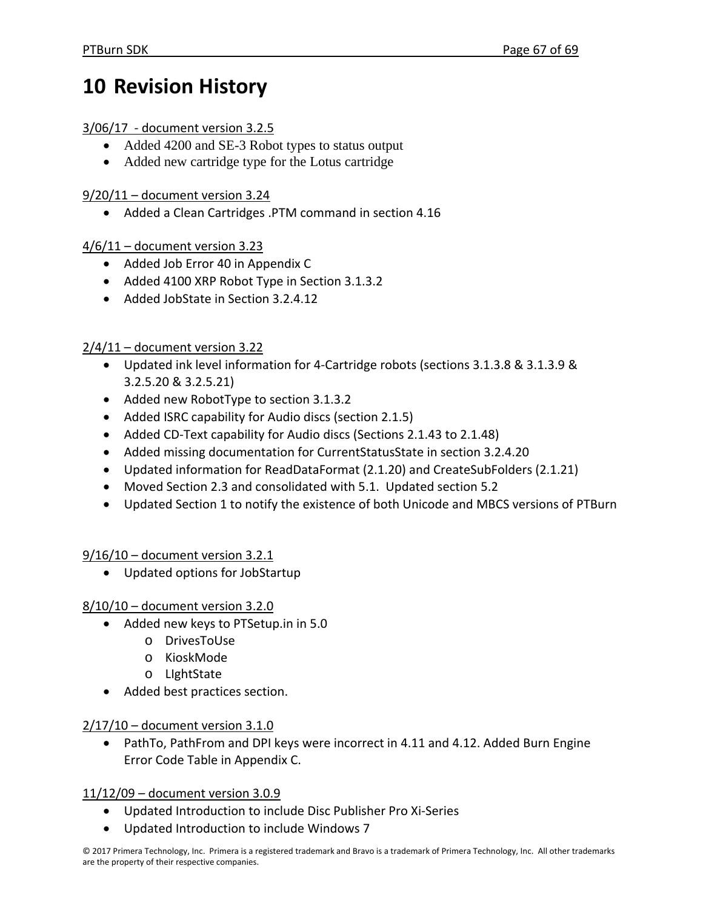# 10 Revision History

3/06/17 - document version 3.2.5

- Added 4200 and SE-3 Robot types to status output
- Added new cartridge type for the Lotus cartridge

9/20/11 – document version 3.24

- Added a Clean Cartridges .PTM command in section 4.16

4/6/11 – document version 3.23

- Added Job Error 40 in Appendix C
- Added 4100 XRP Robot Type in Section 3.1.3.2
- Added JobState in Section 3.2.4.12

2/4/11 – document version 3.22

- Updated ink level information for 4-Cartridge robots (sections 3.1.3.8 & 3.1.3.9 & 3.2.5.20 & 3.2.5.21)
- Added new RobotType to section 3.1.3.2
- Added ISRC capability for Audio discs (section 2.1.5)
- Added CD-Text capability for Audio discs (Sections 2.1.43 to 2.1.48)
- Added missing documentation for CurrentStatusState in section 3.2.4.20
- Updated information for ReadDataFormat (2.1.20) and CreateSubFolders (2.1.21)
- Moved Section 2.3 and consolidated with 5.1. Updated section 5.2
- Updated Section 1 to notify the existence of both Unicode and MBCS versions of PTBurn

9/16/10 – document version 3.2.1

- Updated options for JobStartup

8/10/10 – document version 3.2.0

- Added new keys to PTSetup.in in 5.0
  - DrivesToUse
  - KioskMode
  - LIghtState
- Added best practices section.

2/17/10 – document version 3.1.0

- PathTo, PathFrom and DPI keys were incorrect in 4.11 and 4.12. Added Burn Engine Error Code Table in Appendix C.

11/12/09 – document version 3.0.9

- Updated Introduction to include Disc Publisher Pro Xi-Series
- Updated Introduction to include Windows 7

© 2017 Primera Technology, Inc. Primera is a registered trademark and Bravo is a trademark of Primera Technology, Inc. All other trademarks are the property of their respective companies.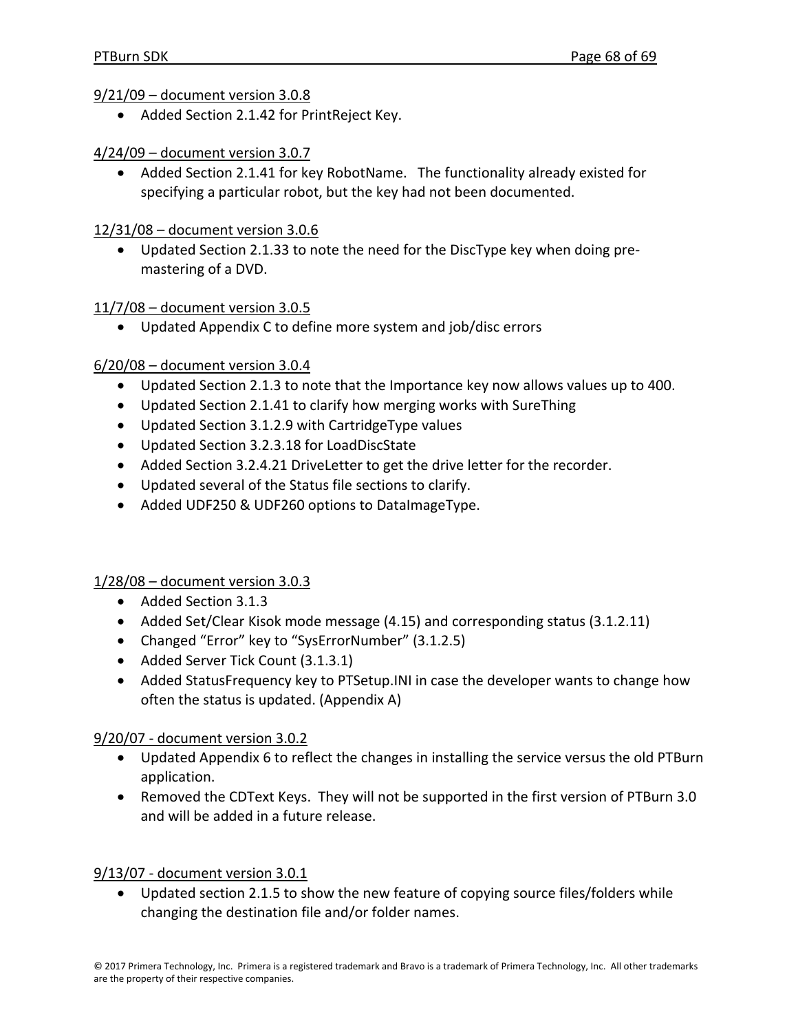9/21/09 – document version 3.0.8

- Added Section 2.1.42 for PrintReject Key.

4/24/09 – document version 3.0.7

- Added Section 2.1.41 for key RobotName. The functionality already existed for specifying a particular robot, but the key had not been documented.

12/31/08 – document version 3.0.6

- Updated Section 2.1.33 to note the need for the DiscType key when doing pre-mastering of a DVD.

11/7/08 – document version 3.0.5

- Updated Appendix C to define more system and job/disc errors

6/20/08 – document version 3.0.4

- Updated Section 2.1.3 to note that the Importance key now allows values up to 400.
- Updated Section 2.1.41 to clarify how merging works with SureThing
- Updated Section 3.1.2.9 with CartridgeType values
- Updated Section 3.2.3.18 for LoadDiscState
- Added Section 3.2.4.21 DriveLetter to get the drive letter for the recorder.
- Updated several of the Status file sections to clarify.
- Added UDF250 & UDF260 options to DataImageType.

1/28/08 – document version 3.0.3

- Added Section 3.1.3
- Added Set/Clear Kisok mode message (4.15) and corresponding status (3.1.2.11)
- Changed “Error” key to “SysErrorNumber” (3.1.2.5)
- Added Server Tick Count (3.1.3.1)
- Added StatusFrequency key to PTSetup.INI in case the developer wants to change how often the status is updated. (Appendix A)

9/20/07 - document version 3.0.2

- Updated Appendix 6 to reflect the changes in installing the service versus the old PTBurn application.
- Removed the CDText Keys. They will not be supported in the first version of PTBurn 3.0 and will be added in a future release.

9/13/07 - document version 3.0.1

- Updated section 2.1.5 to show the new feature of copying source files/folders while changing the destination file and/or folder names.

© 2017 Primera Technology, Inc. Primera is a registered trademark and Bravo is a trademark of Primera Technology, Inc. All other trademarks are the property of their respective companies.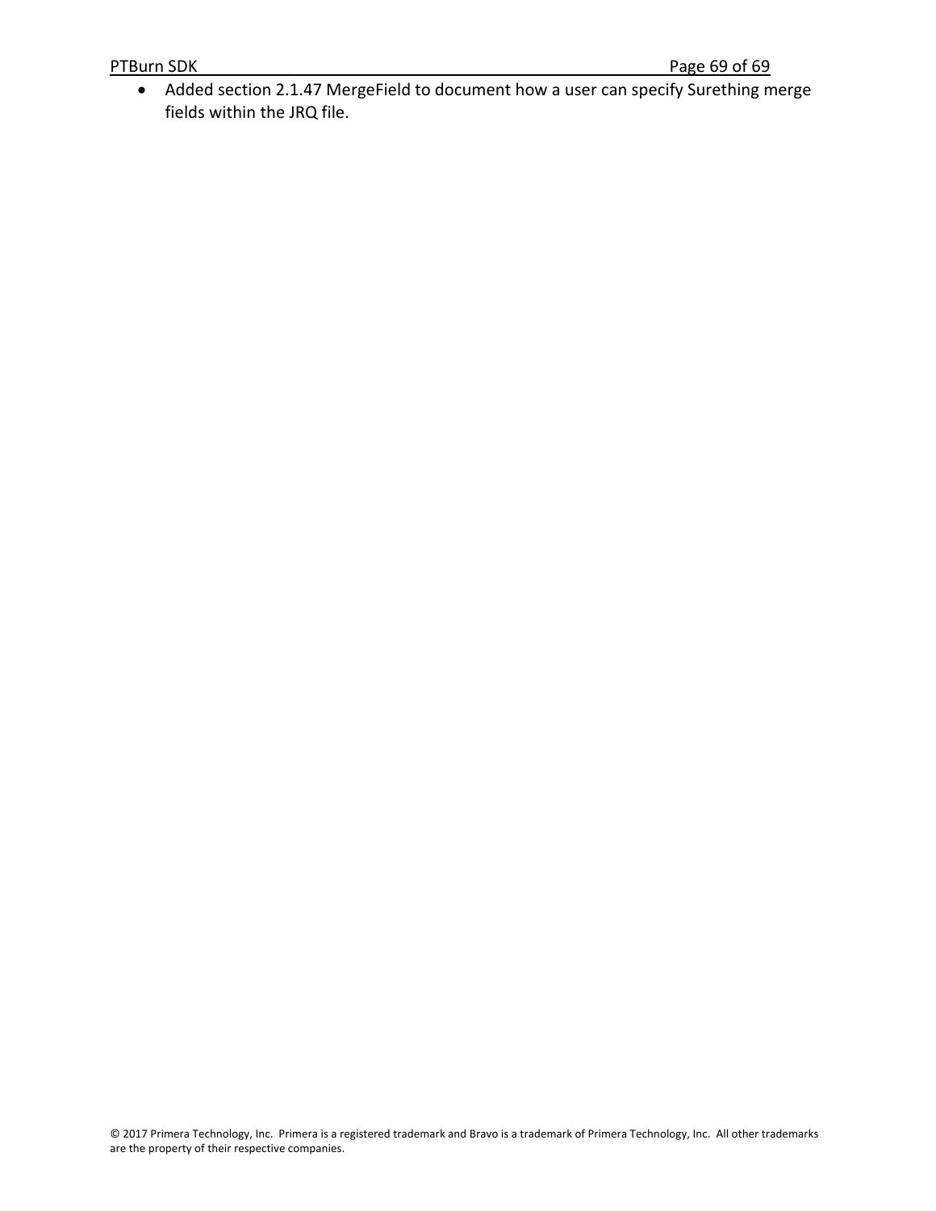- Added section 2.1.47 MergeField to document how a user can specify Surething merge fields within the JRQ file.

© 2017 Primera Technology, Inc. Primera is a registered trademark and Bravo is a trademark of Primera Technology, Inc. All other trademarks are the property of their respective companies.